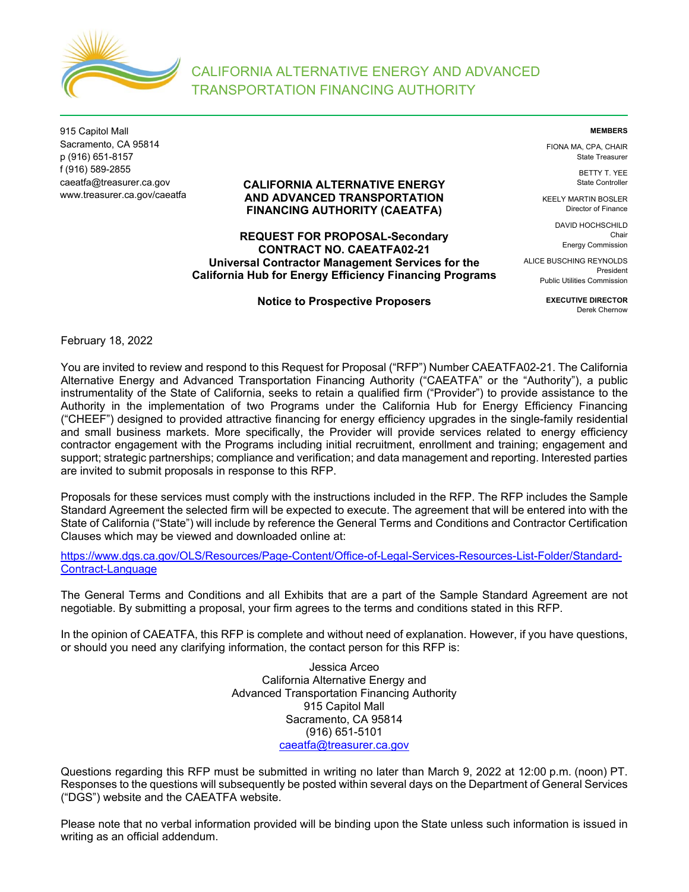# CALIFORNIA ALTERNATIVE ENERGY AND ADVANCED TRANSPORTATION FINANCING AUTHORITY

915 Capitol Mall
Sacramento, CA 95814
p (916) 651-8157
f (916) 589-2855
caeatfa@treasurer.ca.gov
www.treasurer.ca.gov/caeatfa

**MEMBERS**

FIONA MA, CPA, CHAIR
State Treasurer

BETTY T. YEE
State Controller

KEELY MARTIN BOSLER
Director of Finance

DAVID HOCHSCHILD
Chair
Energy Commission

ALICE BUSCHING REYNOLDS
President
Public Utilities Commission

**EXECUTIVE DIRECTOR**
Derek Chernow

## CALIFORNIA ALTERNATIVE ENERGY AND ADVANCED TRANSPORTATION FINANCING AUTHORITY (CAEATFA)

## REQUEST FOR PROPOSAL-Secondary
## CONTRACT NO. CAEATFA02-21
## Universal Contractor Management Services for the California Hub for Energy Efficiency Financing Programs

**Notice to Prospective Proposers**

February 18, 2022

You are invited to review and respond to this Request for Proposal ("RFP") Number CAEATFA02-21. The California Alternative Energy and Advanced Transportation Financing Authority ("CAEATFA" or the "Authority"), a public instrumentality of the State of California, seeks to retain a qualified firm ("Provider") to provide assistance to the Authority in the implementation of two Programs under the California Hub for Energy Efficiency Financing ("CHEEF") designed to provided attractive financing for energy efficiency upgrades in the single-family residential and small business markets. More specifically, the Provider will provide services related to energy efficiency contractor engagement with the Programs including initial recruitment, enrollment and training; engagement and support; strategic partnerships; compliance and verification; and data management and reporting. Interested parties are invited to submit proposals in response to this RFP.

Proposals for these services must comply with the instructions included in the RFP. The RFP includes the Sample Standard Agreement the selected firm will be expected to execute. The agreement that will be entered into with the State of California ("State") will include by reference the General Terms and Conditions and Contractor Certification Clauses which may be viewed and downloaded online at:

https://www.dgs.ca.gov/OLS/Resources/Page-Content/Office-of-Legal-Services-Resources-List-Folder/Standard-Contract-Language

The General Terms and Conditions and all Exhibits that are a part of the Sample Standard Agreement are not negotiable. By submitting a proposal, your firm agrees to the terms and conditions stated in this RFP.

In the opinion of CAEATFA, this RFP is complete and without need of explanation. However, if you have questions, or should you need any clarifying information, the contact person for this RFP is:

Jessica Arceo
California Alternative Energy and
Advanced Transportation Financing Authority
915 Capitol Mall
Sacramento, CA 95814
(916) 651-5101
caeatfa@treasurer.ca.gov

Questions regarding this RFP must be submitted in writing no later than March 9, 2022 at 12:00 p.m. (noon) PT. Responses to the questions will subsequently be posted within several days on the Department of General Services ("DGS") website and the CAEATFA website.

Please note that no verbal information provided will be binding upon the State unless such information is issued in writing as an official addendum.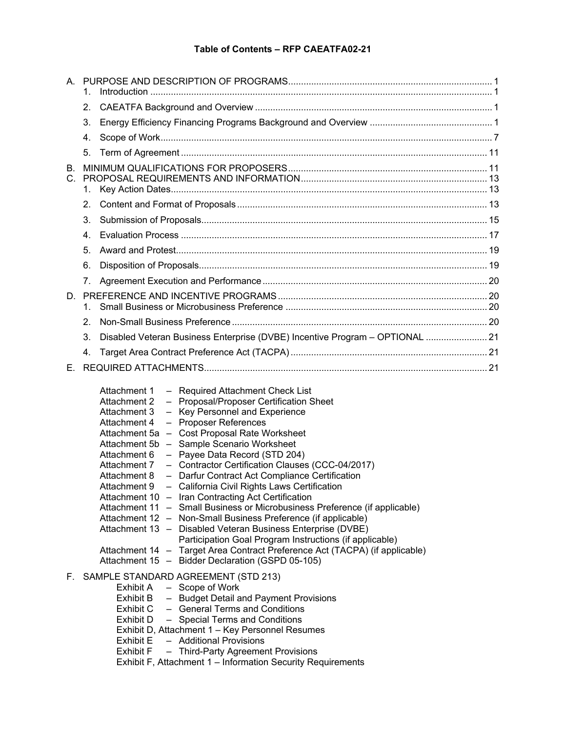# Table of Contents – RFP CAEATFA02-21

A. PURPOSE AND DESCRIPTION OF PROGRAMS ............................................................................... 1
   1. Introduction ..................................................................................................................................... 1
   2. CAEATFA Background and Overview ............................................................................................ 1
   3. Energy Efficiency Financing Programs Background and Overview ................................................ 1
   4. Scope of Work ................................................................................................................................. 7
   5. Term of Agreement ........................................................................................................................ 11

B. MINIMUM QUALIFICATIONS FOR PROPOSERS ............................................................................. 11

C. PROPOSAL REQUIREMENTS AND INFORMATION ......................................................................... 13
   1. Key Action Dates ........................................................................................................................... 13
   2. Content and Format of Proposals ................................................................................................. 13
   3. Submission of Proposals ............................................................................................................... 15
   4. Evaluation Process ....................................................................................................................... 17
   5. Award and Protest ......................................................................................................................... 19
   6. Disposition of Proposals ................................................................................................................ 19
   7. Agreement Execution and Performance ....................................................................................... 20

D. PREFERENCE AND INCENTIVE PROGRAMS ................................................................................. 20
   1. Small Business or Microbusiness Preference .............................................................................. 20
   2. Non-Small Business Preference ................................................................................................... 20
   3. Disabled Veteran Business Enterprise (DVBE) Incentive Program – OPTIONAL ........................ 21
   4. Target Area Contract Preference Act (TACPA) ............................................................................ 21

E. REQUIRED ATTACHMENTS ............................................................................................................. 21

- Attachment 1 – Required Attachment Check List
- Attachment 2 – Proposal/Proposer Certification Sheet
- Attachment 3 – Key Personnel and Experience
- Attachment 4 – Proposer References
- Attachment 5a – Cost Proposal Rate Worksheet
- Attachment 5b – Sample Scenario Worksheet
- Attachment 6 – Payee Data Record (STD 204)
- Attachment 7 – Contractor Certification Clauses (CCC-04/2017)
- Attachment 8 – Darfur Contract Act Compliance Certification
- Attachment 9 – California Civil Rights Laws Certification
- Attachment 10 – Iran Contracting Act Certification
- Attachment 11 – Small Business or Microbusiness Preference (if applicable)
- Attachment 12 – Non-Small Business Preference (if applicable)
- Attachment 13 – Disabled Veteran Business Enterprise (DVBE) Participation Goal Program Instructions (if applicable)
- Attachment 14 – Target Area Contract Preference Act (TACPA) (if applicable)
- Attachment 15 – Bidder Declaration (GSPD 05-105)

F. SAMPLE STANDARD AGREEMENT (STD 213)

- Exhibit A – Scope of Work
- Exhibit B – Budget Detail and Payment Provisions
- Exhibit C – General Terms and Conditions
- Exhibit D – Special Terms and Conditions
- Exhibit D, Attachment 1 – Key Personnel Resumes
- Exhibit E – Additional Provisions
- Exhibit F – Third-Party Agreement Provisions
- Exhibit F, Attachment 1 – Information Security Requirements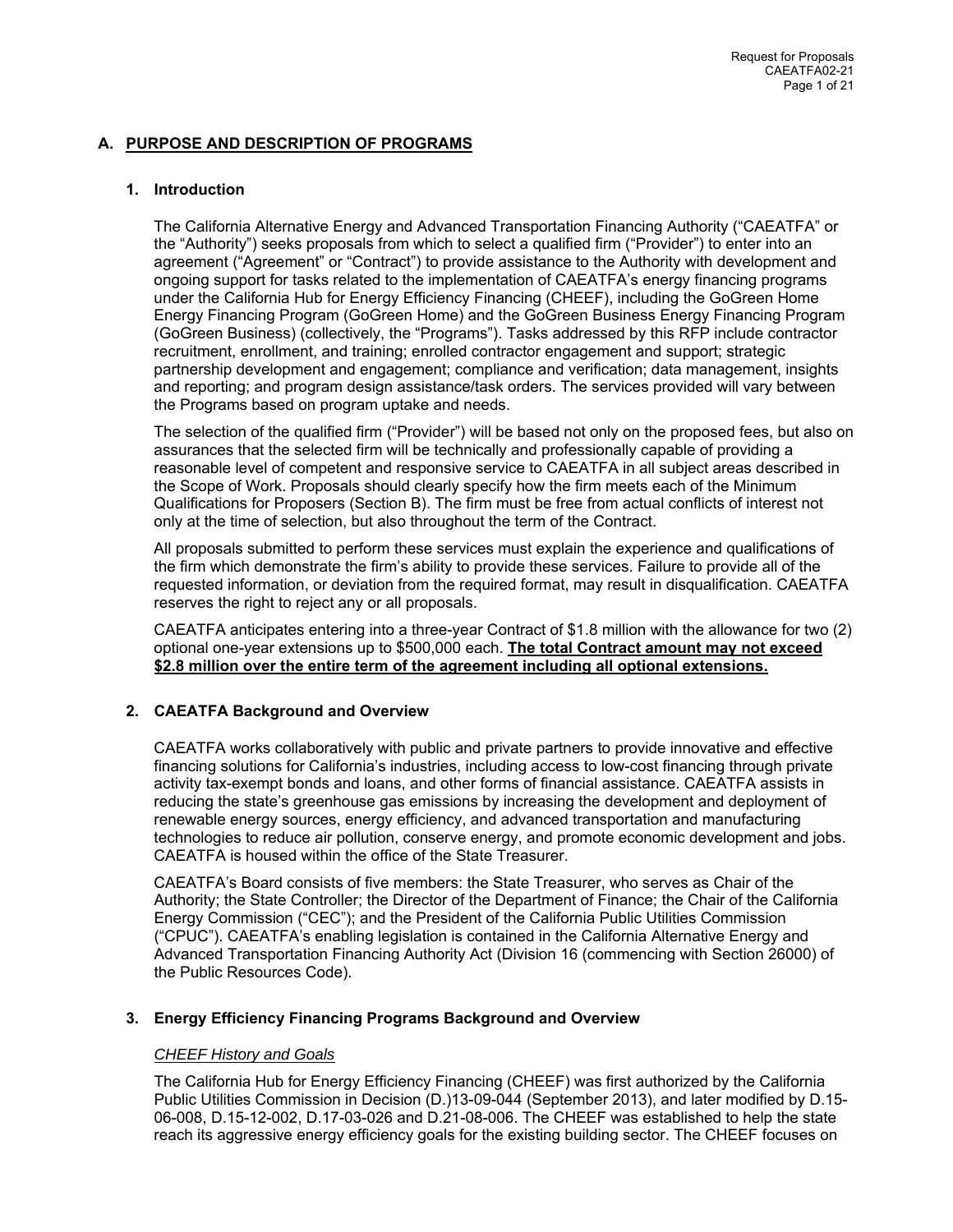## A. PURPOSE AND DESCRIPTION OF PROGRAMS

### 1. Introduction

The California Alternative Energy and Advanced Transportation Financing Authority ("CAEATFA" or the "Authority") seeks proposals from which to select a qualified firm ("Provider") to enter into an agreement ("Agreement" or "Contract") to provide assistance to the Authority with development and ongoing support for tasks related to the implementation of CAEATFA's energy financing programs under the California Hub for Energy Efficiency Financing (CHEEF), including the GoGreen Home Energy Financing Program (GoGreen Home) and the GoGreen Business Energy Financing Program (GoGreen Business) (collectively, the "Programs"). Tasks addressed by this RFP include contractor recruitment, enrollment, and training; enrolled contractor engagement and support; strategic partnership development and engagement; compliance and verification; data management, insights and reporting; and program design assistance/task orders. The services provided will vary between the Programs based on program uptake and needs.

The selection of the qualified firm ("Provider") will be based not only on the proposed fees, but also on assurances that the selected firm will be technically and professionally capable of providing a reasonable level of competent and responsive service to CAEATFA in all subject areas described in the Scope of Work. Proposals should clearly specify how the firm meets each of the Minimum Qualifications for Proposers (Section B). The firm must be free from actual conflicts of interest not only at the time of selection, but also throughout the term of the Contract.

All proposals submitted to perform these services must explain the experience and qualifications of the firm which demonstrate the firm's ability to provide these services. Failure to provide all of the requested information, or deviation from the required format, may result in disqualification. CAEATFA reserves the right to reject any or all proposals.

CAEATFA anticipates entering into a three-year Contract of $1.8 million with the allowance for two (2) optional one-year extensions up to $500,000 each. **The total Contract amount may not exceed $2.8 million over the entire term of the agreement including all optional extensions.**

### 2. CAEATFA Background and Overview

CAEATFA works collaboratively with public and private partners to provide innovative and effective financing solutions for California's industries, including access to low-cost financing through private activity tax-exempt bonds and loans, and other forms of financial assistance. CAEATFA assists in reducing the state's greenhouse gas emissions by increasing the development and deployment of renewable energy sources, energy efficiency, and advanced transportation and manufacturing technologies to reduce air pollution, conserve energy, and promote economic development and jobs. CAEATFA is housed within the office of the State Treasurer.

CAEATFA's Board consists of five members: the State Treasurer, who serves as Chair of the Authority; the State Controller; the Director of the Department of Finance; the Chair of the California Energy Commission ("CEC"); and the President of the California Public Utilities Commission ("CPUC"). CAEATFA's enabling legislation is contained in the California Alternative Energy and Advanced Transportation Financing Authority Act (Division 16 (commencing with Section 26000) of the Public Resources Code).

### 3. Energy Efficiency Financing Programs Background and Overview

*CHEEF History and Goals*

The California Hub for Energy Efficiency Financing (CHEEF) was first authorized by the California Public Utilities Commission in Decision (D.)13-09-044 (September 2013), and later modified by D.15-06-008, D.15-12-002, D.17-03-026 and D.21-08-006. The CHEEF was established to help the state reach its aggressive energy efficiency goals for the existing building sector. The CHEEF focuses on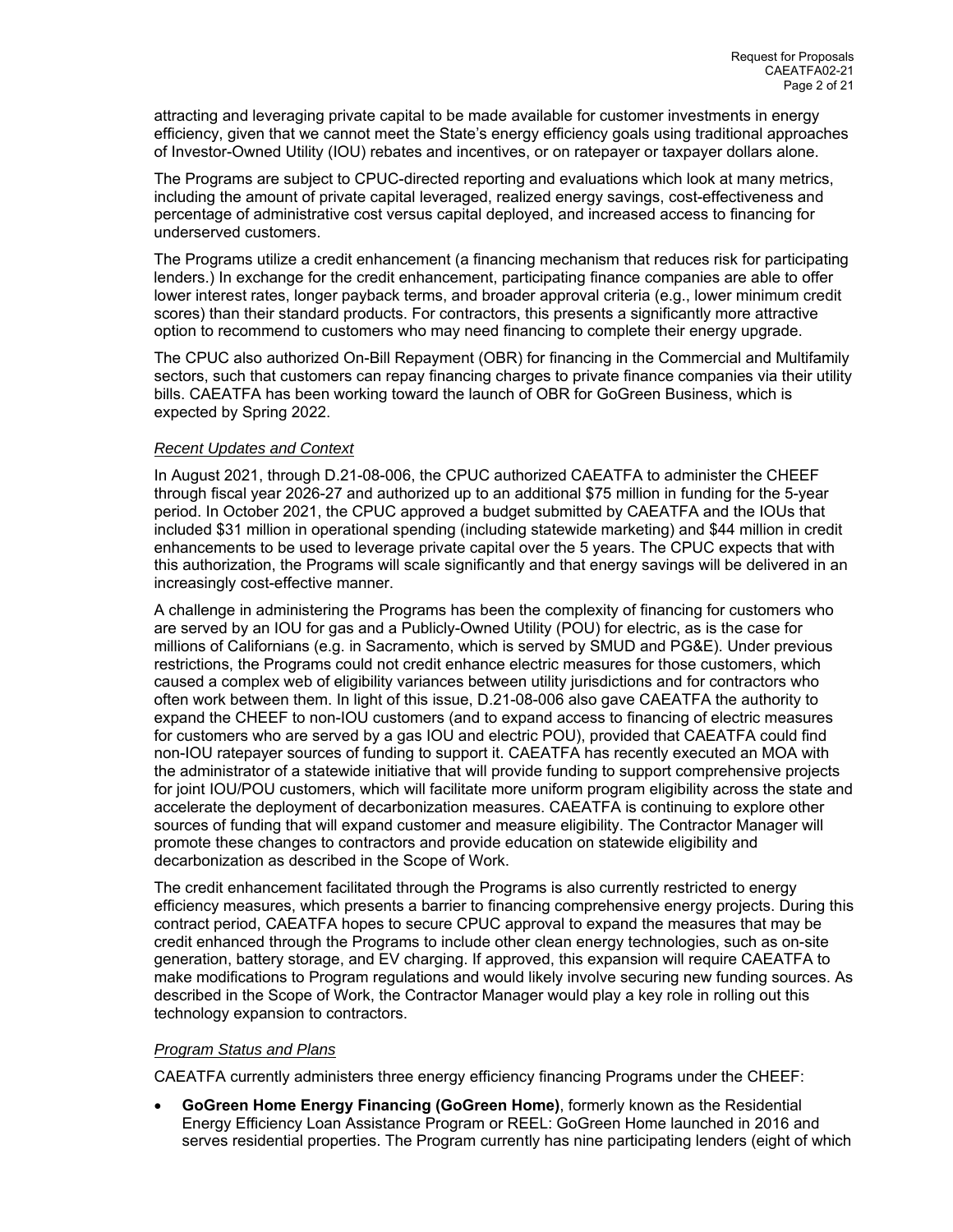attracting and leveraging private capital to be made available for customer investments in energy efficiency, given that we cannot meet the State's energy efficiency goals using traditional approaches of Investor-Owned Utility (IOU) rebates and incentives, or on ratepayer or taxpayer dollars alone.

The Programs are subject to CPUC-directed reporting and evaluations which look at many metrics, including the amount of private capital leveraged, realized energy savings, cost-effectiveness and percentage of administrative cost versus capital deployed, and increased access to financing for underserved customers.

The Programs utilize a credit enhancement (a financing mechanism that reduces risk for participating lenders.) In exchange for the credit enhancement, participating finance companies are able to offer lower interest rates, longer payback terms, and broader approval criteria (e.g., lower minimum credit scores) than their standard products. For contractors, this presents a significantly more attractive option to recommend to customers who may need financing to complete their energy upgrade.

The CPUC also authorized On-Bill Repayment (OBR) for financing in the Commercial and Multifamily sectors, such that customers can repay financing charges to private finance companies via their utility bills. CAEATFA has been working toward the launch of OBR for GoGreen Business, which is expected by Spring 2022.

*Recent Updates and Context*

In August 2021, through D.21-08-006, the CPUC authorized CAEATFA to administer the CHEEF through fiscal year 2026-27 and authorized up to an additional $75 million in funding for the 5-year period. In October 2021, the CPUC approved a budget submitted by CAEATFA and the IOUs that included $31 million in operational spending (including statewide marketing) and $44 million in credit enhancements to be used to leverage private capital over the 5 years. The CPUC expects that with this authorization, the Programs will scale significantly and that energy savings will be delivered in an increasingly cost-effective manner.

A challenge in administering the Programs has been the complexity of financing for customers who are served by an IOU for gas and a Publicly-Owned Utility (POU) for electric, as is the case for millions of Californians (e.g. in Sacramento, which is served by SMUD and PG&E). Under previous restrictions, the Programs could not credit enhance electric measures for those customers, which caused a complex web of eligibility variances between utility jurisdictions and for contractors who often work between them. In light of this issue, D.21-08-006 also gave CAEATFA the authority to expand the CHEEF to non-IOU customers (and to expand access to financing of electric measures for customers who are served by a gas IOU and electric POU), provided that CAEATFA could find non-IOU ratepayer sources of funding to support it. CAEATFA has recently executed an MOA with the administrator of a statewide initiative that will provide funding to support comprehensive projects for joint IOU/POU customers, which will facilitate more uniform program eligibility across the state and accelerate the deployment of decarbonization measures. CAEATFA is continuing to explore other sources of funding that will expand customer and measure eligibility. The Contractor Manager will promote these changes to contractors and provide education on statewide eligibility and decarbonization as described in the Scope of Work.

The credit enhancement facilitated through the Programs is also currently restricted to energy efficiency measures, which presents a barrier to financing comprehensive energy projects. During this contract period, CAEATFA hopes to secure CPUC approval to expand the measures that may be credit enhanced through the Programs to include other clean energy technologies, such as on-site generation, battery storage, and EV charging. If approved, this expansion will require CAEATFA to make modifications to Program regulations and would likely involve securing new funding sources. As described in the Scope of Work, the Contractor Manager would play a key role in rolling out this technology expansion to contractors.

*Program Status and Plans*

CAEATFA currently administers three energy efficiency financing Programs under the CHEEF:

- **GoGreen Home Energy Financing (GoGreen Home)**, formerly known as the Residential Energy Efficiency Loan Assistance Program or REEL: GoGreen Home launched in 2016 and serves residential properties. The Program currently has nine participating lenders (eight of which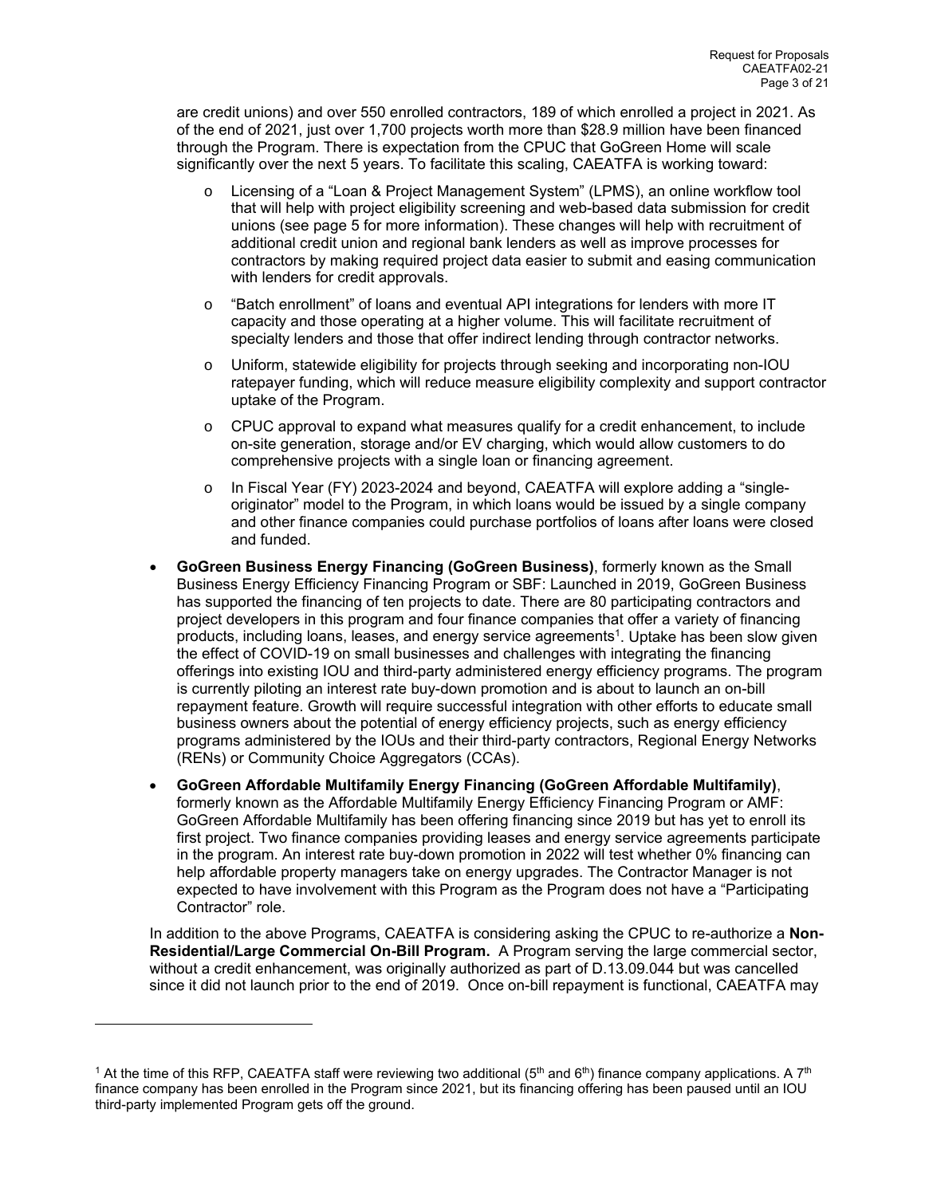are credit unions) and over 550 enrolled contractors, 189 of which enrolled a project in 2021. As of the end of 2021, just over 1,700 projects worth more than $28.9 million have been financed through the Program. There is expectation from the CPUC that GoGreen Home will scale significantly over the next 5 years. To facilitate this scaling, CAEATFA is working toward:

  - Licensing of a "Loan & Project Management System" (LPMS), an online workflow tool that will help with project eligibility screening and web-based data submission for credit unions (see page 5 for more information). These changes will help with recruitment of additional credit union and regional bank lenders as well as improve processes for contractors by making required project data easier to submit and easing communication with lenders for credit approvals.
  - "Batch enrollment" of loans and eventual API integrations for lenders with more IT capacity and those operating at a higher volume. This will facilitate recruitment of specialty lenders and those that offer indirect lending through contractor networks.
  - Uniform, statewide eligibility for projects through seeking and incorporating non-IOU ratepayer funding, which will reduce measure eligibility complexity and support contractor uptake of the Program.
  - CPUC approval to expand what measures qualify for a credit enhancement, to include on-site generation, storage and/or EV charging, which would allow customers to do comprehensive projects with a single loan or financing agreement.
  - In Fiscal Year (FY) 2023-2024 and beyond, CAEATFA will explore adding a "single-originator" model to the Program, in which loans would be issued by a single company and other finance companies could purchase portfolios of loans after loans were closed and funded.

- **GoGreen Business Energy Financing (GoGreen Business)**, formerly known as the Small Business Energy Efficiency Financing Program or SBF: Launched in 2019, GoGreen Business has supported the financing of ten projects to date. There are 80 participating contractors and project developers in this program and four finance companies that offer a variety of financing products, including loans, leases, and energy service agreements[1]. Uptake has been slow given the effect of COVID-19 on small businesses and challenges with integrating the financing offerings into existing IOU and third-party administered energy efficiency programs. The program is currently piloting an interest rate buy-down promotion and is about to launch an on-bill repayment feature. Growth will require successful integration with other efforts to educate small business owners about the potential of energy efficiency projects, such as energy efficiency programs administered by the IOUs and their third-party contractors, Regional Energy Networks (RENs) or Community Choice Aggregators (CCAs).
- **GoGreen Affordable Multifamily Energy Financing (GoGreen Affordable Multifamily)**, formerly known as the Affordable Multifamily Energy Efficiency Financing Program or AMF: GoGreen Affordable Multifamily has been offering financing since 2019 but has yet to enroll its first project. Two finance companies providing leases and energy service agreements participate in the program. An interest rate buy-down promotion in 2022 will test whether 0% financing can help affordable property managers take on energy upgrades. The Contractor Manager is not expected to have involvement with this Program as the Program does not have a "Participating Contractor" role.

In addition to the above Programs, CAEATFA is considering asking the CPUC to re-authorize a **Non-Residential/Large Commercial On-Bill Program.** A Program serving the large commercial sector, without a credit enhancement, was originally authorized as part of D.13.09.044 but was cancelled since it did not launch prior to the end of 2019. Once on-bill repayment is functional, CAEATFA may

[1] At the time of this RFP, CAEATFA staff were reviewing two additional (5th and 6th) finance company applications. A 7th finance company has been enrolled in the Program since 2021, but its financing offering has been paused until an IOU third-party implemented Program gets off the ground.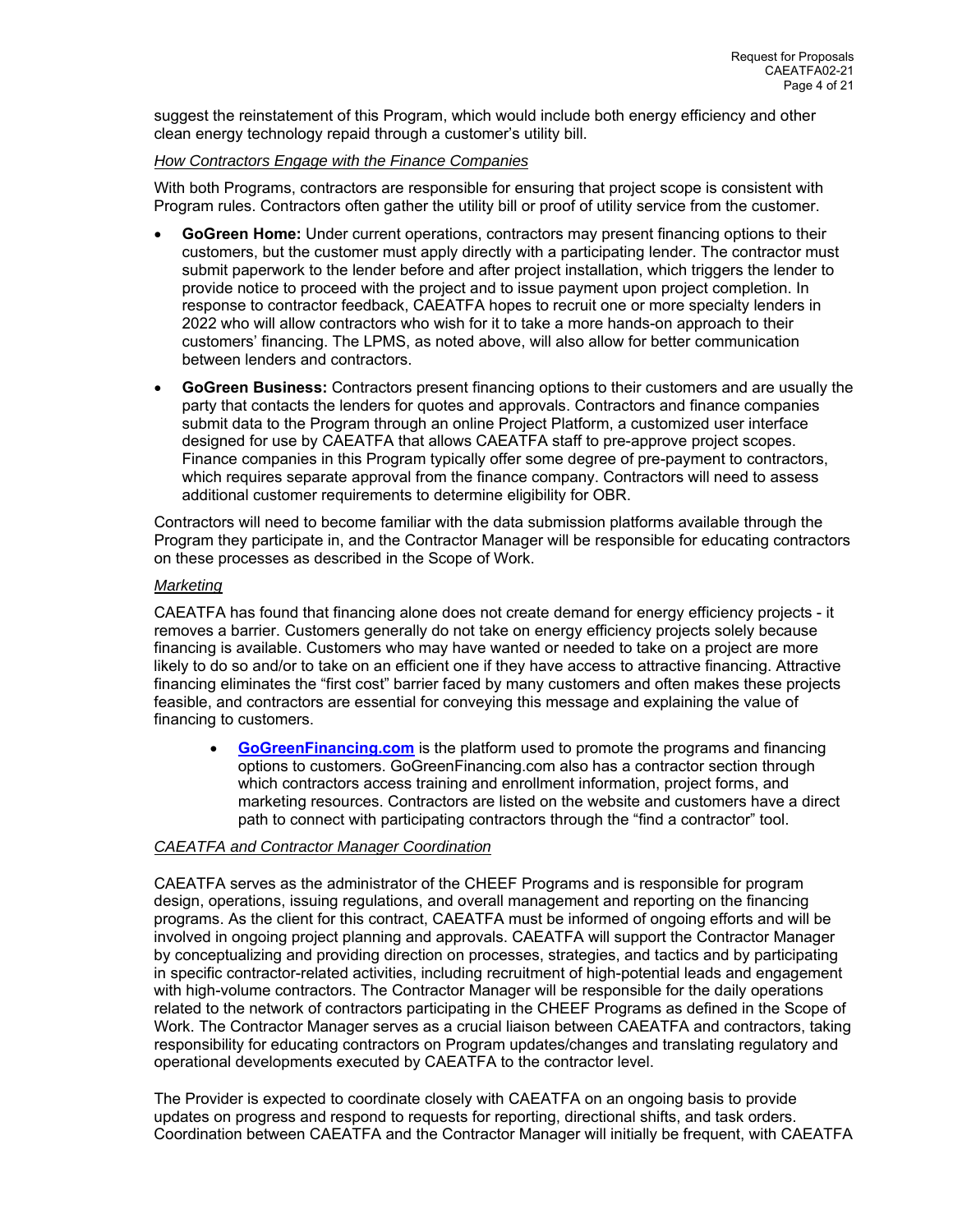suggest the reinstatement of this Program, which would include both energy efficiency and other clean energy technology repaid through a customer's utility bill.

*How Contractors Engage with the Finance Companies*

With both Programs, contractors are responsible for ensuring that project scope is consistent with Program rules. Contractors often gather the utility bill or proof of utility service from the customer.

- **GoGreen Home:** Under current operations, contractors may present financing options to their customers, but the customer must apply directly with a participating lender. The contractor must submit paperwork to the lender before and after project installation, which triggers the lender to provide notice to proceed with the project and to issue payment upon project completion. In response to contractor feedback, CAEATFA hopes to recruit one or more specialty lenders in 2022 who will allow contractors who wish for it to take a more hands-on approach to their customers' financing. The LPMS, as noted above, will also allow for better communication between lenders and contractors.
- **GoGreen Business:** Contractors present financing options to their customers and are usually the party that contacts the lenders for quotes and approvals. Contractors and finance companies submit data to the Program through an online Project Platform, a customized user interface designed for use by CAEATFA that allows CAEATFA staff to pre-approve project scopes. Finance companies in this Program typically offer some degree of pre-payment to contractors, which requires separate approval from the finance company. Contractors will need to assess additional customer requirements to determine eligibility for OBR.

Contractors will need to become familiar with the data submission platforms available through the Program they participate in, and the Contractor Manager will be responsible for educating contractors on these processes as described in the Scope of Work.

*Marketing*

CAEATFA has found that financing alone does not create demand for energy efficiency projects - it removes a barrier. Customers generally do not take on energy efficiency projects solely because financing is available. Customers who may have wanted or needed to take on a project are more likely to do so and/or to take on an efficient one if they have access to attractive financing. Attractive financing eliminates the "first cost" barrier faced by many customers and often makes these projects feasible, and contractors are essential for conveying this message and explaining the value of financing to customers.

- **GoGreenFinancing.com** is the platform used to promote the programs and financing options to customers. GoGreenFinancing.com also has a contractor section through which contractors access training and enrollment information, project forms, and marketing resources. Contractors are listed on the website and customers have a direct path to connect with participating contractors through the "find a contractor" tool.

*CAEATFA and Contractor Manager Coordination*

CAEATFA serves as the administrator of the CHEEF Programs and is responsible for program design, operations, issuing regulations, and overall management and reporting on the financing programs. As the client for this contract, CAEATFA must be informed of ongoing efforts and will be involved in ongoing project planning and approvals. CAEATFA will support the Contractor Manager by conceptualizing and providing direction on processes, strategies, and tactics and by participating in specific contractor-related activities, including recruitment of high-potential leads and engagement with high-volume contractors. The Contractor Manager will be responsible for the daily operations related to the network of contractors participating in the CHEEF Programs as defined in the Scope of Work. The Contractor Manager serves as a crucial liaison between CAEATFA and contractors, taking responsibility for educating contractors on Program updates/changes and translating regulatory and operational developments executed by CAEATFA to the contractor level.

The Provider is expected to coordinate closely with CAEATFA on an ongoing basis to provide updates on progress and respond to requests for reporting, directional shifts, and task orders. Coordination between CAEATFA and the Contractor Manager will initially be frequent, with CAEATFA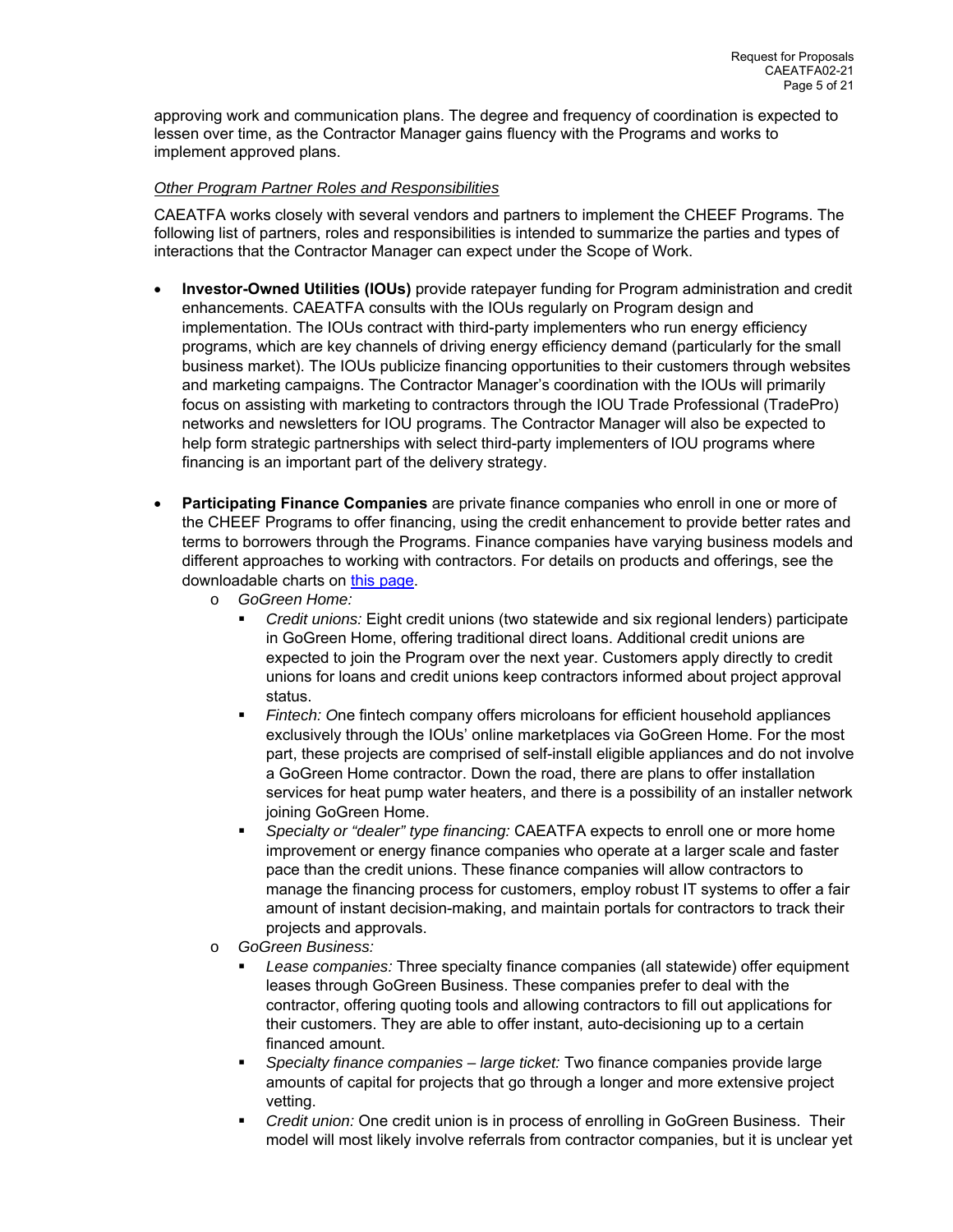approving work and communication plans. The degree and frequency of coordination is expected to lessen over time, as the Contractor Manager gains fluency with the Programs and works to implement approved plans.

*Other Program Partner Roles and Responsibilities*

CAEATFA works closely with several vendors and partners to implement the CHEEF Programs. The following list of partners, roles and responsibilities is intended to summarize the parties and types of interactions that the Contractor Manager can expect under the Scope of Work.

- **Investor-Owned Utilities (IOUs)** provide ratepayer funding for Program administration and credit enhancements. CAEATFA consults with the IOUs regularly on Program design and implementation. The IOUs contract with third-party implementers who run energy efficiency programs, which are key channels of driving energy efficiency demand (particularly for the small business market). The IOUs publicize financing opportunities to their customers through websites and marketing campaigns. The Contractor Manager's coordination with the IOUs will primarily focus on assisting with marketing to contractors through the IOU Trade Professional (TradePro) networks and newsletters for IOU programs. The Contractor Manager will also be expected to help form strategic partnerships with select third-party implementers of IOU programs where financing is an important part of the delivery strategy.

- **Participating Finance Companies** are private finance companies who enroll in one or more of the CHEEF Programs to offer financing, using the credit enhancement to provide better rates and terms to borrowers through the Programs. Finance companies have varying business models and different approaches to working with contractors. For details on products and offerings, see the downloadable charts on this page.
  - *GoGreen Home:*
    - *Credit unions:* Eight credit unions (two statewide and six regional lenders) participate in GoGreen Home, offering traditional direct loans. Additional credit unions are expected to join the Program over the next year. Customers apply directly to credit unions for loans and credit unions keep contractors informed about project approval status.
    - *Fintech: O*ne fintech company offers microloans for efficient household appliances exclusively through the IOUs' online marketplaces via GoGreen Home. For the most part, these projects are comprised of self-install eligible appliances and do not involve a GoGreen Home contractor. Down the road, there are plans to offer installation services for heat pump water heaters, and there is a possibility of an installer network joining GoGreen Home.
    - *Specialty or "dealer" type financing:* CAEATFA expects to enroll one or more home improvement or energy finance companies who operate at a larger scale and faster pace than the credit unions. These finance companies will allow contractors to manage the financing process for customers, employ robust IT systems to offer a fair amount of instant decision-making, and maintain portals for contractors to track their projects and approvals.
  - *GoGreen Business:*
    - *Lease companies:* Three specialty finance companies (all statewide) offer equipment leases through GoGreen Business. These companies prefer to deal with the contractor, offering quoting tools and allowing contractors to fill out applications for their customers. They are able to offer instant, auto-decisioning up to a certain financed amount.
    - *Specialty finance companies – large ticket:* Two finance companies provide large amounts of capital for projects that go through a longer and more extensive project vetting.
    - *Credit union:* One credit union is in process of enrolling in GoGreen Business. Their model will most likely involve referrals from contractor companies, but it is unclear yet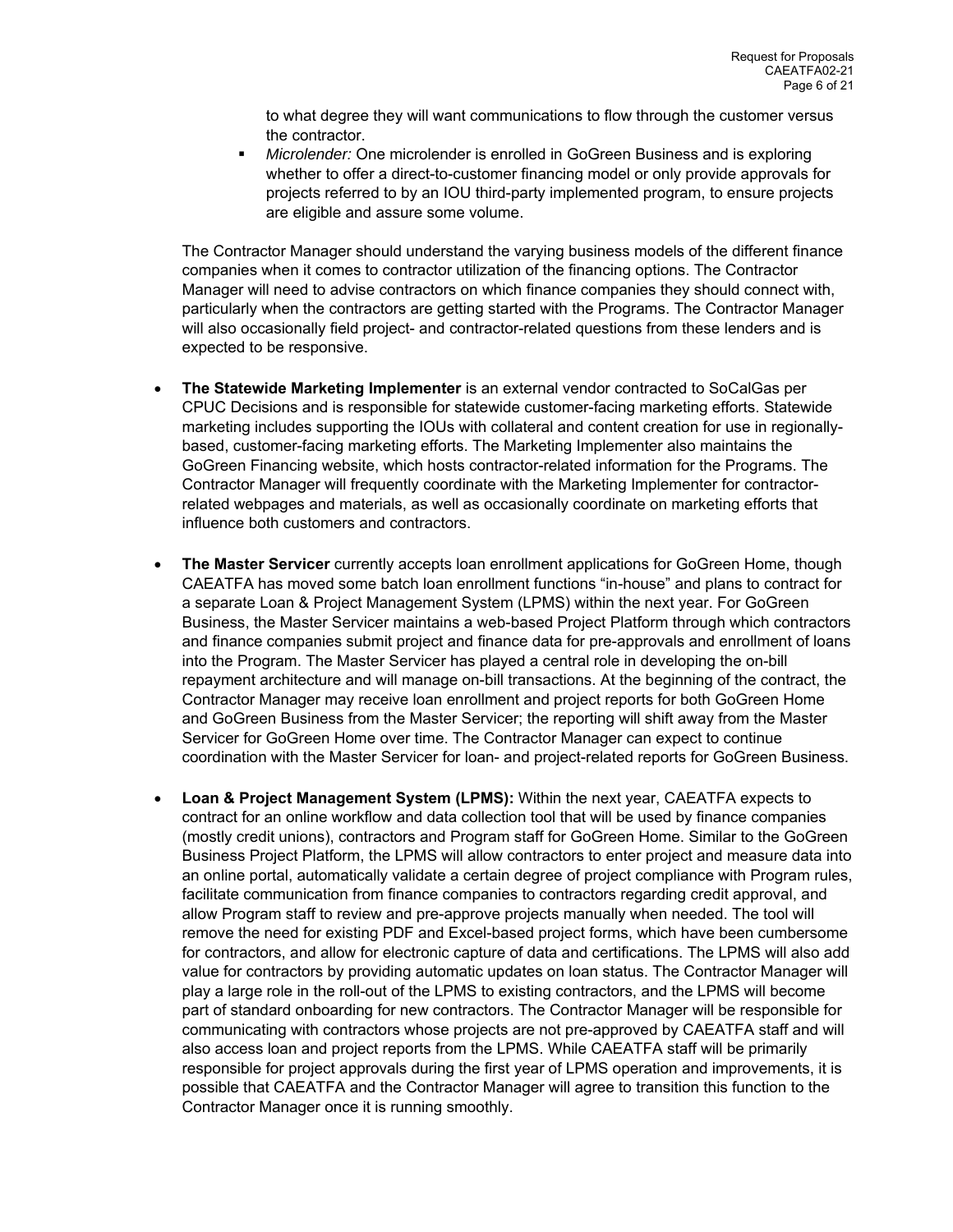to what degree they will want communications to flow through the customer versus the contractor.

- *Microlender:* One microlender is enrolled in GoGreen Business and is exploring whether to offer a direct-to-customer financing model or only provide approvals for projects referred to by an IOU third-party implemented program, to ensure projects are eligible and assure some volume.

The Contractor Manager should understand the varying business models of the different finance companies when it comes to contractor utilization of the financing options. The Contractor Manager will need to advise contractors on which finance companies they should connect with, particularly when the contractors are getting started with the Programs. The Contractor Manager will also occasionally field project- and contractor-related questions from these lenders and is expected to be responsive.

- **The Statewide Marketing Implementer** is an external vendor contracted to SoCalGas per CPUC Decisions and is responsible for statewide customer-facing marketing efforts. Statewide marketing includes supporting the IOUs with collateral and content creation for use in regionally-based, customer-facing marketing efforts. The Marketing Implementer also maintains the GoGreen Financing website, which hosts contractor-related information for the Programs. The Contractor Manager will frequently coordinate with the Marketing Implementer for contractor-related webpages and materials, as well as occasionally coordinate on marketing efforts that influence both customers and contractors.

- **The Master Servicer** currently accepts loan enrollment applications for GoGreen Home, though CAEATFA has moved some batch loan enrollment functions "in-house" and plans to contract for a separate Loan & Project Management System (LPMS) within the next year. For GoGreen Business, the Master Servicer maintains a web-based Project Platform through which contractors and finance companies submit project and finance data for pre-approvals and enrollment of loans into the Program. The Master Servicer has played a central role in developing the on-bill repayment architecture and will manage on-bill transactions. At the beginning of the contract, the Contractor Manager may receive loan enrollment and project reports for both GoGreen Home and GoGreen Business from the Master Servicer; the reporting will shift away from the Master Servicer for GoGreen Home over time. The Contractor Manager can expect to continue coordination with the Master Servicer for loan- and project-related reports for GoGreen Business.

- **Loan & Project Management System (LPMS):** Within the next year, CAEATFA expects to contract for an online workflow and data collection tool that will be used by finance companies (mostly credit unions), contractors and Program staff for GoGreen Home. Similar to the GoGreen Business Project Platform, the LPMS will allow contractors to enter project and measure data into an online portal, automatically validate a certain degree of project compliance with Program rules, facilitate communication from finance companies to contractors regarding credit approval, and allow Program staff to review and pre-approve projects manually when needed. The tool will remove the need for existing PDF and Excel-based project forms, which have been cumbersome for contractors, and allow for electronic capture of data and certifications. The LPMS will also add value for contractors by providing automatic updates on loan status. The Contractor Manager will play a large role in the roll-out of the LPMS to existing contractors, and the LPMS will become part of standard onboarding for new contractors. The Contractor Manager will be responsible for communicating with contractors whose projects are not pre-approved by CAEATFA staff and will also access loan and project reports from the LPMS. While CAEATFA staff will be primarily responsible for project approvals during the first year of LPMS operation and improvements, it is possible that CAEATFA and the Contractor Manager will agree to transition this function to the Contractor Manager once it is running smoothly.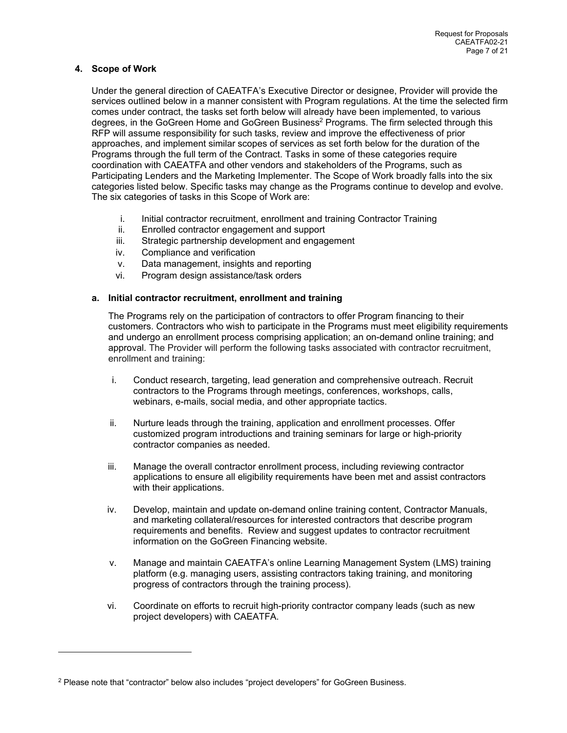## 4. Scope of Work

Under the general direction of CAEATFA's Executive Director or designee, Provider will provide the services outlined below in a manner consistent with Program regulations. At the time the selected firm comes under contract, the tasks set forth below will already have been implemented, to various degrees, in the GoGreen Home and GoGreen Business[2] Programs. The firm selected through this RFP will assume responsibility for such tasks, review and improve the effectiveness of prior approaches, and implement similar scopes of services as set forth below for the duration of the Programs through the full term of the Contract. Tasks in some of these categories require coordination with CAEATFA and other vendors and stakeholders of the Programs, such as Participating Lenders and the Marketing Implementer. The Scope of Work broadly falls into the six categories listed below. Specific tasks may change as the Programs continue to develop and evolve. The six categories of tasks in this Scope of Work are:

i. Initial contractor recruitment, enrollment and training Contractor Training
ii. Enrolled contractor engagement and support
iii. Strategic partnership development and engagement
iv. Compliance and verification
v. Data management, insights and reporting
vi. Program design assistance/task orders

### a. Initial contractor recruitment, enrollment and training

The Programs rely on the participation of contractors to offer Program financing to their customers. Contractors who wish to participate in the Programs must meet eligibility requirements and undergo an enrollment process comprising application; an on-demand online training; and approval. The Provider will perform the following tasks associated with contractor recruitment, enrollment and training:

i. Conduct research, targeting, lead generation and comprehensive outreach. Recruit contractors to the Programs through meetings, conferences, workshops, calls, webinars, e-mails, social media, and other appropriate tactics.

ii. Nurture leads through the training, application and enrollment processes. Offer customized program introductions and training seminars for large or high-priority contractor companies as needed.

iii. Manage the overall contractor enrollment process, including reviewing contractor applications to ensure all eligibility requirements have been met and assist contractors with their applications.

iv. Develop, maintain and update on-demand online training content, Contractor Manuals, and marketing collateral/resources for interested contractors that describe program requirements and benefits. Review and suggest updates to contractor recruitment information on the GoGreen Financing website.

v. Manage and maintain CAEATFA's online Learning Management System (LMS) training platform (e.g. managing users, assisting contractors taking training, and monitoring progress of contractors through the training process).

vi. Coordinate on efforts to recruit high-priority contractor company leads (such as new project developers) with CAEATFA.

---

[2] Please note that "contractor" below also includes "project developers" for GoGreen Business.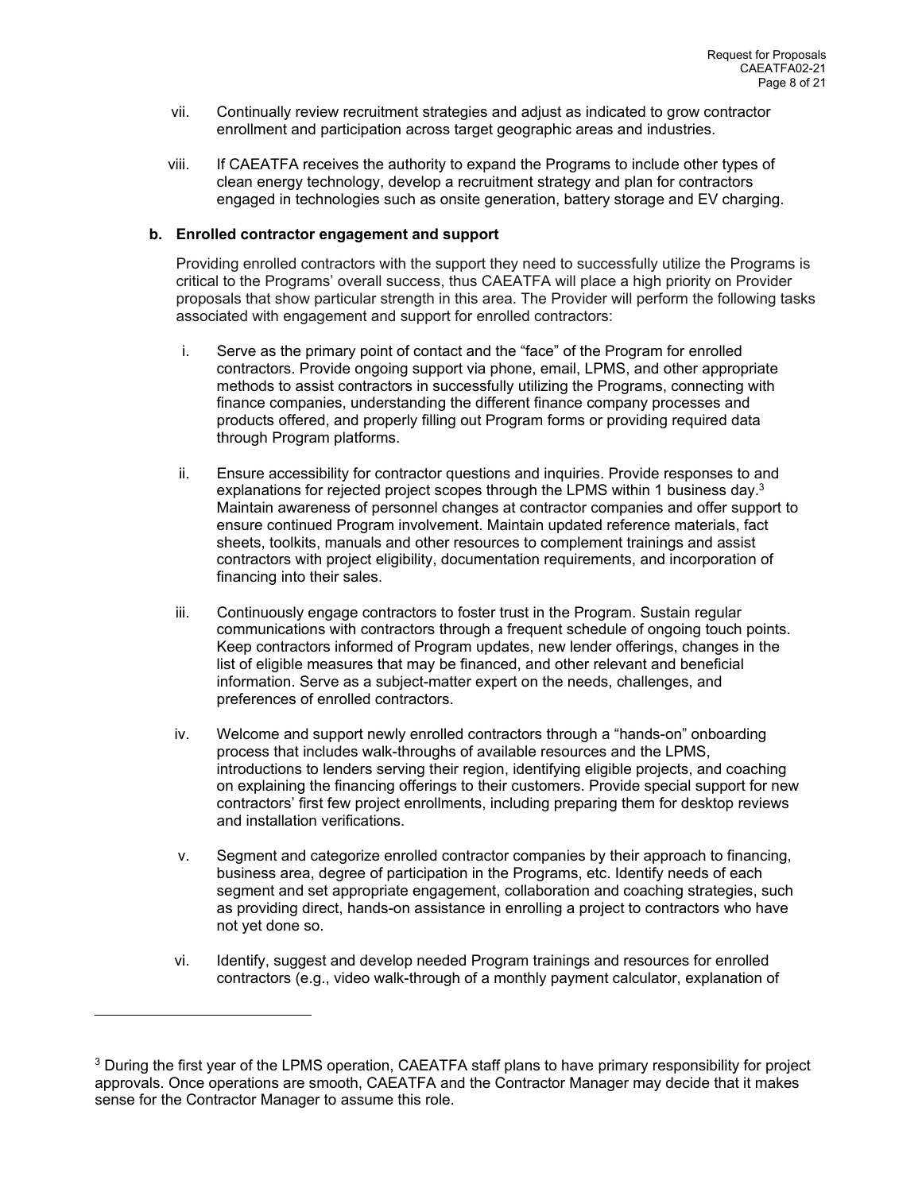vii. Continually review recruitment strategies and adjust as indicated to grow contractor enrollment and participation across target geographic areas and industries.

viii. If CAEATFA receives the authority to expand the Programs to include other types of clean energy technology, develop a recruitment strategy and plan for contractors engaged in technologies such as onsite generation, battery storage and EV charging.

**b. Enrolled contractor engagement and support**

Providing enrolled contractors with the support they need to successfully utilize the Programs is critical to the Programs' overall success, thus CAEATFA will place a high priority on Provider proposals that show particular strength in this area. The Provider will perform the following tasks associated with engagement and support for enrolled contractors:

i. Serve as the primary point of contact and the "face" of the Program for enrolled contractors. Provide ongoing support via phone, email, LPMS, and other appropriate methods to assist contractors in successfully utilizing the Programs, connecting with finance companies, understanding the different finance company processes and products offered, and properly filling out Program forms or providing required data through Program platforms.

ii. Ensure accessibility for contractor questions and inquiries. Provide responses to and explanations for rejected project scopes through the LPMS within 1 business day.[3] Maintain awareness of personnel changes at contractor companies and offer support to ensure continued Program involvement. Maintain updated reference materials, fact sheets, toolkits, manuals and other resources to complement trainings and assist contractors with project eligibility, documentation requirements, and incorporation of financing into their sales.

iii. Continuously engage contractors to foster trust in the Program. Sustain regular communications with contractors through a frequent schedule of ongoing touch points. Keep contractors informed of Program updates, new lender offerings, changes in the list of eligible measures that may be financed, and other relevant and beneficial information. Serve as a subject-matter expert on the needs, challenges, and preferences of enrolled contractors.

iv. Welcome and support newly enrolled contractors through a "hands-on" onboarding process that includes walk-throughs of available resources and the LPMS, introductions to lenders serving their region, identifying eligible projects, and coaching on explaining the financing offerings to their customers. Provide special support for new contractors' first few project enrollments, including preparing them for desktop reviews and installation verifications.

v. Segment and categorize enrolled contractor companies by their approach to financing, business area, degree of participation in the Programs, etc. Identify needs of each segment and set appropriate engagement, collaboration and coaching strategies, such as providing direct, hands-on assistance in enrolling a project to contractors who have not yet done so.

vi. Identify, suggest and develop needed Program trainings and resources for enrolled contractors (e.g., video walk-through of a monthly payment calculator, explanation of

---

[3] During the first year of the LPMS operation, CAEATFA staff plans to have primary responsibility for project approvals. Once operations are smooth, CAEATFA and the Contractor Manager may decide that it makes sense for the Contractor Manager to assume this role.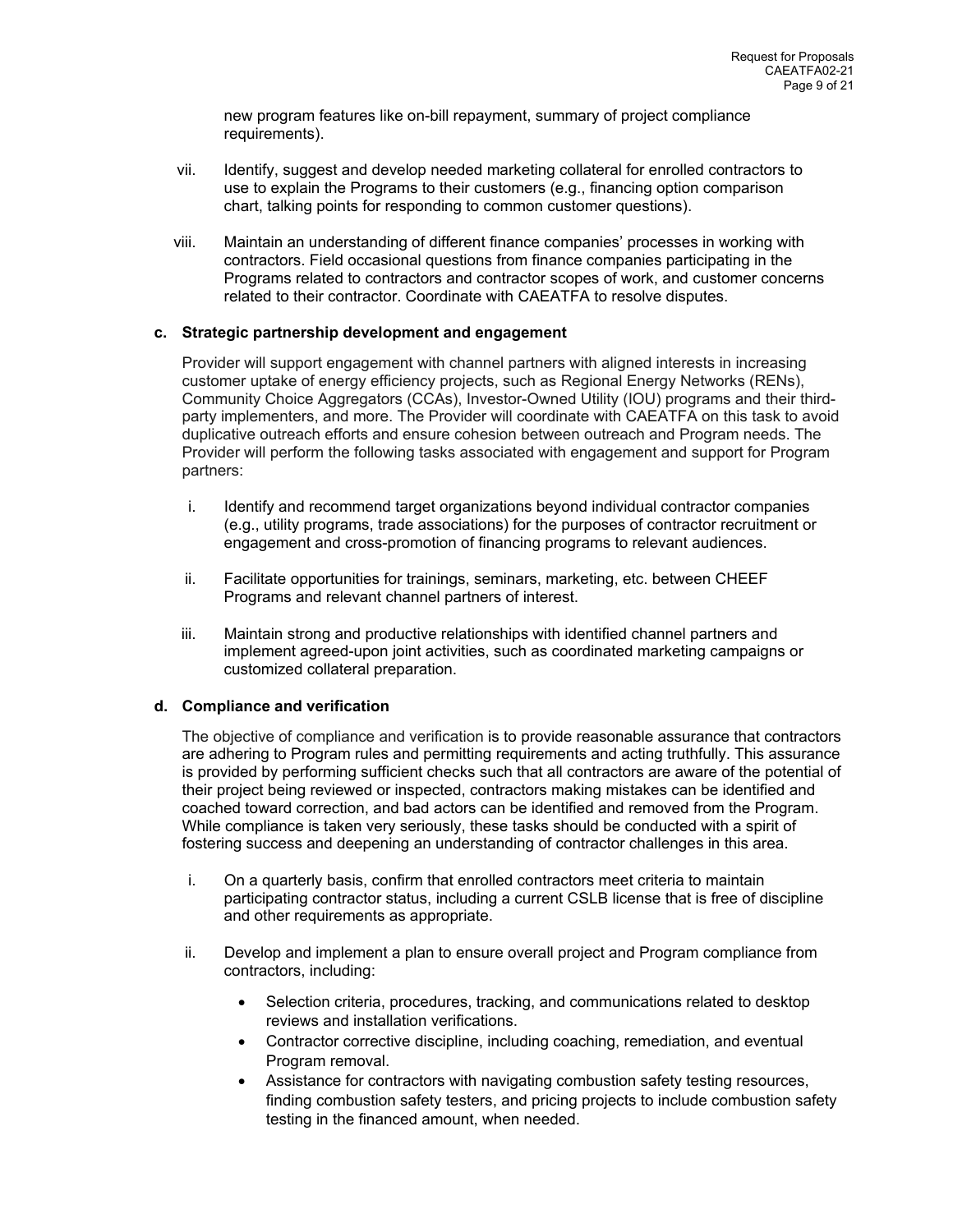new program features like on-bill repayment, summary of project compliance requirements).

vii. Identify, suggest and develop needed marketing collateral for enrolled contractors to use to explain the Programs to their customers (e.g., financing option comparison chart, talking points for responding to common customer questions).

viii. Maintain an understanding of different finance companies' processes in working with contractors. Field occasional questions from finance companies participating in the Programs related to contractors and contractor scopes of work, and customer concerns related to their contractor. Coordinate with CAEATFA to resolve disputes.

**c. Strategic partnership development and engagement**

Provider will support engagement with channel partners with aligned interests in increasing customer uptake of energy efficiency projects, such as Regional Energy Networks (RENs), Community Choice Aggregators (CCAs), Investor-Owned Utility (IOU) programs and their third-party implementers, and more. The Provider will coordinate with CAEATFA on this task to avoid duplicative outreach efforts and ensure cohesion between outreach and Program needs. The Provider will perform the following tasks associated with engagement and support for Program partners:

i. Identify and recommend target organizations beyond individual contractor companies (e.g., utility programs, trade associations) for the purposes of contractor recruitment or engagement and cross-promotion of financing programs to relevant audiences.

ii. Facilitate opportunities for trainings, seminars, marketing, etc. between CHEEF Programs and relevant channel partners of interest.

iii. Maintain strong and productive relationships with identified channel partners and implement agreed-upon joint activities, such as coordinated marketing campaigns or customized collateral preparation.

**d. Compliance and verification**

The objective of compliance and verification is to provide reasonable assurance that contractors are adhering to Program rules and permitting requirements and acting truthfully. This assurance is provided by performing sufficient checks such that all contractors are aware of the potential of their project being reviewed or inspected, contractors making mistakes can be identified and coached toward correction, and bad actors can be identified and removed from the Program. While compliance is taken very seriously, these tasks should be conducted with a spirit of fostering success and deepening an understanding of contractor challenges in this area.

i. On a quarterly basis, confirm that enrolled contractors meet criteria to maintain participating contractor status, including a current CSLB license that is free of discipline and other requirements as appropriate.

ii. Develop and implement a plan to ensure overall project and Program compliance from contractors, including:

- Selection criteria, procedures, tracking, and communications related to desktop reviews and installation verifications.
- Contractor corrective discipline, including coaching, remediation, and eventual Program removal.
- Assistance for contractors with navigating combustion safety testing resources, finding combustion safety testers, and pricing projects to include combustion safety testing in the financed amount, when needed.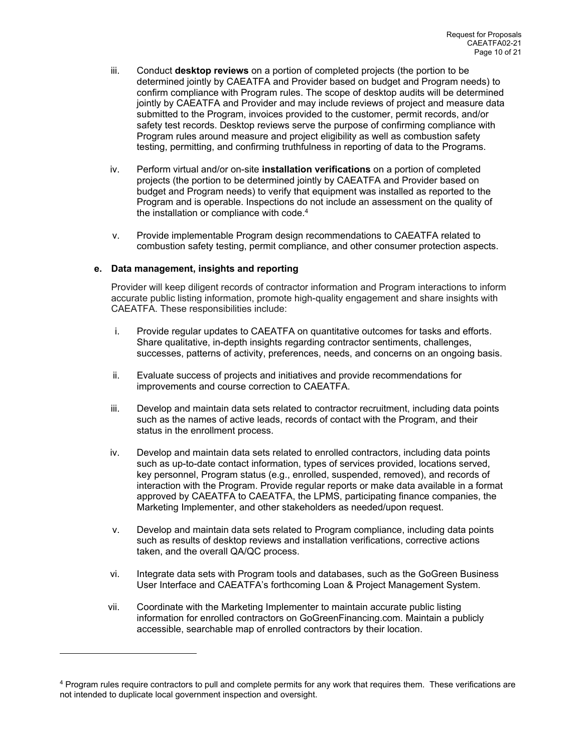iii. Conduct **desktop reviews** on a portion of completed projects (the portion to be determined jointly by CAEATFA and Provider based on budget and Program needs) to confirm compliance with Program rules. The scope of desktop audits will be determined jointly by CAEATFA and Provider and may include reviews of project and measure data submitted to the Program, invoices provided to the customer, permit records, and/or safety test records. Desktop reviews serve the purpose of confirming compliance with Program rules around measure and project eligibility as well as combustion safety testing, permitting, and confirming truthfulness in reporting of data to the Programs.

iv. Perform virtual and/or on-site **installation verifications** on a portion of completed projects (the portion to be determined jointly by CAEATFA and Provider based on budget and Program needs) to verify that equipment was installed as reported to the Program and is operable. Inspections do not include an assessment on the quality of the installation or compliance with code.[4]

v. Provide implementable Program design recommendations to CAEATFA related to combustion safety testing, permit compliance, and other consumer protection aspects.

**e. Data management, insights and reporting**

Provider will keep diligent records of contractor information and Program interactions to inform accurate public listing information, promote high-quality engagement and share insights with CAEATFA. These responsibilities include:

i. Provide regular updates to CAEATFA on quantitative outcomes for tasks and efforts. Share qualitative, in-depth insights regarding contractor sentiments, challenges, successes, patterns of activity, preferences, needs, and concerns on an ongoing basis.

ii. Evaluate success of projects and initiatives and provide recommendations for improvements and course correction to CAEATFA.

iii. Develop and maintain data sets related to contractor recruitment, including data points such as the names of active leads, records of contact with the Program, and their status in the enrollment process.

iv. Develop and maintain data sets related to enrolled contractors, including data points such as up-to-date contact information, types of services provided, locations served, key personnel, Program status (e.g., enrolled, suspended, removed), and records of interaction with the Program. Provide regular reports or make data available in a format approved by CAEATFA to CAEATFA, the LPMS, participating finance companies, the Marketing Implementer, and other stakeholders as needed/upon request.

v. Develop and maintain data sets related to Program compliance, including data points such as results of desktop reviews and installation verifications, corrective actions taken, and the overall QA/QC process.

vi. Integrate data sets with Program tools and databases, such as the GoGreen Business User Interface and CAEATFA's forthcoming Loan & Project Management System.

vii. Coordinate with the Marketing Implementer to maintain accurate public listing information for enrolled contractors on GoGreenFinancing.com. Maintain a publicly accessible, searchable map of enrolled contractors by their location.

---

[4] Program rules require contractors to pull and complete permits for any work that requires them. These verifications are not intended to duplicate local government inspection and oversight.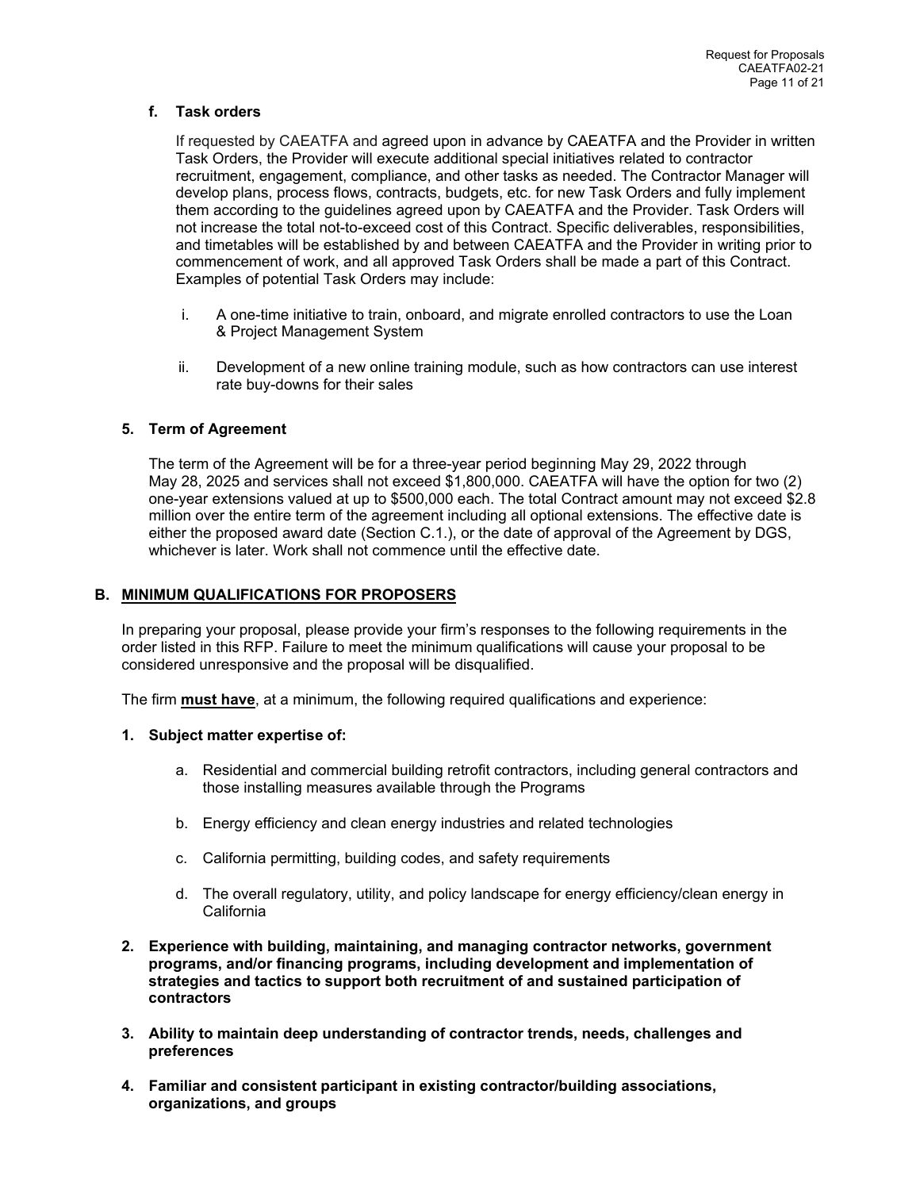**f. Task orders**

If requested by CAEATFA and agreed upon in advance by CAEATFA and the Provider in written Task Orders, the Provider will execute additional special initiatives related to contractor recruitment, engagement, compliance, and other tasks as needed. The Contractor Manager will develop plans, process flows, contracts, budgets, etc. for new Task Orders and fully implement them according to the guidelines agreed upon by CAEATFA and the Provider. Task Orders will not increase the total not-to-exceed cost of this Contract. Specific deliverables, responsibilities, and timetables will be established by and between CAEATFA and the Provider in writing prior to commencement of work, and all approved Task Orders shall be made a part of this Contract. Examples of potential Task Orders may include:

i. A one-time initiative to train, onboard, and migrate enrolled contractors to use the Loan & Project Management System

ii. Development of a new online training module, such as how contractors can use interest rate buy-downs for their sales

### 5. Term of Agreement

The term of the Agreement will be for a three-year period beginning May 29, 2022 through May 28, 2025 and services shall not exceed $1,800,000. CAEATFA will have the option for two (2) one-year extensions valued at up to $500,000 each. The total Contract amount may not exceed $2.8 million over the entire term of the agreement including all optional extensions. The effective date is either the proposed award date (Section C.1.), or the date of approval of the Agreement by DGS, whichever is later. Work shall not commence until the effective date.

## B. MINIMUM QUALIFICATIONS FOR PROPOSERS

In preparing your proposal, please provide your firm's responses to the following requirements in the order listed in this RFP. Failure to meet the minimum qualifications will cause your proposal to be considered unresponsive and the proposal will be disqualified.

The firm **must have**, at a minimum, the following required qualifications and experience:

**1. Subject matter expertise of:**

a. Residential and commercial building retrofit contractors, including general contractors and those installing measures available through the Programs

b. Energy efficiency and clean energy industries and related technologies

c. California permitting, building codes, and safety requirements

d. The overall regulatory, utility, and policy landscape for energy efficiency/clean energy in California

**2. Experience with building, maintaining, and managing contractor networks, government programs, and/or financing programs, including development and implementation of strategies and tactics to support both recruitment of and sustained participation of contractors**

**3. Ability to maintain deep understanding of contractor trends, needs, challenges and preferences**

**4. Familiar and consistent participant in existing contractor/building associations, organizations, and groups**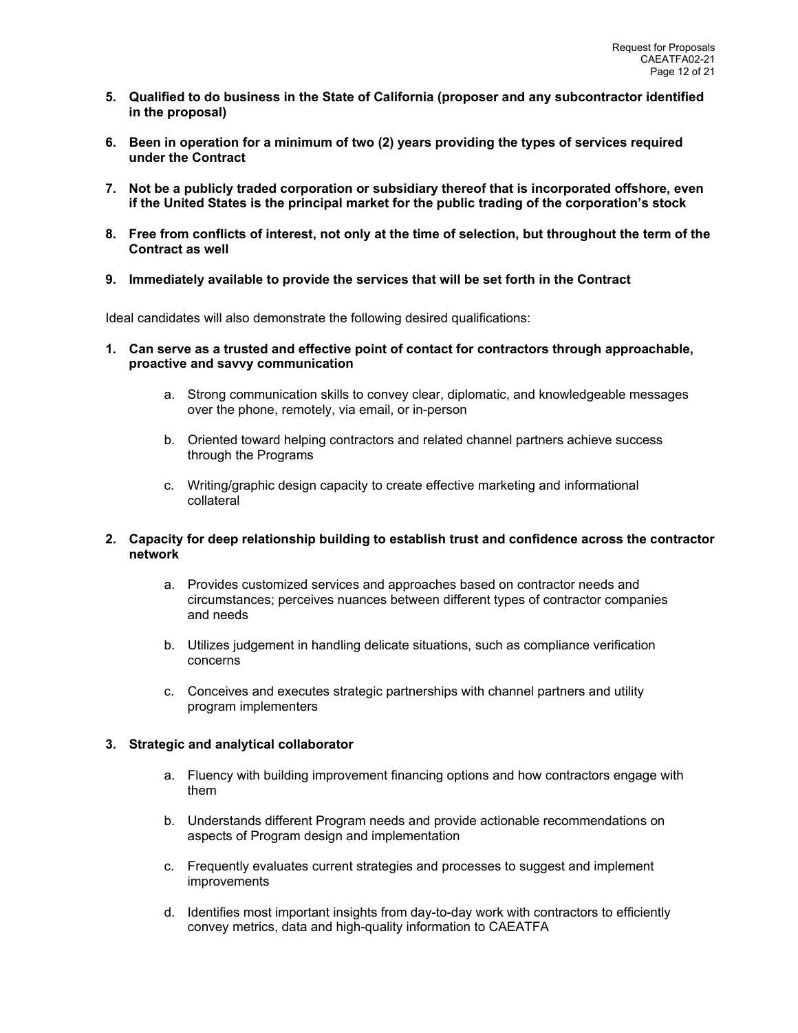5. **Qualified to do business in the State of California (proposer and any subcontractor identified in the proposal)**

6. **Been in operation for a minimum of two (2) years providing the types of services required under the Contract**

7. **Not be a publicly traded corporation or subsidiary thereof that is incorporated offshore, even if the United States is the principal market for the public trading of the corporation's stock**

8. **Free from conflicts of interest, not only at the time of selection, but throughout the term of the Contract as well**

9. **Immediately available to provide the services that will be set forth in the Contract**

Ideal candidates will also demonstrate the following desired qualifications:

1. **Can serve as a trusted and effective point of contact for contractors through approachable, proactive and savvy communication**

    a. Strong communication skills to convey clear, diplomatic, and knowledgeable messages over the phone, remotely, via email, or in-person

    b. Oriented toward helping contractors and related channel partners achieve success through the Programs

    c. Writing/graphic design capacity to create effective marketing and informational collateral

2. **Capacity for deep relationship building to establish trust and confidence across the contractor network**

    a. Provides customized services and approaches based on contractor needs and circumstances; perceives nuances between different types of contractor companies and needs

    b. Utilizes judgement in handling delicate situations, such as compliance verification concerns

    c. Conceives and executes strategic partnerships with channel partners and utility program implementers

3. **Strategic and analytical collaborator**

    a. Fluency with building improvement financing options and how contractors engage with them

    b. Understands different Program needs and provide actionable recommendations on aspects of Program design and implementation

    c. Frequently evaluates current strategies and processes to suggest and implement improvements

    d. Identifies most important insights from day-to-day work with contractors to efficiently convey metrics, data and high-quality information to CAEATFA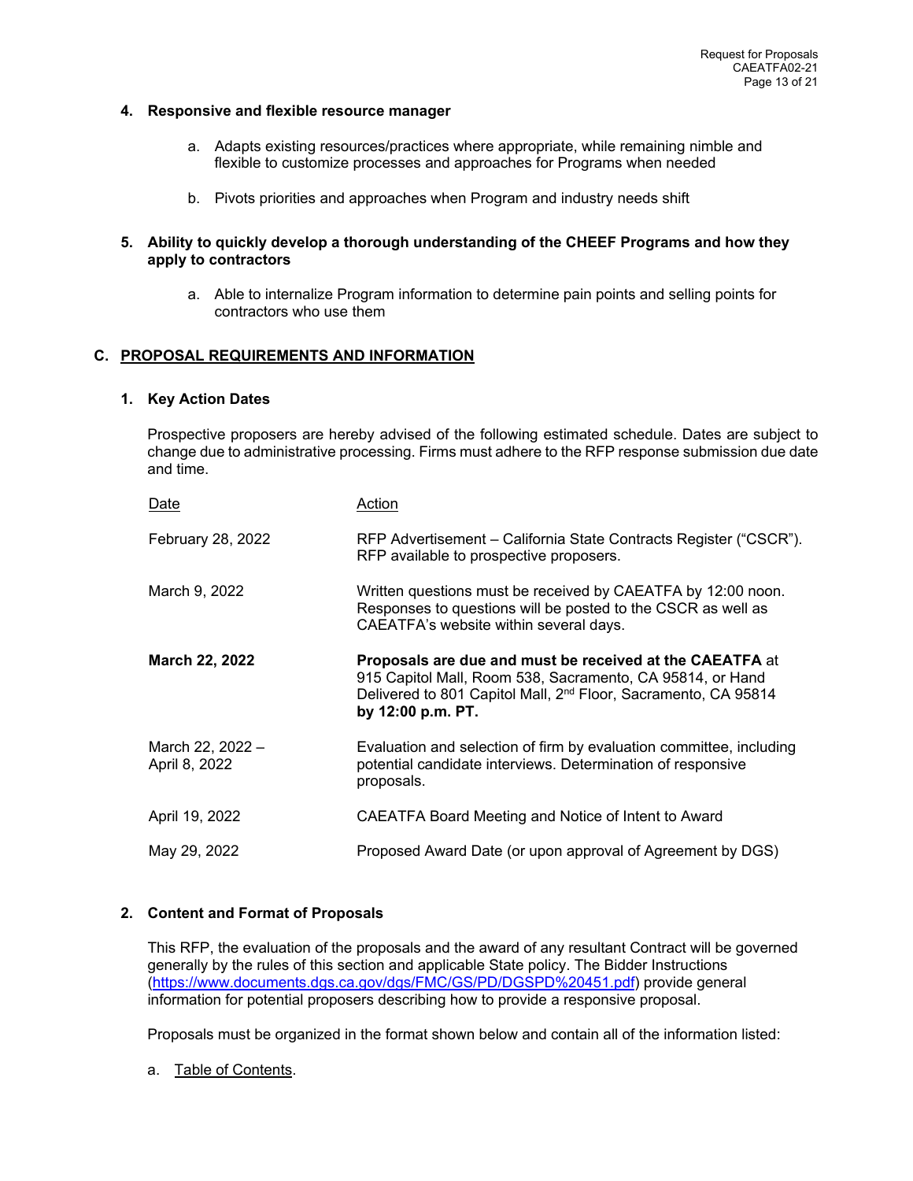**4. Responsive and flexible resource manager**

a. Adapts existing resources/practices where appropriate, while remaining nimble and flexible to customize processes and approaches for Programs when needed

b. Pivots priorities and approaches when Program and industry needs shift

**5. Ability to quickly develop a thorough understanding of the CHEEF Programs and how they apply to contractors**

a. Able to internalize Program information to determine pain points and selling points for contractors who use them

## C. PROPOSAL REQUIREMENTS AND INFORMATION

### 1. Key Action Dates

Prospective proposers are hereby advised of the following estimated schedule. Dates are subject to change due to administrative processing. Firms must adhere to the RFP response submission due date and time.

| Date | Action |
|---|---|
| February 28, 2022 | RFP Advertisement – California State Contracts Register ("CSCR"). RFP available to prospective proposers. |
| March 9, 2022 | Written questions must be received by CAEATFA by 12:00 noon. Responses to questions will be posted to the CSCR as well as CAEATFA's website within several days. |
| **March 22, 2022** | **Proposals are due and must be received at the CAEATFA** at 915 Capitol Mall, Room 538, Sacramento, CA 95814, or Hand Delivered to 801 Capitol Mall, 2nd Floor, Sacramento, CA 95814 **by 12:00 p.m. PT.** |
| March 22, 2022 – April 8, 2022 | Evaluation and selection of firm by evaluation committee, including potential candidate interviews. Determination of responsive proposals. |
| April 19, 2022 | CAEATFA Board Meeting and Notice of Intent to Award |
| May 29, 2022 | Proposed Award Date (or upon approval of Agreement by DGS) |

### 2. Content and Format of Proposals

This RFP, the evaluation of the proposals and the award of any resultant Contract will be governed generally by the rules of this section and applicable State policy. The Bidder Instructions (https://www.documents.dgs.ca.gov/dgs/FMC/GS/PD/DGSPD%20451.pdf) provide general information for potential proposers describing how to provide a responsive proposal.

Proposals must be organized in the format shown below and contain all of the information listed:

a. Table of Contents.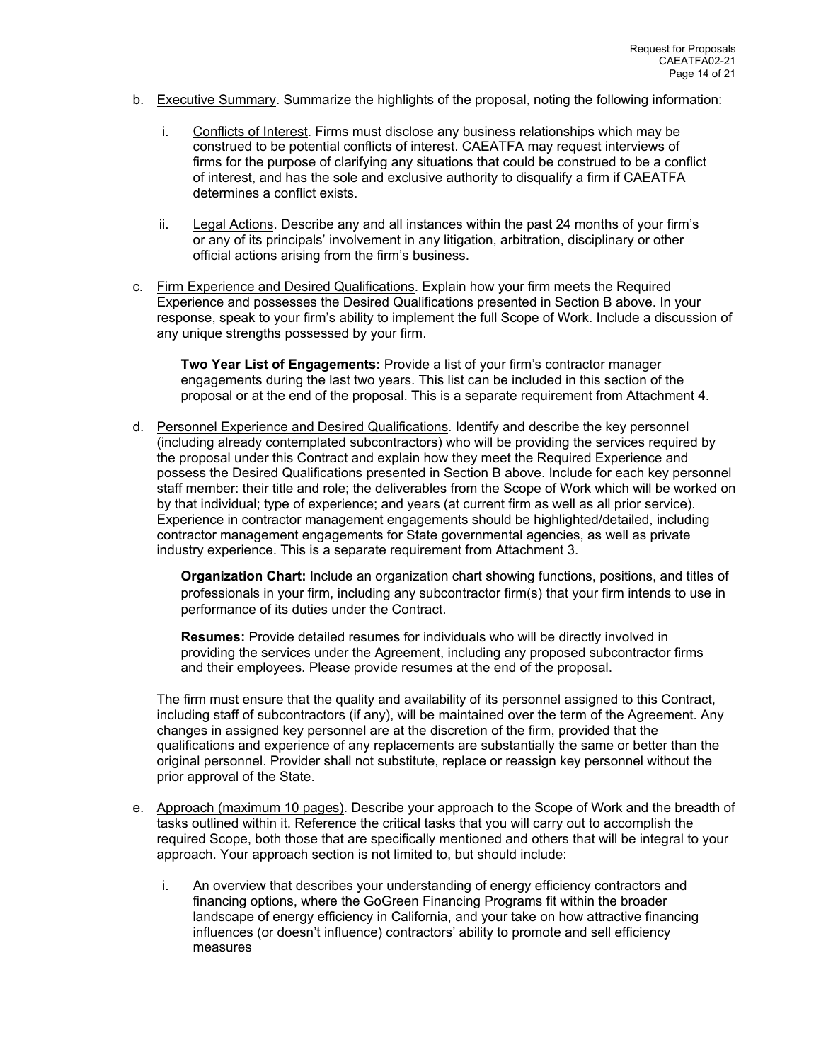b. Executive Summary. Summarize the highlights of the proposal, noting the following information:

   i. Conflicts of Interest. Firms must disclose any business relationships which may be construed to be potential conflicts of interest. CAEATFA may request interviews of firms for the purpose of clarifying any situations that could be construed to be a conflict of interest, and has the sole and exclusive authority to disqualify a firm if CAEATFA determines a conflict exists.

   ii. Legal Actions. Describe any and all instances within the past 24 months of your firm's or any of its principals' involvement in any litigation, arbitration, disciplinary or other official actions arising from the firm's business.

c. Firm Experience and Desired Qualifications. Explain how your firm meets the Required Experience and possesses the Desired Qualifications presented in Section B above. In your response, speak to your firm's ability to implement the full Scope of Work. Include a discussion of any unique strengths possessed by your firm.

   **Two Year List of Engagements:** Provide a list of your firm's contractor manager engagements during the last two years. This list can be included in this section of the proposal or at the end of the proposal. This is a separate requirement from Attachment 4.

d. Personnel Experience and Desired Qualifications. Identify and describe the key personnel (including already contemplated subcontractors) who will be providing the services required by the proposal under this Contract and explain how they meet the Required Experience and possess the Desired Qualifications presented in Section B above. Include for each key personnel staff member: their title and role; the deliverables from the Scope of Work which will be worked on by that individual; type of experience; and years (at current firm as well as all prior service). Experience in contractor management engagements should be highlighted/detailed, including contractor management engagements for State governmental agencies, as well as private industry experience. This is a separate requirement from Attachment 3.

   **Organization Chart:** Include an organization chart showing functions, positions, and titles of professionals in your firm, including any subcontractor firm(s) that your firm intends to use in performance of its duties under the Contract.

   **Resumes:** Provide detailed resumes for individuals who will be directly involved in providing the services under the Agreement, including any proposed subcontractor firms and their employees. Please provide resumes at the end of the proposal.

   The firm must ensure that the quality and availability of its personnel assigned to this Contract, including staff of subcontractors (if any), will be maintained over the term of the Agreement. Any changes in assigned key personnel are at the discretion of the firm, provided that the qualifications and experience of any replacements are substantially the same or better than the original personnel. Provider shall not substitute, replace or reassign key personnel without the prior approval of the State.

e. Approach (maximum 10 pages). Describe your approach to the Scope of Work and the breadth of tasks outlined within it. Reference the critical tasks that you will carry out to accomplish the required Scope, both those that are specifically mentioned and others that will be integral to your approach. Your approach section is not limited to, but should include:

   i. An overview that describes your understanding of energy efficiency contractors and financing options, where the GoGreen Financing Programs fit within the broader landscape of energy efficiency in California, and your take on how attractive financing influences (or doesn't influence) contractors' ability to promote and sell efficiency measures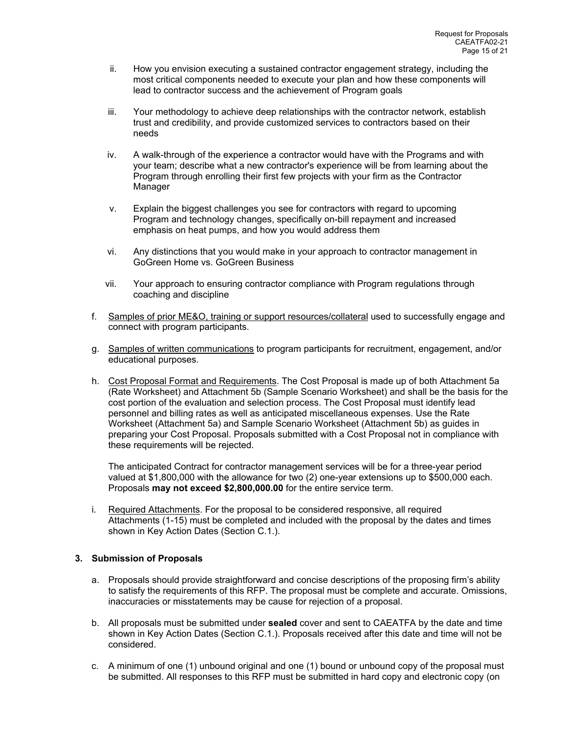ii. How you envision executing a sustained contractor engagement strategy, including the most critical components needed to execute your plan and how these components will lead to contractor success and the achievement of Program goals

iii. Your methodology to achieve deep relationships with the contractor network, establish trust and credibility, and provide customized services to contractors based on their needs

iv. A walk-through of the experience a contractor would have with the Programs and with your team; describe what a new contractor's experience will be from learning about the Program through enrolling their first few projects with your firm as the Contractor Manager

v. Explain the biggest challenges you see for contractors with regard to upcoming Program and technology changes, specifically on-bill repayment and increased emphasis on heat pumps, and how you would address them

vi. Any distinctions that you would make in your approach to contractor management in GoGreen Home vs. GoGreen Business

vii. Your approach to ensuring contractor compliance with Program regulations through coaching and discipline

f. Samples of prior ME&O, training or support resources/collateral used to successfully engage and connect with program participants.

g. Samples of written communications to program participants for recruitment, engagement, and/or educational purposes.

h. Cost Proposal Format and Requirements. The Cost Proposal is made up of both Attachment 5a (Rate Worksheet) and Attachment 5b (Sample Scenario Worksheet) and shall be the basis for the cost portion of the evaluation and selection process. The Cost Proposal must identify lead personnel and billing rates as well as anticipated miscellaneous expenses. Use the Rate Worksheet (Attachment 5a) and Sample Scenario Worksheet (Attachment 5b) as guides in preparing your Cost Proposal. Proposals submitted with a Cost Proposal not in compliance with these requirements will be rejected.

   The anticipated Contract for contractor management services will be for a three-year period valued at $1,800,000 with the allowance for two (2) one-year extensions up to $500,000 each. Proposals **may not exceed $2,800,000.00** for the entire service term.

i. Required Attachments. For the proposal to be considered responsive, all required Attachments (1-15) must be completed and included with the proposal by the dates and times shown in Key Action Dates (Section C.1.).

### 3. Submission of Proposals

a. Proposals should provide straightforward and concise descriptions of the proposing firm's ability to satisfy the requirements of this RFP. The proposal must be complete and accurate. Omissions, inaccuracies or misstatements may be cause for rejection of a proposal.

b. All proposals must be submitted under **sealed** cover and sent to CAEATFA by the date and time shown in Key Action Dates (Section C.1.). Proposals received after this date and time will not be considered.

c. A minimum of one (1) unbound original and one (1) bound or unbound copy of the proposal must be submitted. All responses to this RFP must be submitted in hard copy and electronic copy (on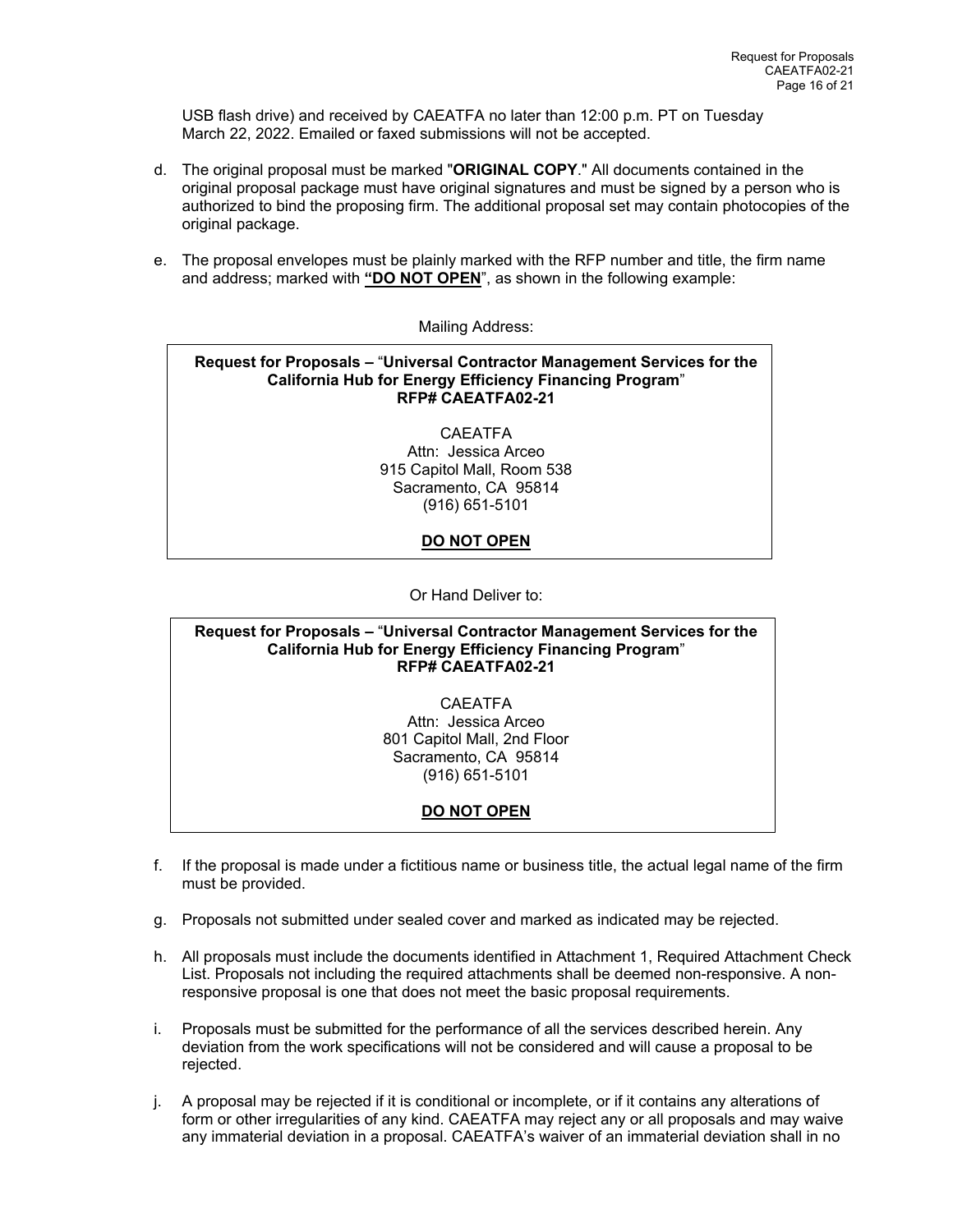USB flash drive) and received by CAEATFA no later than 12:00 p.m. PT on Tuesday March 22, 2022. Emailed or faxed submissions will not be accepted.

d. The original proposal must be marked "**ORIGINAL COPY**." All documents contained in the original proposal package must have original signatures and must be signed by a person who is authorized to bind the proposing firm. The additional proposal set may contain photocopies of the original package.

e. The proposal envelopes must be plainly marked with the RFP number and title, the firm name and address; marked with **"DO NOT OPEN"**, as shown in the following example:

Mailing Address:

> **Request for Proposals –** "**Universal Contractor Management Services for the California Hub for Energy Efficiency Financing Program**"
> **RFP# CAEATFA02-21**
>
> CAEATFA
> Attn: Jessica Arceo
> 915 Capitol Mall, Room 538
> Sacramento, CA 95814
> (916) 651-5101
>
> **DO NOT OPEN**

Or Hand Deliver to:

> **Request for Proposals –** "**Universal Contractor Management Services for the California Hub for Energy Efficiency Financing Program**"
> **RFP# CAEATFA02-21**
>
> CAEATFA
> Attn: Jessica Arceo
> 801 Capitol Mall, 2nd Floor
> Sacramento, CA 95814
> (916) 651-5101
>
> **DO NOT OPEN**

f. If the proposal is made under a fictitious name or business title, the actual legal name of the firm must be provided.

g. Proposals not submitted under sealed cover and marked as indicated may be rejected.

h. All proposals must include the documents identified in Attachment 1, Required Attachment Check List. Proposals not including the required attachments shall be deemed non-responsive. A non-responsive proposal is one that does not meet the basic proposal requirements.

i. Proposals must be submitted for the performance of all the services described herein. Any deviation from the work specifications will not be considered and will cause a proposal to be rejected.

j. A proposal may be rejected if it is conditional or incomplete, or if it contains any alterations of form or other irregularities of any kind. CAEATFA may reject any or all proposals and may waive any immaterial deviation in a proposal. CAEATFA's waiver of an immaterial deviation shall in no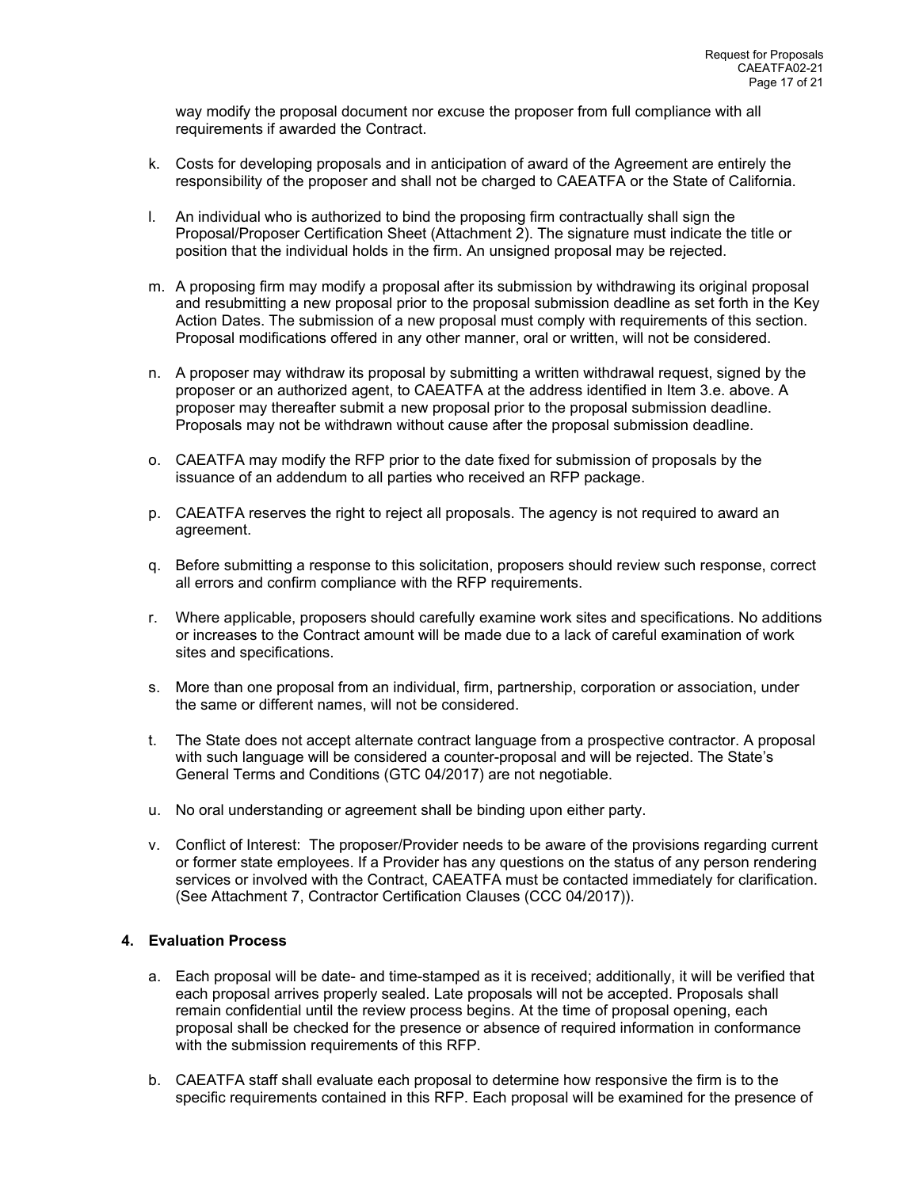way modify the proposal document nor excuse the proposer from full compliance with all requirements if awarded the Contract.

k. Costs for developing proposals and in anticipation of award of the Agreement are entirely the responsibility of the proposer and shall not be charged to CAEATFA or the State of California.

l. An individual who is authorized to bind the proposing firm contractually shall sign the Proposal/Proposer Certification Sheet (Attachment 2). The signature must indicate the title or position that the individual holds in the firm. An unsigned proposal may be rejected.

m. A proposing firm may modify a proposal after its submission by withdrawing its original proposal and resubmitting a new proposal prior to the proposal submission deadline as set forth in the Key Action Dates. The submission of a new proposal must comply with requirements of this section. Proposal modifications offered in any other manner, oral or written, will not be considered.

n. A proposer may withdraw its proposal by submitting a written withdrawal request, signed by the proposer or an authorized agent, to CAEATFA at the address identified in Item 3.e. above. A proposer may thereafter submit a new proposal prior to the proposal submission deadline. Proposals may not be withdrawn without cause after the proposal submission deadline.

o. CAEATFA may modify the RFP prior to the date fixed for submission of proposals by the issuance of an addendum to all parties who received an RFP package.

p. CAEATFA reserves the right to reject all proposals. The agency is not required to award an agreement.

q. Before submitting a response to this solicitation, proposers should review such response, correct all errors and confirm compliance with the RFP requirements.

r. Where applicable, proposers should carefully examine work sites and specifications. No additions or increases to the Contract amount will be made due to a lack of careful examination of work sites and specifications.

s. More than one proposal from an individual, firm, partnership, corporation or association, under the same or different names, will not be considered.

t. The State does not accept alternate contract language from a prospective contractor. A proposal with such language will be considered a counter-proposal and will be rejected. The State's General Terms and Conditions (GTC 04/2017) are not negotiable.

u. No oral understanding or agreement shall be binding upon either party.

v. Conflict of Interest: The proposer/Provider needs to be aware of the provisions regarding current or former state employees. If a Provider has any questions on the status of any person rendering services or involved with the Contract, CAEATFA must be contacted immediately for clarification. (See Attachment 7, Contractor Certification Clauses (CCC 04/2017)).

### 4. Evaluation Process

a. Each proposal will be date- and time-stamped as it is received; additionally, it will be verified that each proposal arrives properly sealed. Late proposals will not be accepted. Proposals shall remain confidential until the review process begins. At the time of proposal opening, each proposal shall be checked for the presence or absence of required information in conformance with the submission requirements of this RFP.

b. CAEATFA staff shall evaluate each proposal to determine how responsive the firm is to the specific requirements contained in this RFP. Each proposal will be examined for the presence of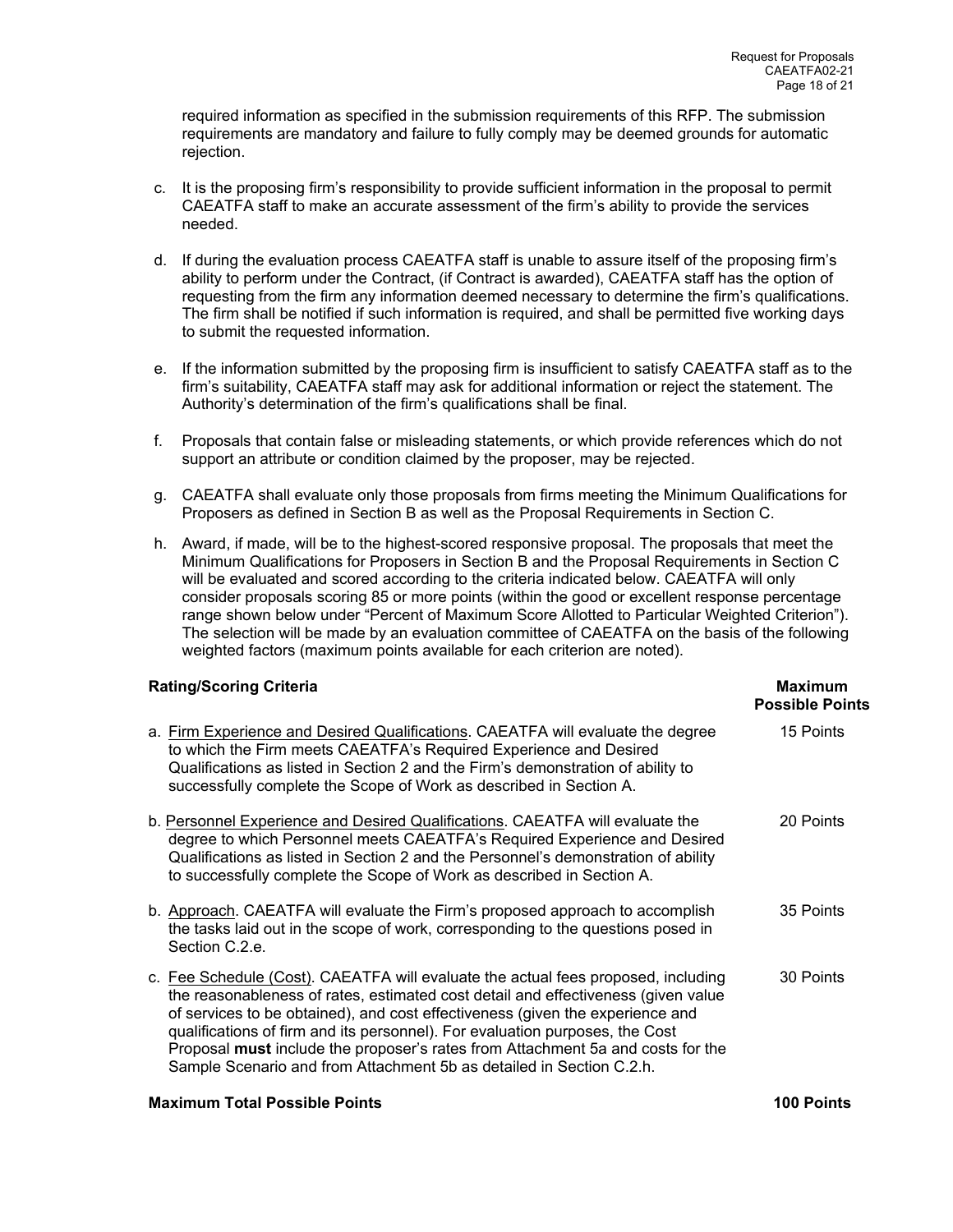required information as specified in the submission requirements of this RFP. The submission requirements are mandatory and failure to fully comply may be deemed grounds for automatic rejection.

c. It is the proposing firm's responsibility to provide sufficient information in the proposal to permit CAEATFA staff to make an accurate assessment of the firm's ability to provide the services needed.

d. If during the evaluation process CAEATFA staff is unable to assure itself of the proposing firm's ability to perform under the Contract, (if Contract is awarded), CAEATFA staff has the option of requesting from the firm any information deemed necessary to determine the firm's qualifications. The firm shall be notified if such information is required, and shall be permitted five working days to submit the requested information.

e. If the information submitted by the proposing firm is insufficient to satisfy CAEATFA staff as to the firm's suitability, CAEATFA staff may ask for additional information or reject the statement. The Authority's determination of the firm's qualifications shall be final.

f. Proposals that contain false or misleading statements, or which provide references which do not support an attribute or condition claimed by the proposer, may be rejected.

g. CAEATFA shall evaluate only those proposals from firms meeting the Minimum Qualifications for Proposers as defined in Section B as well as the Proposal Requirements in Section C.

h. Award, if made, will be to the highest-scored responsive proposal. The proposals that meet the Minimum Qualifications for Proposers in Section B and the Proposal Requirements in Section C will be evaluated and scored according to the criteria indicated below. CAEATFA will only consider proposals scoring 85 or more points (within the good or excellent response percentage range shown below under "Percent of Maximum Score Allotted to Particular Weighted Criterion"). The selection will be made by an evaluation committee of CAEATFA on the basis of the following weighted factors (maximum points available for each criterion are noted).

| **Rating/Scoring Criteria** | **Maximum Possible Points** |
|---|---|
| a. Firm Experience and Desired Qualifications. CAEATFA will evaluate the degree to which the Firm meets CAEATFA's Required Experience and Desired Qualifications as listed in Section 2 and the Firm's demonstration of ability to successfully complete the Scope of Work as described in Section A. | 15 Points |
| b. Personnel Experience and Desired Qualifications. CAEATFA will evaluate the degree to which Personnel meets CAEATFA's Required Experience and Desired Qualifications as listed in Section 2 and the Personnel's demonstration of ability to successfully complete the Scope of Work as described in Section A. | 20 Points |
| b. Approach. CAEATFA will evaluate the Firm's proposed approach to accomplish the tasks laid out in the scope of work, corresponding to the questions posed in Section C.2.e. | 35 Points |
| c. Fee Schedule (Cost). CAEATFA will evaluate the actual fees proposed, including the reasonableness of rates, estimated cost detail and effectiveness (given value of services to be obtained), and cost effectiveness (given the experience and qualifications of firm and its personnel). For evaluation purposes, the Cost Proposal **must** include the proposer's rates from Attachment 5a and costs for the Sample Scenario and from Attachment 5b as detailed in Section C.2.h. | 30 Points |
| **Maximum Total Possible Points** | **100 Points** |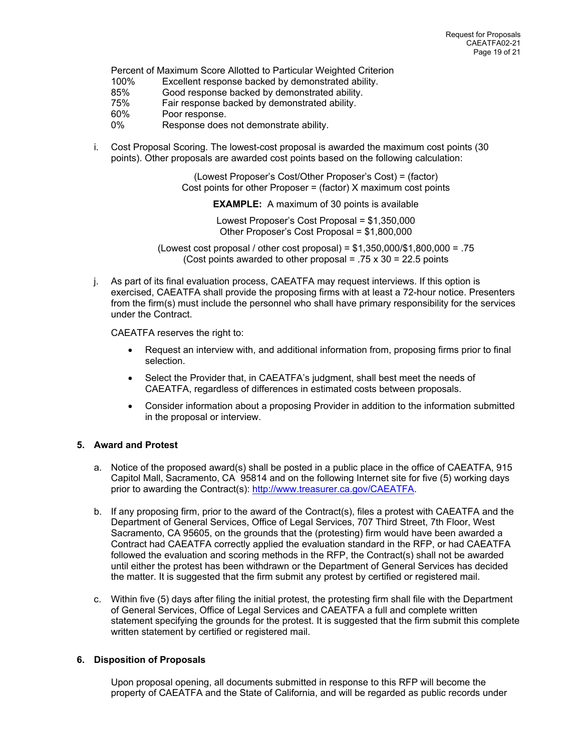Percent of Maximum Score Allotted to Particular Weighted Criterion

| | |
|---|---|
| 100% | Excellent response backed by demonstrated ability. |
| 85% | Good response backed by demonstrated ability. |
| 75% | Fair response backed by demonstrated ability. |
| 60% | Poor response. |
| 0% | Response does not demonstrate ability. |

i. Cost Proposal Scoring. The lowest-cost proposal is awarded the maximum cost points (30 points). Other proposals are awarded cost points based on the following calculation:

(Lowest Proposer's Cost/Other Proposer's Cost) = (factor)
Cost points for other Proposer = (factor) X maximum cost points

**EXAMPLE:** A maximum of 30 points is available

Lowest Proposer's Cost Proposal = $1,350,000
Other Proposer's Cost Proposal = $1,800,000

(Lowest cost proposal / other cost proposal) = $1,350,000/$1,800,000 = .75
(Cost points awarded to other proposal = .75 x 30 = 22.5 points

j. As part of its final evaluation process, CAEATFA may request interviews. If this option is exercised, CAEATFA shall provide the proposing firms with at least a 72-hour notice. Presenters from the firm(s) must include the personnel who shall have primary responsibility for the services under the Contract.

CAEATFA reserves the right to:

- Request an interview with, and additional information from, proposing firms prior to final selection.
- Select the Provider that, in CAEATFA's judgment, shall best meet the needs of CAEATFA, regardless of differences in estimated costs between proposals.
- Consider information about a proposing Provider in addition to the information submitted in the proposal or interview.

## 5. Award and Protest

a. Notice of the proposed award(s) shall be posted in a public place in the office of CAEATFA, 915 Capitol Mall, Sacramento, CA 95814 and on the following Internet site for five (5) working days prior to awarding the Contract(s): http://www.treasurer.ca.gov/CAEATFA.

b. If any proposing firm, prior to the award of the Contract(s), files a protest with CAEATFA and the Department of General Services, Office of Legal Services, 707 Third Street, 7th Floor, West Sacramento, CA 95605, on the grounds that the (protesting) firm would have been awarded a Contract had CAEATFA correctly applied the evaluation standard in the RFP, or had CAEATFA followed the evaluation and scoring methods in the RFP, the Contract(s) shall not be awarded until either the protest has been withdrawn or the Department of General Services has decided the matter. It is suggested that the firm submit any protest by certified or registered mail.

c. Within five (5) days after filing the initial protest, the protesting firm shall file with the Department of General Services, Office of Legal Services and CAEATFA a full and complete written statement specifying the grounds for the protest. It is suggested that the firm submit this complete written statement by certified or registered mail.

## 6. Disposition of Proposals

Upon proposal opening, all documents submitted in response to this RFP will become the property of CAEATFA and the State of California, and will be regarded as public records under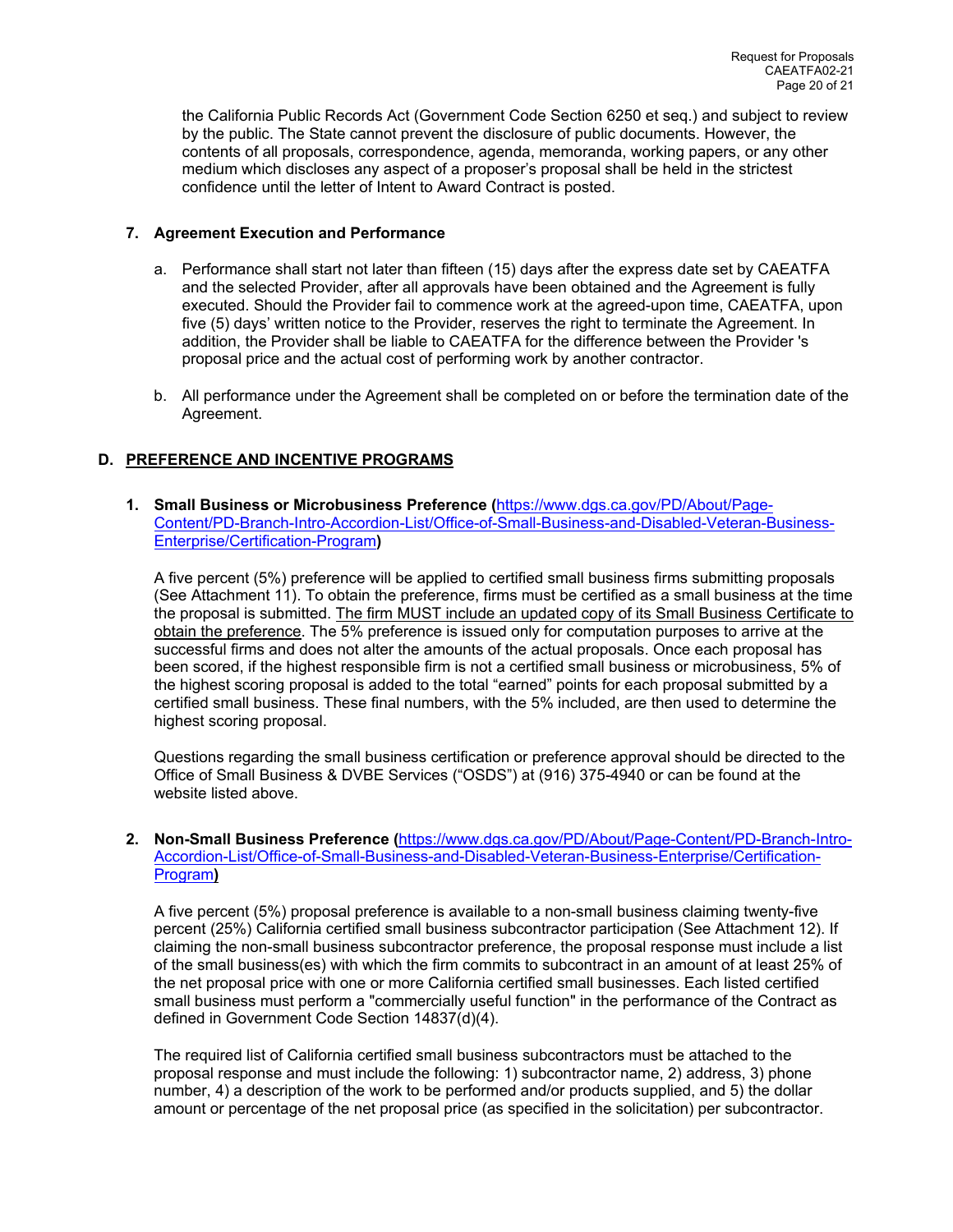the California Public Records Act (Government Code Section 6250 et seq.) and subject to review by the public. The State cannot prevent the disclosure of public documents. However, the contents of all proposals, correspondence, agenda, memoranda, working papers, or any other medium which discloses any aspect of a proposer's proposal shall be held in the strictest confidence until the letter of Intent to Award Contract is posted.

**7. Agreement Execution and Performance**

a. Performance shall start not later than fifteen (15) days after the express date set by CAEATFA and the selected Provider, after all approvals have been obtained and the Agreement is fully executed. Should the Provider fail to commence work at the agreed-upon time, CAEATFA, upon five (5) days' written notice to the Provider, reserves the right to terminate the Agreement. In addition, the Provider shall be liable to CAEATFA for the difference between the Provider 's proposal price and the actual cost of performing work by another contractor.

b. All performance under the Agreement shall be completed on or before the termination date of the Agreement.

## D. PREFERENCE AND INCENTIVE PROGRAMS

**1. Small Business or Microbusiness Preference (**https://www.dgs.ca.gov/PD/About/Page-Content/PD-Branch-Intro-Accordion-List/Office-of-Small-Business-and-Disabled-Veteran-Business-Enterprise/Certification-Program**)**

A five percent (5%) preference will be applied to certified small business firms submitting proposals (See Attachment 11). To obtain the preference, firms must be certified as a small business at the time the proposal is submitted. The firm MUST include an updated copy of its Small Business Certificate to obtain the preference. The 5% preference is issued only for computation purposes to arrive at the successful firms and does not alter the amounts of the actual proposals. Once each proposal has been scored, if the highest responsible firm is not a certified small business or microbusiness, 5% of the highest scoring proposal is added to the total "earned" points for each proposal submitted by a certified small business. These final numbers, with the 5% included, are then used to determine the highest scoring proposal.

Questions regarding the small business certification or preference approval should be directed to the Office of Small Business & DVBE Services ("OSDS") at (916) 375-4940 or can be found at the website listed above.

**2. Non-Small Business Preference (**https://www.dgs.ca.gov/PD/About/Page-Content/PD-Branch-Intro-Accordion-List/Office-of-Small-Business-and-Disabled-Veteran-Business-Enterprise/Certification-Program**)**

A five percent (5%) proposal preference is available to a non-small business claiming twenty-five percent (25%) California certified small business subcontractor participation (See Attachment 12). If claiming the non-small business subcontractor preference, the proposal response must include a list of the small business(es) with which the firm commits to subcontract in an amount of at least 25% of the net proposal price with one or more California certified small businesses. Each listed certified small business must perform a "commercially useful function" in the performance of the Contract as defined in Government Code Section 14837(d)(4).

The required list of California certified small business subcontractors must be attached to the proposal response and must include the following: 1) subcontractor name, 2) address, 3) phone number, 4) a description of the work to be performed and/or products supplied, and 5) the dollar amount or percentage of the net proposal price (as specified in the solicitation) per subcontractor.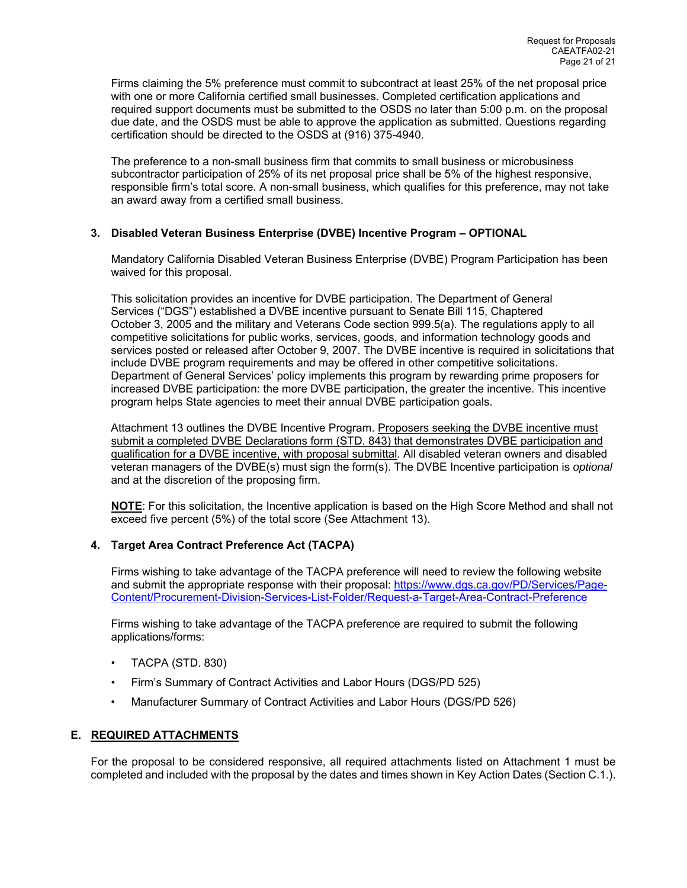Firms claiming the 5% preference must commit to subcontract at least 25% of the net proposal price with one or more California certified small businesses. Completed certification applications and required support documents must be submitted to the OSDS no later than 5:00 p.m. on the proposal due date, and the OSDS must be able to approve the application as submitted. Questions regarding certification should be directed to the OSDS at (916) 375-4940.

The preference to a non-small business firm that commits to small business or microbusiness subcontractor participation of 25% of its net proposal price shall be 5% of the highest responsive, responsible firm's total score. A non-small business, which qualifies for this preference, may not take an award away from a certified small business.

**3. Disabled Veteran Business Enterprise (DVBE) Incentive Program – OPTIONAL**

Mandatory California Disabled Veteran Business Enterprise (DVBE) Program Participation has been waived for this proposal.

This solicitation provides an incentive for DVBE participation. The Department of General Services ("DGS") established a DVBE incentive pursuant to Senate Bill 115, Chaptered October 3, 2005 and the military and Veterans Code section 999.5(a). The regulations apply to all competitive solicitations for public works, services, goods, and information technology goods and services posted or released after October 9, 2007. The DVBE incentive is required in solicitations that include DVBE program requirements and may be offered in other competitive solicitations. Department of General Services' policy implements this program by rewarding prime proposers for increased DVBE participation: the more DVBE participation, the greater the incentive. This incentive program helps State agencies to meet their annual DVBE participation goals.

Attachment 13 outlines the DVBE Incentive Program. Proposers seeking the DVBE incentive must submit a completed DVBE Declarations form (STD. 843) that demonstrates DVBE participation and qualification for a DVBE incentive, with proposal submittal. All disabled veteran owners and disabled veteran managers of the DVBE(s) must sign the form(s). The DVBE Incentive participation is *optional* and at the discretion of the proposing firm.

**NOTE**: For this solicitation, the Incentive application is based on the High Score Method and shall not exceed five percent (5%) of the total score (See Attachment 13).

**4. Target Area Contract Preference Act (TACPA)**

Firms wishing to take advantage of the TACPA preference will need to review the following website and submit the appropriate response with their proposal: https://www.dgs.ca.gov/PD/Services/Page-Content/Procurement-Division-Services-List-Folder/Request-a-Target-Area-Contract-Preference

Firms wishing to take advantage of the TACPA preference are required to submit the following applications/forms:

- TACPA (STD. 830)
- Firm's Summary of Contract Activities and Labor Hours (DGS/PD 525)
- Manufacturer Summary of Contract Activities and Labor Hours (DGS/PD 526)

## E. REQUIRED ATTACHMENTS

For the proposal to be considered responsive, all required attachments listed on Attachment 1 must be completed and included with the proposal by the dates and times shown in Key Action Dates (Section C.1.).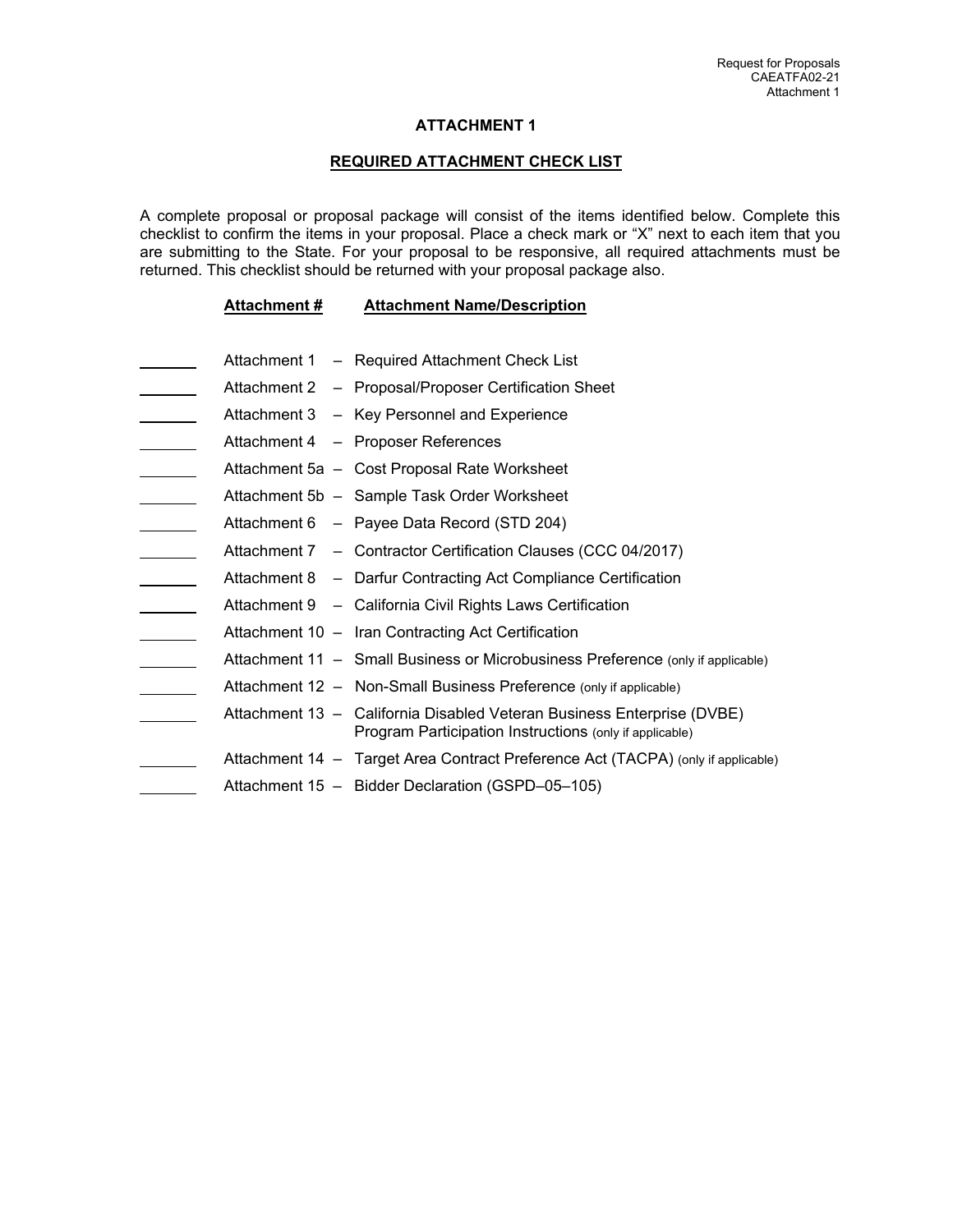# ATTACHMENT 1

## REQUIRED ATTACHMENT CHECK LIST

A complete proposal or proposal package will consist of the items identified below. Complete this checklist to confirm the items in your proposal. Place a check mark or "X" next to each item that you are submitting to the State. For your proposal to be responsive, all required attachments must be returned. This checklist should be returned with your proposal package also.

| | **Attachment #** | **Attachment Name/Description** |
|---|---|---|
| _______ | Attachment 1 | – Required Attachment Check List |
| _______ | Attachment 2 | – Proposal/Proposer Certification Sheet |
| _______ | Attachment 3 | – Key Personnel and Experience |
| _______ | Attachment 4 | – Proposer References |
| _______ | Attachment 5a | – Cost Proposal Rate Worksheet |
| _______ | Attachment 5b | – Sample Task Order Worksheet |
| _______ | Attachment 6 | – Payee Data Record (STD 204) |
| _______ | Attachment 7 | – Contractor Certification Clauses (CCC 04/2017) |
| _______ | Attachment 8 | – Darfur Contracting Act Compliance Certification |
| _______ | Attachment 9 | – California Civil Rights Laws Certification |
| _______ | Attachment 10 | – Iran Contracting Act Certification |
| _______ | Attachment 11 | – Small Business or Microbusiness Preference (only if applicable) |
| _______ | Attachment 12 | – Non-Small Business Preference (only if applicable) |
| _______ | Attachment 13 | – California Disabled Veteran Business Enterprise (DVBE) Program Participation Instructions (only if applicable) |
| _______ | Attachment 14 | – Target Area Contract Preference Act (TACPA) (only if applicable) |
| _______ | Attachment 15 | – Bidder Declaration (GSPD–05–105) |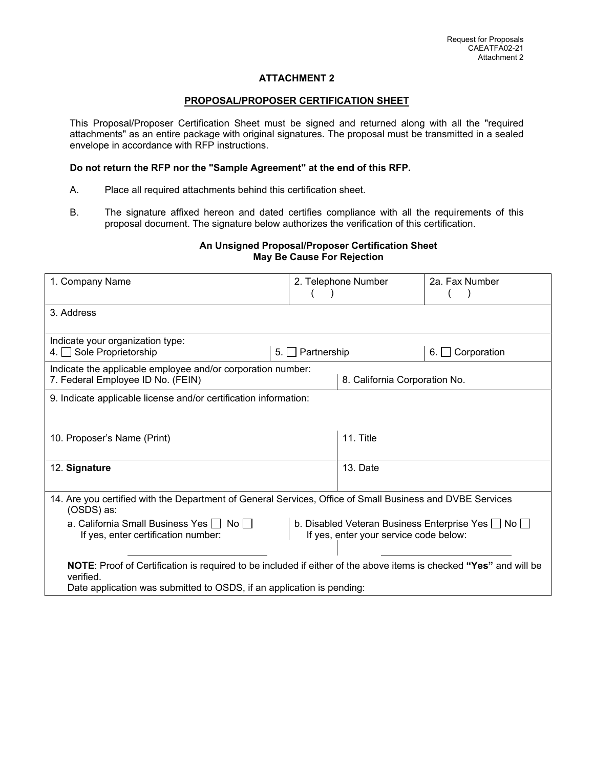Request for Proposals
CAEATFA02-21
Attachment 2

## ATTACHMENT 2

### PROPOSAL/PROPOSER CERTIFICATION SHEET

This Proposal/Proposer Certification Sheet must be signed and returned along with all the "required attachments" as an entire package with original signatures. The proposal must be transmitted in a sealed envelope in accordance with RFP instructions.

**Do not return the RFP nor the "Sample Agreement" at the end of this RFP.**

A. Place all required attachments behind this certification sheet.

B. The signature affixed hereon and dated certifies compliance with all the requirements of this proposal document. The signature below authorizes the verification of this certification.

**An Unsigned Proposal/Proposer Certification Sheet May Be Cause For Rejection**

| 1. Company Name | 2. Telephone Number ( ) | 2a. Fax Number ( ) |
|---|---|---|
| 3. Address | | |
| Indicate your organization type: 4. ☐ Sole Proprietorship | 5. ☐ Partnership | 6. ☐ Corporation |
| Indicate the applicable employee and/or corporation number: 7. Federal Employee ID No. (FEIN) | 8. California Corporation No. | |
| 9. Indicate applicable license and/or certification information: | | |
| 10. Proposer's Name (Print) | 11. Title | |
| 12. **Signature** | 13. Date | |
| 14. Are you certified with the Department of General Services, Office of Small Business and DVBE Services (OSDS) as: | | |
| a. California Small Business Yes ☐ No ☐ If yes, enter certification number: ________ | b. Disabled Veteran Business Enterprise Yes ☐ No ☐ If yes, enter your service code below: ________ | |
| **NOTE**: Proof of Certification is required to be included if either of the above items is checked **"Yes"** and will be verified. Date application was submitted to OSDS, if an application is pending: | | |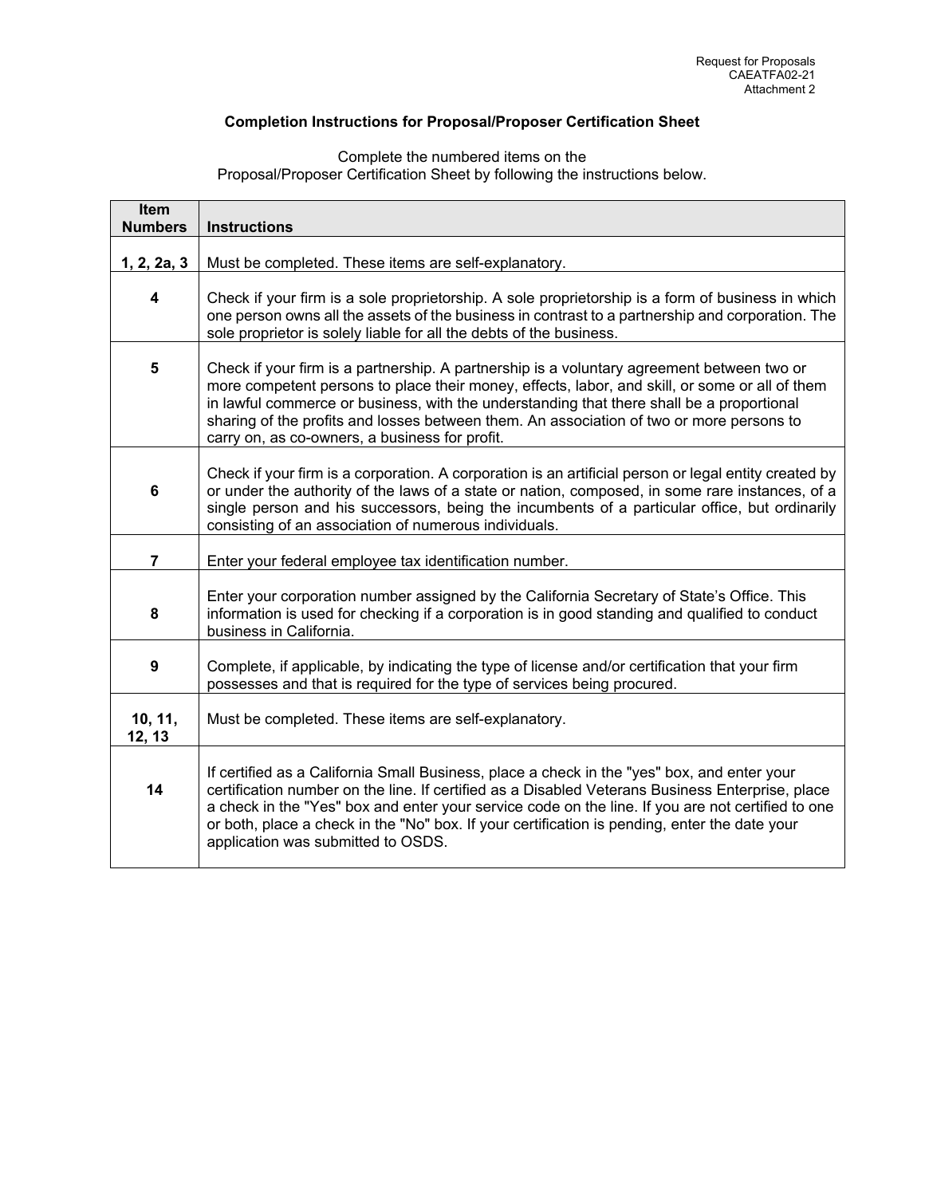Request for Proposals
CAEATFA02-21
Attachment 2

## Completion Instructions for Proposal/Proposer Certification Sheet

Complete the numbered items on the
Proposal/Proposer Certification Sheet by following the instructions below.

| Item Numbers | Instructions |
|---|---|
| **1, 2, 2a, 3** | Must be completed. These items are self-explanatory. |
| **4** | Check if your firm is a sole proprietorship. A sole proprietorship is a form of business in which one person owns all the assets of the business in contrast to a partnership and corporation. The sole proprietor is solely liable for all the debts of the business. |
| **5** | Check if your firm is a partnership. A partnership is a voluntary agreement between two or more competent persons to place their money, effects, labor, and skill, or some or all of them in lawful commerce or business, with the understanding that there shall be a proportional sharing of the profits and losses between them. An association of two or more persons to carry on, as co-owners, a business for profit. |
| **6** | Check if your firm is a corporation. A corporation is an artificial person or legal entity created by or under the authority of the laws of a state or nation, composed, in some rare instances, of a single person and his successors, being the incumbents of a particular office, but ordinarily consisting of an association of numerous individuals. |
| **7** | Enter your federal employee tax identification number. |
| **8** | Enter your corporation number assigned by the California Secretary of State's Office. This information is used for checking if a corporation is in good standing and qualified to conduct business in California. |
| **9** | Complete, if applicable, by indicating the type of license and/or certification that your firm possesses and that is required for the type of services being procured. |
| **10, 11, 12, 13** | Must be completed. These items are self-explanatory. |
| **14** | If certified as a California Small Business, place a check in the "yes" box, and enter your certification number on the line. If certified as a Disabled Veterans Business Enterprise, place a check in the "Yes" box and enter your service code on the line. If you are not certified to one or both, place a check in the "No" box. If your certification is pending, enter the date your application was submitted to OSDS. |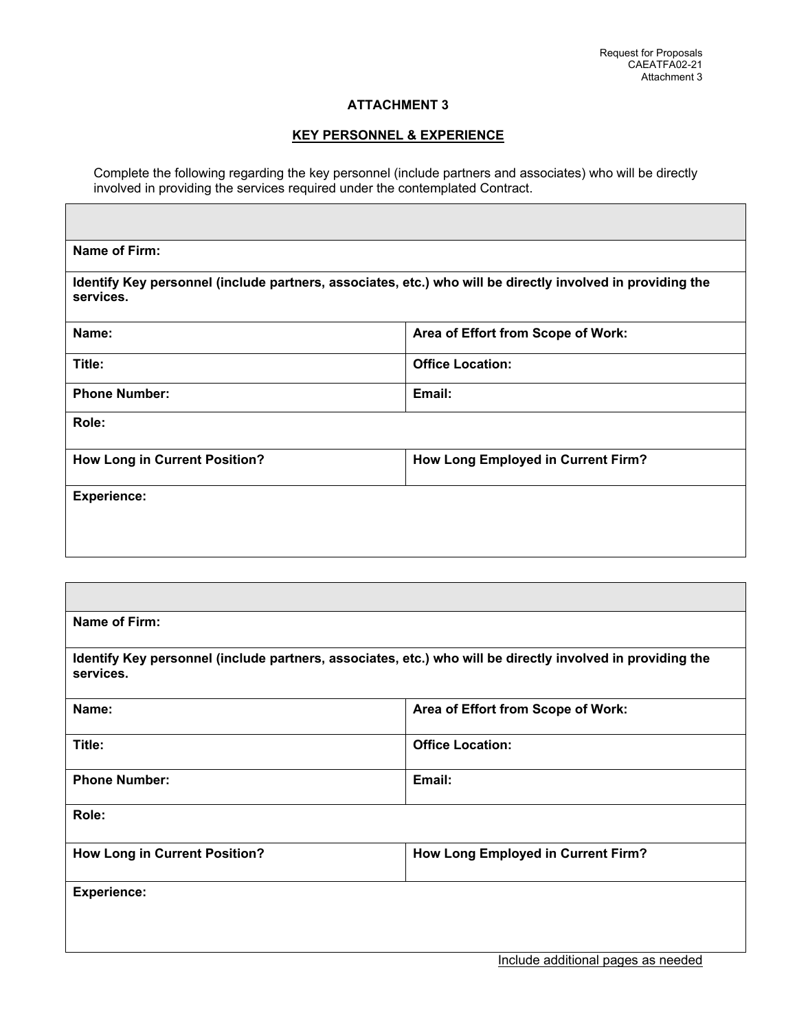## ATTACHMENT 3

## KEY PERSONNEL & EXPERIENCE

Complete the following regarding the key personnel (include partners and associates) who will be directly involved in providing the services required under the contemplated Contract.

| | |
|---|---|
| **Name of Firm:** | |
| **Identify Key personnel (include partners, associates, etc.) who will be directly involved in providing the services.** | |
| **Name:** | **Area of Effort from Scope of Work:** |
| **Title:** | **Office Location:** |
| **Phone Number:** | **Email:** |
| **Role:** | |
| **How Long in Current Position?** | **How Long Employed in Current Firm?** |
| **Experience:** | |

| | |
|---|---|
| **Name of Firm:** | |
| **Identify Key personnel (include partners, associates, etc.) who will be directly involved in providing the services.** | |
| **Name:** | **Area of Effort from Scope of Work:** |
| **Title:** | **Office Location:** |
| **Phone Number:** | **Email:** |
| **Role:** | |
| **How Long in Current Position?** | **How Long Employed in Current Firm?** |
| **Experience:** | |

Include additional pages as needed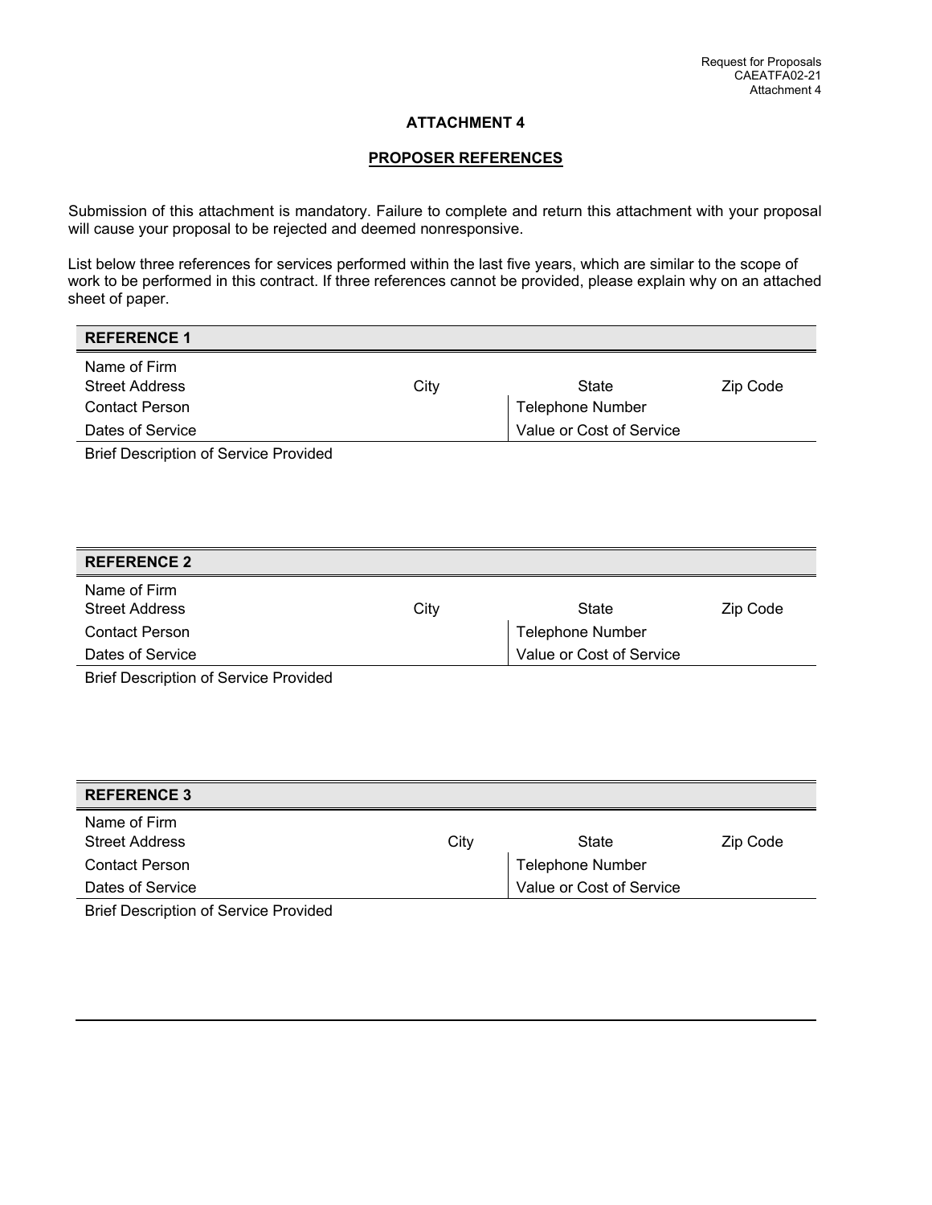# ATTACHMENT 4

## PROPOSER REFERENCES

Submission of this attachment is mandatory. Failure to complete and return this attachment with your proposal will cause your proposal to be rejected and deemed nonresponsive.

List below three references for services performed within the last five years, which are similar to the scope of work to be performed in this contract. If three references cannot be provided, please explain why on an attached sheet of paper.

| **REFERENCE 1** | | | |
|---|---|---|---|
| Name of Firm | | | |
| Street Address | City | State | Zip Code |
| Contact Person | | Telephone Number | |
| Dates of Service | | Value or Cost of Service | |
| Brief Description of Service Provided | | | |

| **REFERENCE 2** | | | |
|---|---|---|---|
| Name of Firm | | | |
| Street Address | City | State | Zip Code |
| Contact Person | | Telephone Number | |
| Dates of Service | | Value or Cost of Service | |
| Brief Description of Service Provided | | | |

| **REFERENCE 3** | | | |
|---|---|---|---|
| Name of Firm | | | |
| Street Address | City | State | Zip Code |
| Contact Person | | Telephone Number | |
| Dates of Service | | Value or Cost of Service | |
| Brief Description of Service Provided | | | |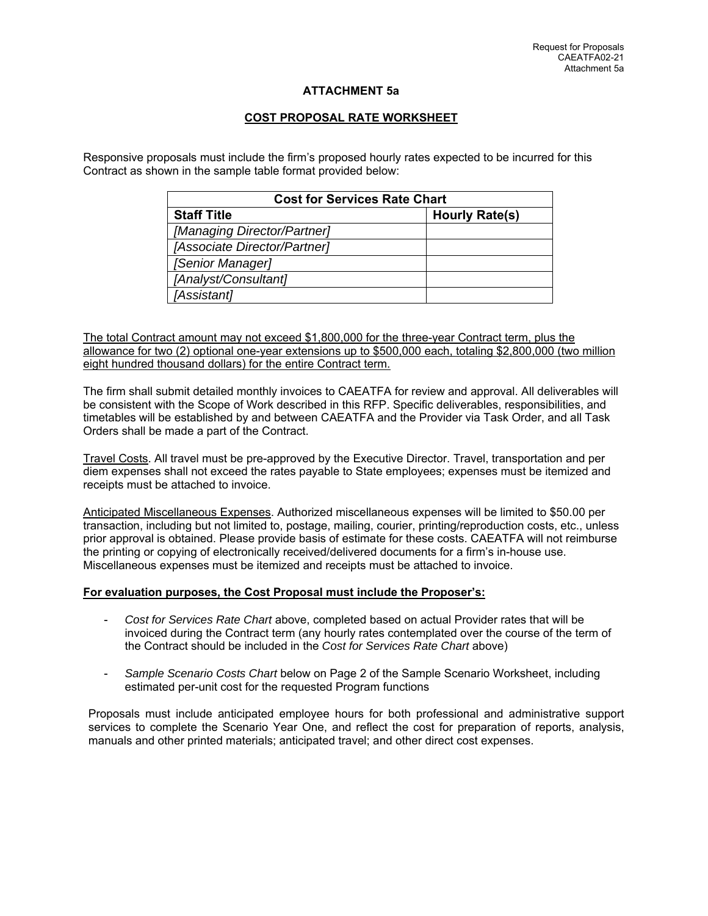# ATTACHMENT 5a

## COST PROPOSAL RATE WORKSHEET

Responsive proposals must include the firm's proposed hourly rates expected to be incurred for this Contract as shown in the sample table format provided below:

| Cost for Services Rate Chart | |
|---|---|
| **Staff Title** | **Hourly Rate(s)** |
| *[Managing Director/Partner]* | |
| *[Associate Director/Partner]* | |
| *[Senior Manager]* | |
| *[Analyst/Consultant]* | |
| *[Assistant]* | |

The total Contract amount may not exceed $1,800,000 for the three-year Contract term, plus the allowance for two (2) optional one-year extensions up to $500,000 each, totaling $2,800,000 (two million eight hundred thousand dollars) for the entire Contract term.

The firm shall submit detailed monthly invoices to CAEATFA for review and approval. All deliverables will be consistent with the Scope of Work described in this RFP. Specific deliverables, responsibilities, and timetables will be established by and between CAEATFA and the Provider via Task Order, and all Task Orders shall be made a part of the Contract.

Travel Costs. All travel must be pre-approved by the Executive Director. Travel, transportation and per diem expenses shall not exceed the rates payable to State employees; expenses must be itemized and receipts must be attached to invoice.

Anticipated Miscellaneous Expenses. Authorized miscellaneous expenses will be limited to $50.00 per transaction, including but not limited to, postage, mailing, courier, printing/reproduction costs, etc., unless prior approval is obtained. Please provide basis of estimate for these costs. CAEATFA will not reimburse the printing or copying of electronically received/delivered documents for a firm's in-house use. Miscellaneous expenses must be itemized and receipts must be attached to invoice.

**For evaluation purposes, the Cost Proposal must include the Proposer's:**

- *Cost for Services Rate Chart* above, completed based on actual Provider rates that will be invoiced during the Contract term (any hourly rates contemplated over the course of the term of the Contract should be included in the *Cost for Services Rate Chart* above)
- *Sample Scenario Costs Chart* below on Page 2 of the Sample Scenario Worksheet, including estimated per-unit cost for the requested Program functions

Proposals must include anticipated employee hours for both professional and administrative support services to complete the Scenario Year One, and reflect the cost for preparation of reports, analysis, manuals and other printed materials; anticipated travel; and other direct cost expenses.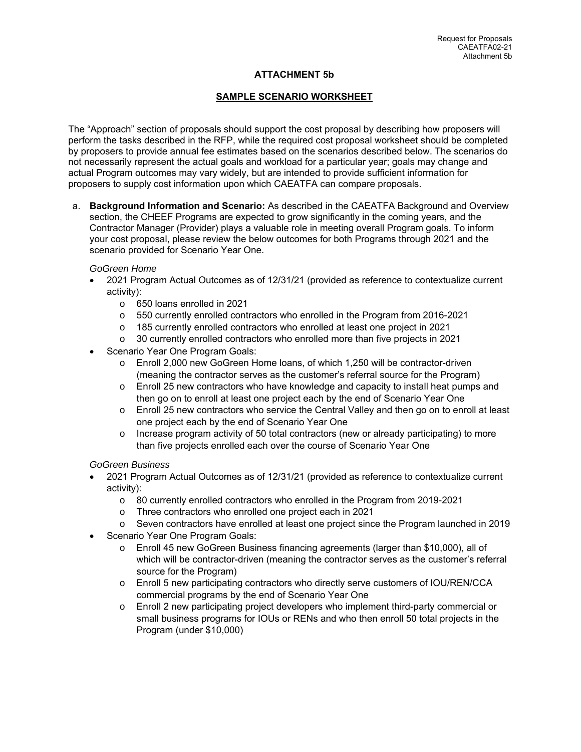## ATTACHMENT 5b

## SAMPLE SCENARIO WORKSHEET

The "Approach" section of proposals should support the cost proposal by describing how proposers will perform the tasks described in the RFP, while the required cost proposal worksheet should be completed by proposers to provide annual fee estimates based on the scenarios described below. The scenarios do not necessarily represent the actual goals and workload for a particular year; goals may change and actual Program outcomes may vary widely, but are intended to provide sufficient information for proposers to supply cost information upon which CAEATFA can compare proposals.

a. **Background Information and Scenario:** As described in the CAEATFA Background and Overview section, the CHEEF Programs are expected to grow significantly in the coming years, and the Contractor Manager (Provider) plays a valuable role in meeting overall Program goals. To inform your cost proposal, please review the below outcomes for both Programs through 2021 and the scenario provided for Scenario Year One.

   *GoGreen Home*

   - 2021 Program Actual Outcomes as of 12/31/21 (provided as reference to contextualize current activity):
     - 650 loans enrolled in 2021
     - 550 currently enrolled contractors who enrolled in the Program from 2016-2021
     - 185 currently enrolled contractors who enrolled at least one project in 2021
     - 30 currently enrolled contractors who enrolled more than five projects in 2021
   - Scenario Year One Program Goals:
     - Enroll 2,000 new GoGreen Home loans, of which 1,250 will be contractor-driven (meaning the contractor serves as the customer's referral source for the Program)
     - Enroll 25 new contractors who have knowledge and capacity to install heat pumps and then go on to enroll at least one project each by the end of Scenario Year One
     - Enroll 25 new contractors who service the Central Valley and then go on to enroll at least one project each by the end of Scenario Year One
     - Increase program activity of 50 total contractors (new or already participating) to more than five projects enrolled each over the course of Scenario Year One

   *GoGreen Business*

   - 2021 Program Actual Outcomes as of 12/31/21 (provided as reference to contextualize current activity):
     - 80 currently enrolled contractors who enrolled in the Program from 2019-2021
     - Three contractors who enrolled one project each in 2021
     - Seven contractors have enrolled at least one project since the Program launched in 2019
   - Scenario Year One Program Goals:
     - Enroll 45 new GoGreen Business financing agreements (larger than $10,000), all of which will be contractor-driven (meaning the contractor serves as the customer's referral source for the Program)
     - Enroll 5 new participating contractors who directly serve customers of IOU/REN/CCA commercial programs by the end of Scenario Year One
     - Enroll 2 new participating project developers who implement third-party commercial or small business programs for IOUs or RENs and who then enroll 50 total projects in the Program (under $10,000)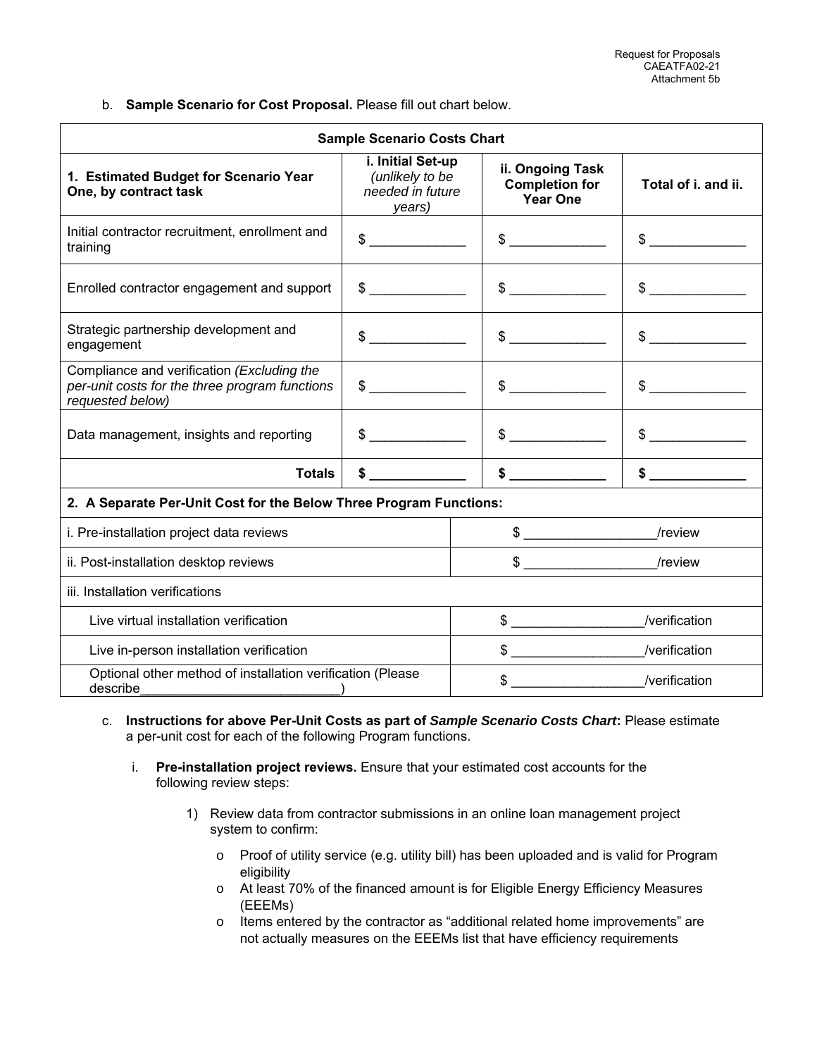b. **Sample Scenario for Cost Proposal.** Please fill out chart below.

| **Sample Scenario Costs Chart** | | | |
|---|---|---|---|
| **1. Estimated Budget for Scenario Year One, by contract task** | **i. Initial Set-up** *(unlikely to be needed in future years)* | **ii. Ongoing Task Completion for Year One** | **Total of i. and ii.** |
| Initial contractor recruitment, enrollment and training | $ ____________ | $ ____________ | $ ____________ |
| Enrolled contractor engagement and support | $ ____________ | $ ____________ | $ ____________ |
| Strategic partnership development and engagement | $ ____________ | $ ____________ | $ ____________ |
| Compliance and verification *(Excluding the per-unit costs for the three program functions requested below)* | $ ____________ | $ ____________ | $ ____________ |
| Data management, insights and reporting | $ ____________ | $ ____________ | $ ____________ |
| **Totals** | **$ ____________** | **$ ____________** | **$ ____________** |
| **2. A Separate Per-Unit Cost for the Below Three Program Functions:** | | | |
| i. Pre-installation project data reviews | $ ________________/review | | |
| ii. Post-installation desktop reviews | $ ________________/review | | |
| iii. Installation verifications | | | |
| Live virtual installation verification | $ ________________/verification | | |
| Live in-person installation verification | $ ________________/verification | | |
| Optional other method of installation verification (Please describe__________________________) | $ ________________/verification | | |

c. **Instructions for above Per-Unit Costs as part of *Sample Scenario Costs Chart*:** Please estimate a per-unit cost for each of the following Program functions.

i. **Pre-installation project reviews.** Ensure that your estimated cost accounts for the following review steps:

1) Review data from contractor submissions in an online loan management project system to confirm:

- Proof of utility service (e.g. utility bill) has been uploaded and is valid for Program eligibility
- At least 70% of the financed amount is for Eligible Energy Efficiency Measures (EEEMs)
- Items entered by the contractor as "additional related home improvements" are not actually measures on the EEEMs list that have efficiency requirements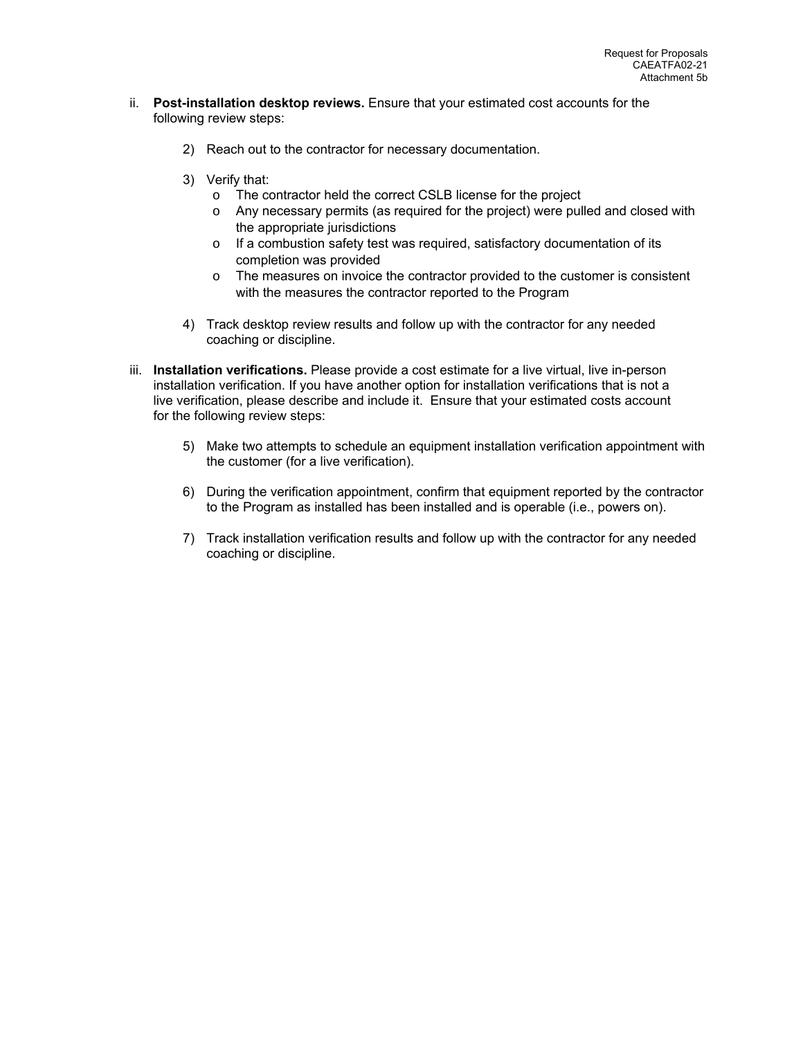ii. **Post-installation desktop reviews.** Ensure that your estimated cost accounts for the following review steps:

   2) Reach out to the contractor for necessary documentation.

   3) Verify that:
      - The contractor held the correct CSLB license for the project
      - Any necessary permits (as required for the project) were pulled and closed with the appropriate jurisdictions
      - If a combustion safety test was required, satisfactory documentation of its completion was provided
      - The measures on invoice the contractor provided to the customer is consistent with the measures the contractor reported to the Program

   4) Track desktop review results and follow up with the contractor for any needed coaching or discipline.

iii. **Installation verifications.** Please provide a cost estimate for a live virtual, live in-person installation verification. If you have another option for installation verifications that is not a live verification, please describe and include it. Ensure that your estimated costs account for the following review steps:

   5) Make two attempts to schedule an equipment installation verification appointment with the customer (for a live verification).

   6) During the verification appointment, confirm that equipment reported by the contractor to the Program as installed has been installed and is operable (i.e., powers on).

   7) Track installation verification results and follow up with the contractor for any needed coaching or discipline.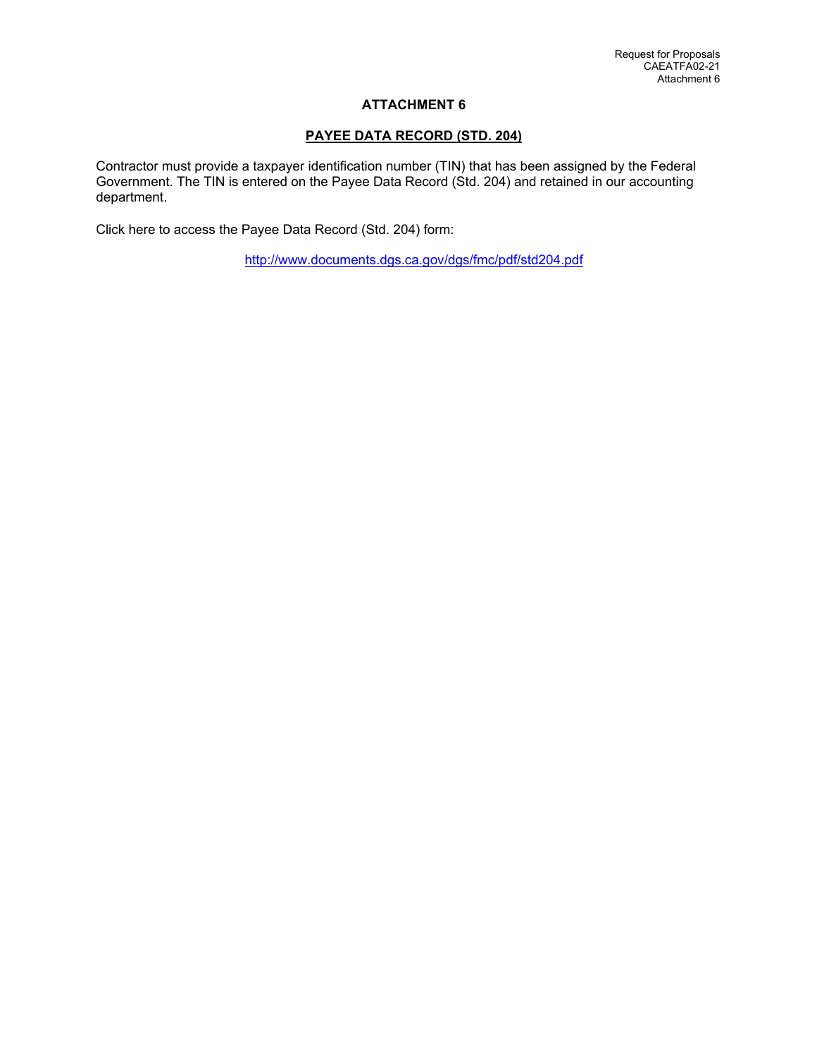# ATTACHMENT 6

## PAYEE DATA RECORD (STD. 204)

Contractor must provide a taxpayer identification number (TIN) that has been assigned by the Federal Government. The TIN is entered on the Payee Data Record (Std. 204) and retained in our accounting department.

Click here to access the Payee Data Record (Std. 204) form:

http://www.documents.dgs.ca.gov/dgs/fmc/pdf/std204.pdf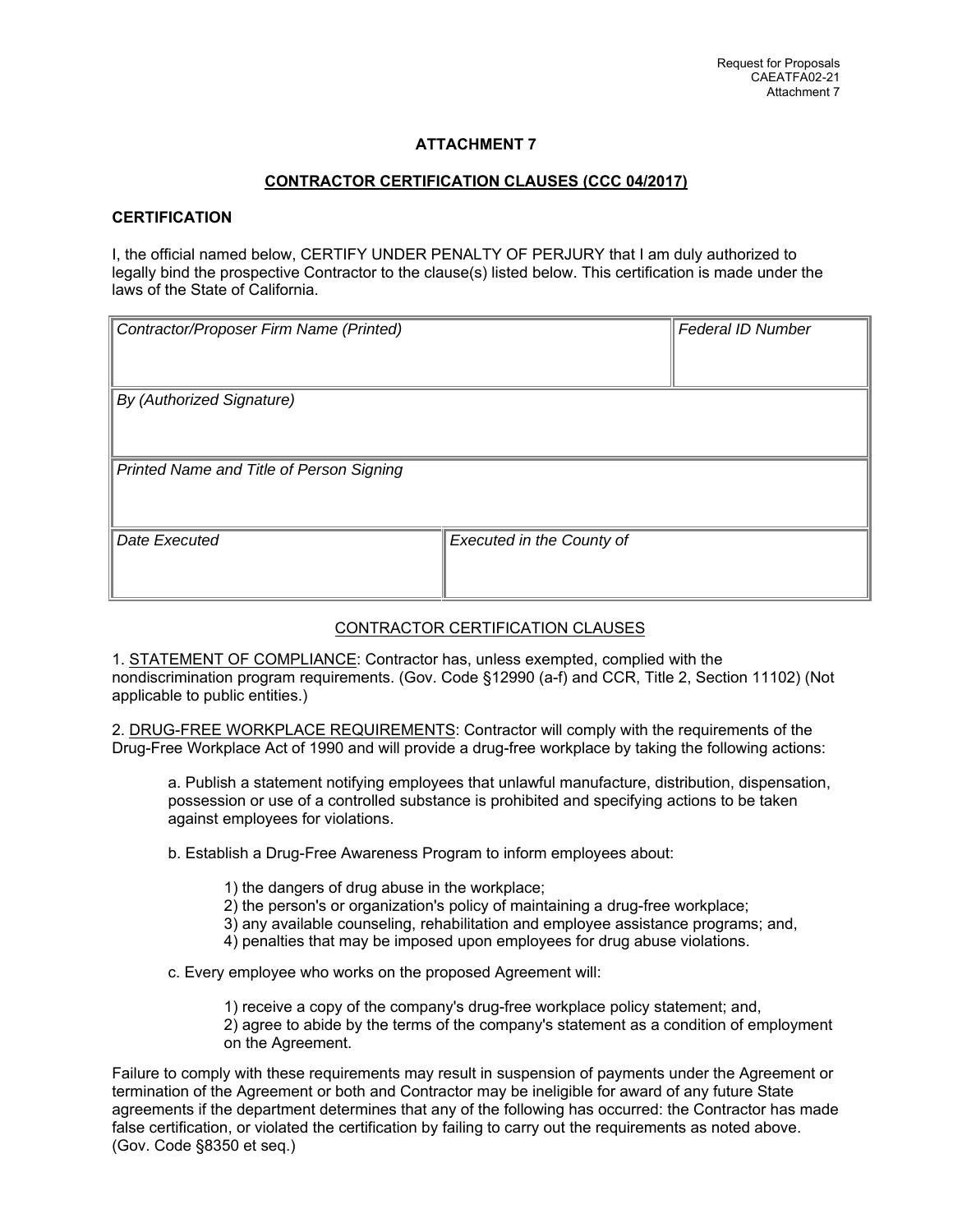Request for Proposals
CAEATFA02-21
Attachment 7

# ATTACHMENT 7

## CONTRACTOR CERTIFICATION CLAUSES (CCC 04/2017)

### CERTIFICATION

I, the official named below, CERTIFY UNDER PENALTY OF PERJURY that I am duly authorized to legally bind the prospective Contractor to the clause(s) listed below. This certification is made under the laws of the State of California.

| *Contractor/Proposer Firm Name (Printed)* | | *Federal ID Number* |
| --- | --- | --- |
| *By (Authorized Signature)* | | |
| *Printed Name and Title of Person Signing* | | |
| *Date Executed* | *Executed in the County of* | |

CONTRACTOR CERTIFICATION CLAUSES

1. STATEMENT OF COMPLIANCE: Contractor has, unless exempted, complied with the nondiscrimination program requirements. (Gov. Code §12990 (a-f) and CCR, Title 2, Section 11102) (Not applicable to public entities.)

2. DRUG-FREE WORKPLACE REQUIREMENTS: Contractor will comply with the requirements of the Drug-Free Workplace Act of 1990 and will provide a drug-free workplace by taking the following actions:

a. Publish a statement notifying employees that unlawful manufacture, distribution, dispensation, possession or use of a controlled substance is prohibited and specifying actions to be taken against employees for violations.

b. Establish a Drug-Free Awareness Program to inform employees about:

1) the dangers of drug abuse in the workplace;
2) the person's or organization's policy of maintaining a drug-free workplace;
3) any available counseling, rehabilitation and employee assistance programs; and,
4) penalties that may be imposed upon employees for drug abuse violations.

c. Every employee who works on the proposed Agreement will:

1) receive a copy of the company's drug-free workplace policy statement; and,
2) agree to abide by the terms of the company's statement as a condition of employment on the Agreement.

Failure to comply with these requirements may result in suspension of payments under the Agreement or termination of the Agreement or both and Contractor may be ineligible for award of any future State agreements if the department determines that any of the following has occurred: the Contractor has made false certification, or violated the certification by failing to carry out the requirements as noted above. (Gov. Code §8350 et seq.)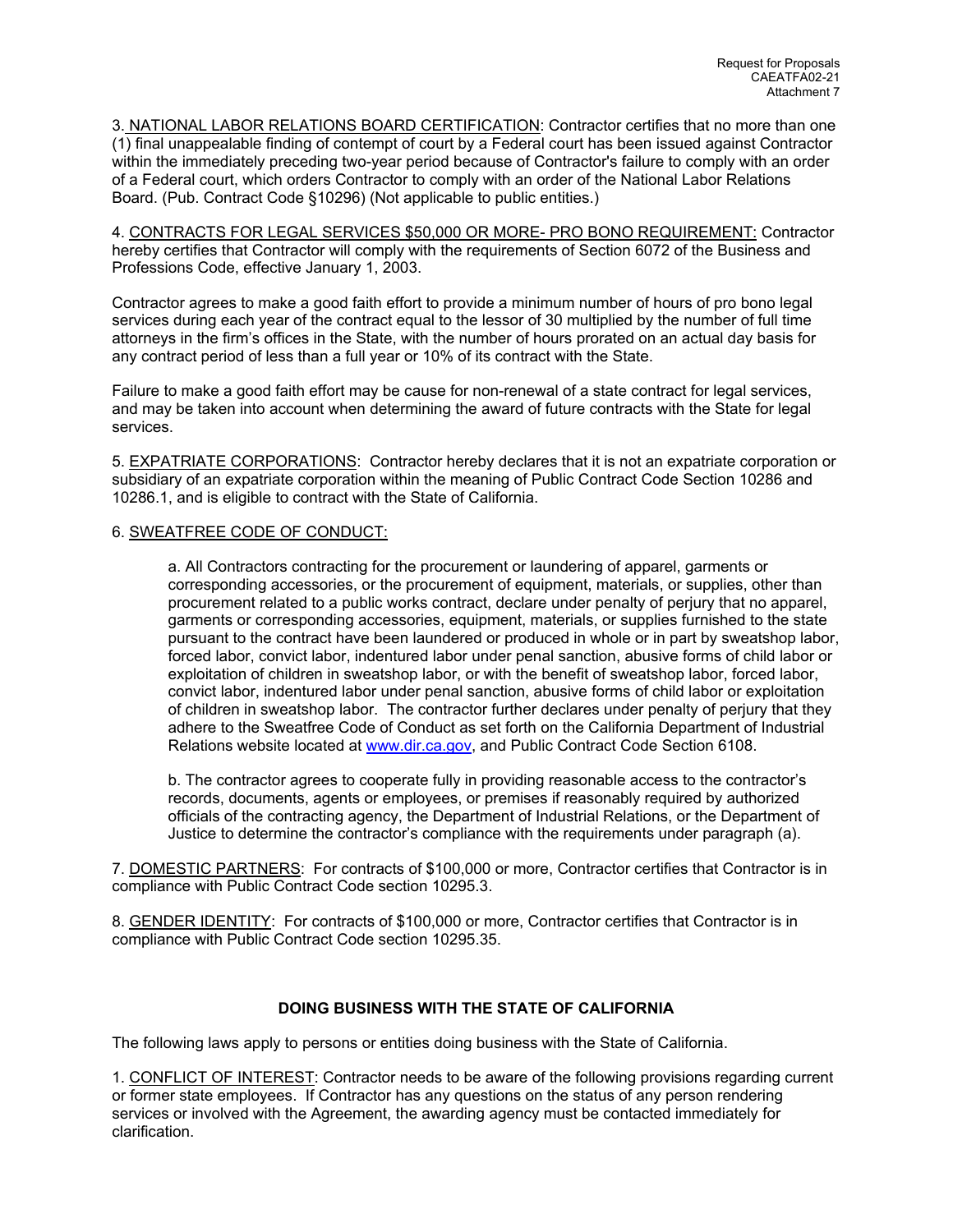3. NATIONAL LABOR RELATIONS BOARD CERTIFICATION: Contractor certifies that no more than one (1) final unappealable finding of contempt of court by a Federal court has been issued against Contractor within the immediately preceding two-year period because of Contractor's failure to comply with an order of a Federal court, which orders Contractor to comply with an order of the National Labor Relations Board. (Pub. Contract Code §10296) (Not applicable to public entities.)

4. CONTRACTS FOR LEGAL SERVICES $50,000 OR MORE- PRO BONO REQUIREMENT: Contractor hereby certifies that Contractor will comply with the requirements of Section 6072 of the Business and Professions Code, effective January 1, 2003.

Contractor agrees to make a good faith effort to provide a minimum number of hours of pro bono legal services during each year of the contract equal to the lessor of 30 multiplied by the number of full time attorneys in the firm's offices in the State, with the number of hours prorated on an actual day basis for any contract period of less than a full year or 10% of its contract with the State.

Failure to make a good faith effort may be cause for non-renewal of a state contract for legal services, and may be taken into account when determining the award of future contracts with the State for legal services.

5. EXPATRIATE CORPORATIONS: Contractor hereby declares that it is not an expatriate corporation or subsidiary of an expatriate corporation within the meaning of Public Contract Code Section 10286 and 10286.1, and is eligible to contract with the State of California.

6. SWEATFREE CODE OF CONDUCT:

a. All Contractors contracting for the procurement or laundering of apparel, garments or corresponding accessories, or the procurement of equipment, materials, or supplies, other than procurement related to a public works contract, declare under penalty of perjury that no apparel, garments or corresponding accessories, equipment, materials, or supplies furnished to the state pursuant to the contract have been laundered or produced in whole or in part by sweatshop labor, forced labor, convict labor, indentured labor under penal sanction, abusive forms of child labor or exploitation of children in sweatshop labor, or with the benefit of sweatshop labor, forced labor, convict labor, indentured labor under penal sanction, abusive forms of child labor or exploitation of children in sweatshop labor. The contractor further declares under penalty of perjury that they adhere to the Sweatfree Code of Conduct as set forth on the California Department of Industrial Relations website located at www.dir.ca.gov, and Public Contract Code Section 6108.

b. The contractor agrees to cooperate fully in providing reasonable access to the contractor's records, documents, agents or employees, or premises if reasonably required by authorized officials of the contracting agency, the Department of Industrial Relations, or the Department of Justice to determine the contractor's compliance with the requirements under paragraph (a).

7. DOMESTIC PARTNERS: For contracts of $100,000 or more, Contractor certifies that Contractor is in compliance with Public Contract Code section 10295.3.

8. GENDER IDENTITY: For contracts of $100,000 or more, Contractor certifies that Contractor is in compliance with Public Contract Code section 10295.35.

## DOING BUSINESS WITH THE STATE OF CALIFORNIA

The following laws apply to persons or entities doing business with the State of California.

1. CONFLICT OF INTEREST: Contractor needs to be aware of the following provisions regarding current or former state employees. If Contractor has any questions on the status of any person rendering services or involved with the Agreement, the awarding agency must be contacted immediately for clarification.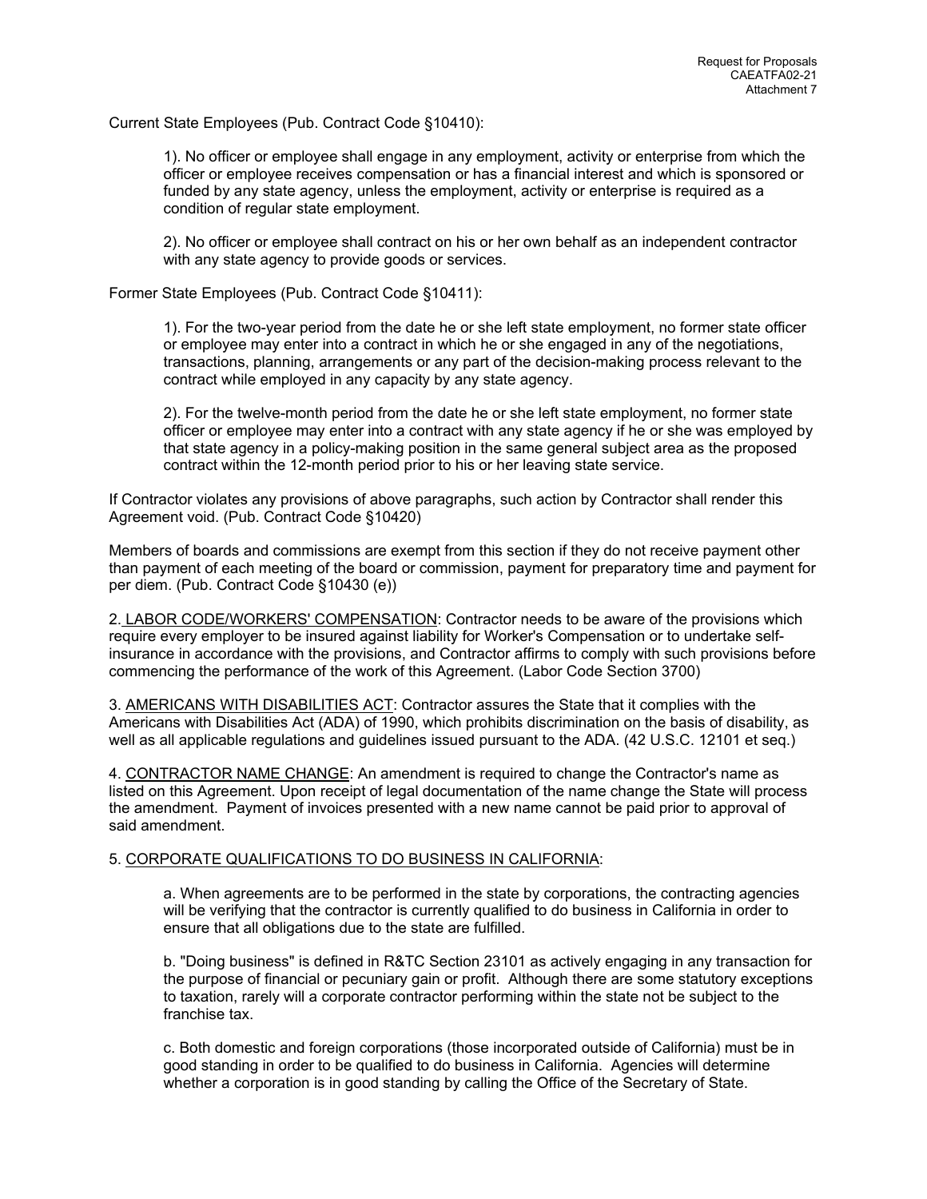Current State Employees (Pub. Contract Code §10410):

1). No officer or employee shall engage in any employment, activity or enterprise from which the officer or employee receives compensation or has a financial interest and which is sponsored or funded by any state agency, unless the employment, activity or enterprise is required as a condition of regular state employment.

2). No officer or employee shall contract on his or her own behalf as an independent contractor with any state agency to provide goods or services.

Former State Employees (Pub. Contract Code §10411):

1). For the two-year period from the date he or she left state employment, no former state officer or employee may enter into a contract in which he or she engaged in any of the negotiations, transactions, planning, arrangements or any part of the decision-making process relevant to the contract while employed in any capacity by any state agency.

2). For the twelve-month period from the date he or she left state employment, no former state officer or employee may enter into a contract with any state agency if he or she was employed by that state agency in a policy-making position in the same general subject area as the proposed contract within the 12-month period prior to his or her leaving state service.

If Contractor violates any provisions of above paragraphs, such action by Contractor shall render this Agreement void. (Pub. Contract Code §10420)

Members of boards and commissions are exempt from this section if they do not receive payment other than payment of each meeting of the board or commission, payment for preparatory time and payment for per diem. (Pub. Contract Code §10430 (e))

2. <u>LABOR CODE/WORKERS' COMPENSATION</u>: Contractor needs to be aware of the provisions which require every employer to be insured against liability for Worker's Compensation or to undertake self-insurance in accordance with the provisions, and Contractor affirms to comply with such provisions before commencing the performance of the work of this Agreement. (Labor Code Section 3700)

3. <u>AMERICANS WITH DISABILITIES ACT</u>: Contractor assures the State that it complies with the Americans with Disabilities Act (ADA) of 1990, which prohibits discrimination on the basis of disability, as well as all applicable regulations and guidelines issued pursuant to the ADA. (42 U.S.C. 12101 et seq.)

4. <u>CONTRACTOR NAME CHANGE</u>: An amendment is required to change the Contractor's name as listed on this Agreement. Upon receipt of legal documentation of the name change the State will process the amendment. Payment of invoices presented with a new name cannot be paid prior to approval of said amendment.

5. <u>CORPORATE QUALIFICATIONS TO DO BUSINESS IN CALIFORNIA</u>:

a. When agreements are to be performed in the state by corporations, the contracting agencies will be verifying that the contractor is currently qualified to do business in California in order to ensure that all obligations due to the state are fulfilled.

b. "Doing business" is defined in R&TC Section 23101 as actively engaging in any transaction for the purpose of financial or pecuniary gain or profit. Although there are some statutory exceptions to taxation, rarely will a corporate contractor performing within the state not be subject to the franchise tax.

c. Both domestic and foreign corporations (those incorporated outside of California) must be in good standing in order to be qualified to do business in California. Agencies will determine whether a corporation is in good standing by calling the Office of the Secretary of State.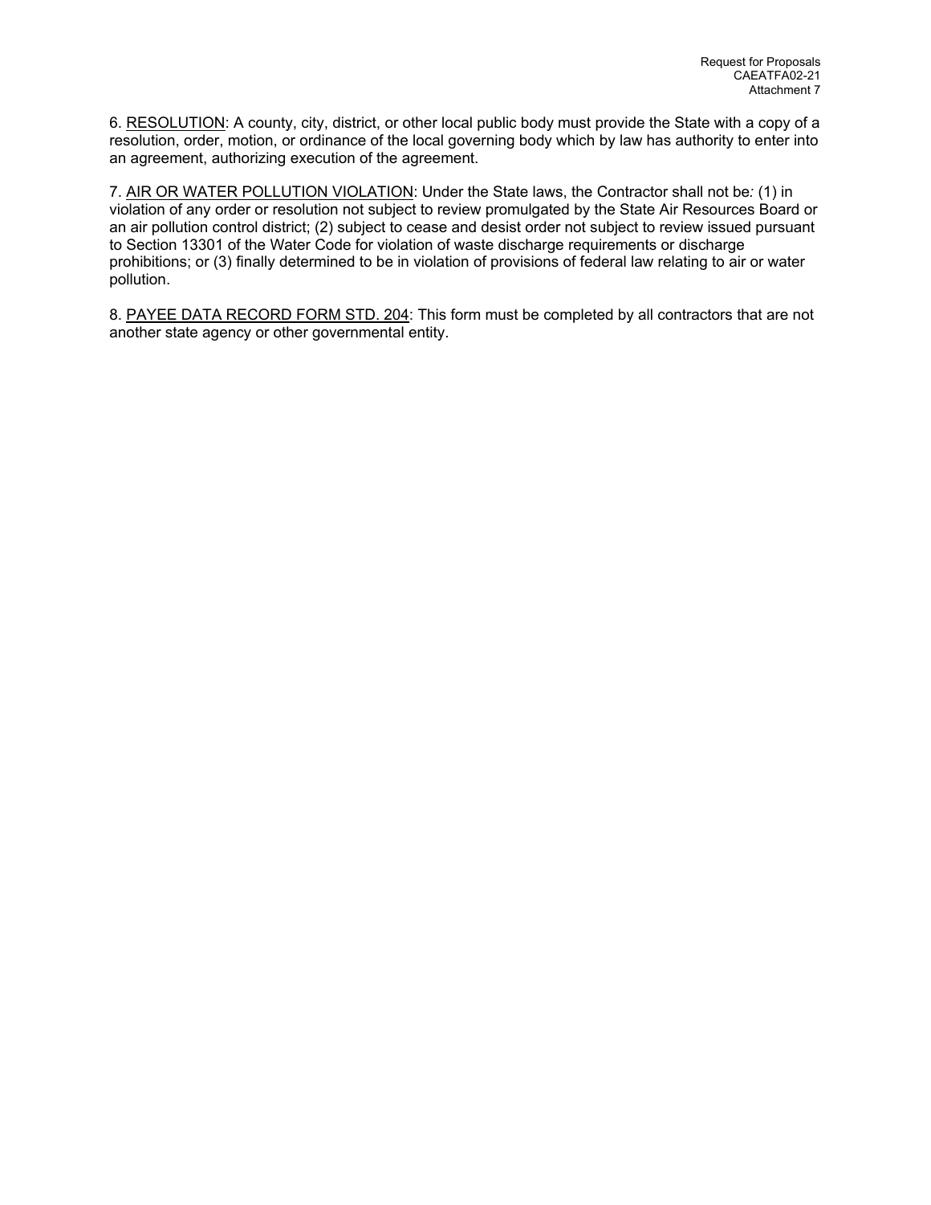6. <u>RESOLUTION</u>: A county, city, district, or other local public body must provide the State with a copy of a resolution, order, motion, or ordinance of the local governing body which by law has authority to enter into an agreement, authorizing execution of the agreement.

7. <u>AIR OR WATER POLLUTION VIOLATION</u>: Under the State laws, the Contractor shall not be: (1) in violation of any order or resolution not subject to review promulgated by the State Air Resources Board or an air pollution control district; (2) subject to cease and desist order not subject to review issued pursuant to Section 13301 of the Water Code for violation of waste discharge requirements or discharge prohibitions; or (3) finally determined to be in violation of provisions of federal law relating to air or water pollution.

8. <u>PAYEE DATA RECORD FORM STD. 204</u>: This form must be completed by all contractors that are not another state agency or other governmental entity.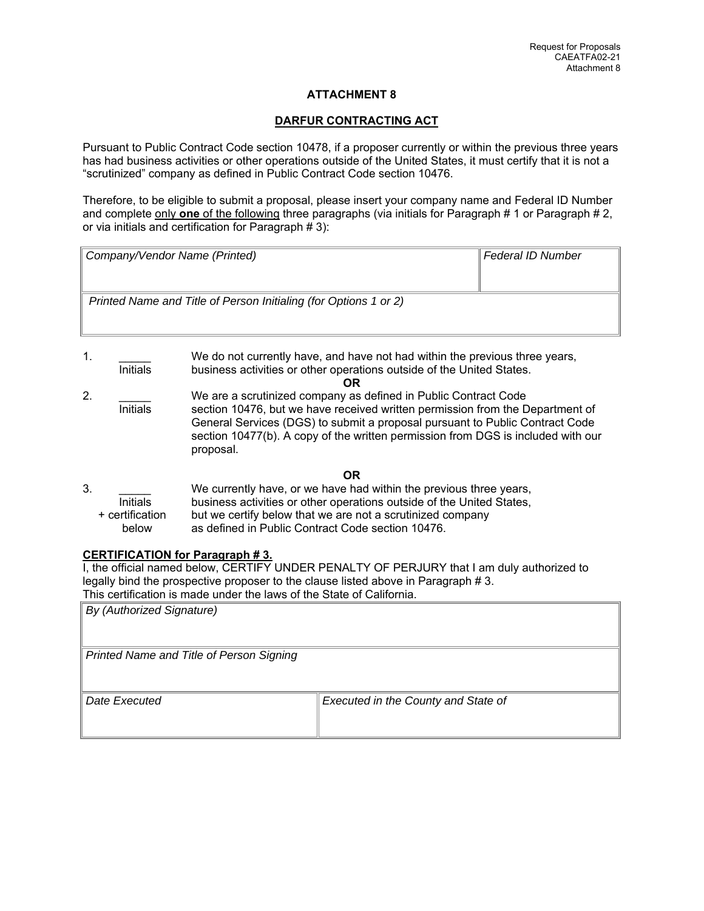Request for Proposals
CAEATFA02-21
Attachment 8

## ATTACHMENT 8

## DARFUR CONTRACTING ACT

Pursuant to Public Contract Code section 10478, if a proposer currently or within the previous three years has had business activities or other operations outside of the United States, it must certify that it is not a "scrutinized" company as defined in Public Contract Code section 10476.

Therefore, to be eligible to submit a proposal, please insert your company name and Federal ID Number and complete only **one** of the following three paragraphs (via initials for Paragraph # 1 or Paragraph # 2, or via initials and certification for Paragraph # 3):

| *Company/Vendor Name (Printed)* | *Federal ID Number* |
| --- | --- |
| *Printed Name and Title of Person Initialing (for Options 1 or 2)* | |

1. _____ Initials — We do not currently have, and have not had within the previous three years, business activities or other operations outside of the United States.

**OR**

2. _____ Initials — We are a scrutinized company as defined in Public Contract Code section 10476, but we have received written permission from the Department of General Services (DGS) to submit a proposal pursuant to Public Contract Code section 10477(b). A copy of the written permission from DGS is included with our proposal.

**OR**

3. _____ Initials + certification below — We currently have, or we have had within the previous three years, business activities or other operations outside of the United States, but we certify below that we are not a scrutinized company as defined in Public Contract Code section 10476.

**CERTIFICATION for Paragraph # 3.**

I, the official named below, CERTIFY UNDER PENALTY OF PERJURY that I am duly authorized to legally bind the prospective proposer to the clause listed above in Paragraph # 3.
This certification is made under the laws of the State of California.

| *By (Authorized Signature)* | |
| --- | --- |
| *Printed Name and Title of Person Signing* | |
| *Date Executed* | *Executed in the County and State of* |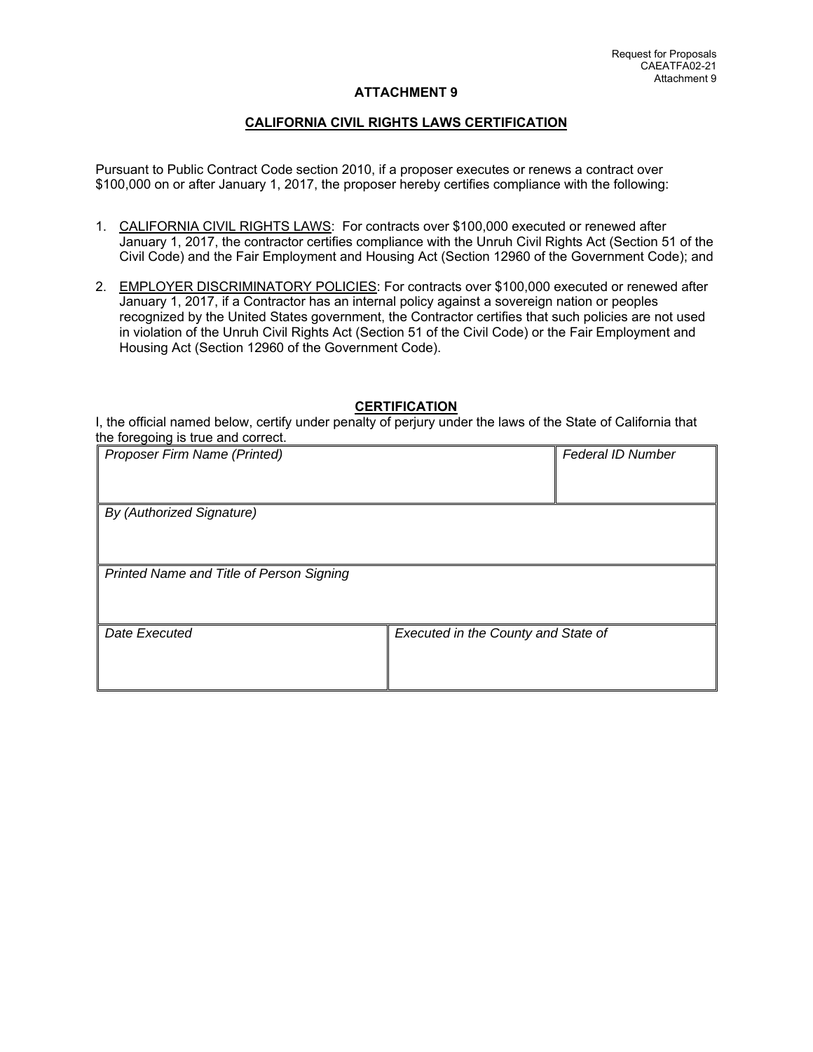Request for Proposals
CAEATFA02-21
Attachment 9

## ATTACHMENT 9

## CALIFORNIA CIVIL RIGHTS LAWS CERTIFICATION

Pursuant to Public Contract Code section 2010, if a proposer executes or renews a contract over $100,000 on or after January 1, 2017, the proposer hereby certifies compliance with the following:

1. CALIFORNIA CIVIL RIGHTS LAWS: For contracts over $100,000 executed or renewed after January 1, 2017, the contractor certifies compliance with the Unruh Civil Rights Act (Section 51 of the Civil Code) and the Fair Employment and Housing Act (Section 12960 of the Government Code); and

2. EMPLOYER DISCRIMINATORY POLICIES: For contracts over $100,000 executed or renewed after January 1, 2017, if a Contractor has an internal policy against a sovereign nation or peoples recognized by the United States government, the Contractor certifies that such policies are not used in violation of the Unruh Civil Rights Act (Section 51 of the Civil Code) or the Fair Employment and Housing Act (Section 12960 of the Government Code).

### CERTIFICATION

I, the official named below, certify under penalty of perjury under the laws of the State of California that the foregoing is true and correct.

| *Proposer Firm Name (Printed)* | | *Federal ID Number* |
|---|---|---|
| *By (Authorized Signature)* | | |
| *Printed Name and Title of Person Signing* | | |
| *Date Executed* | *Executed in the County and State of* | |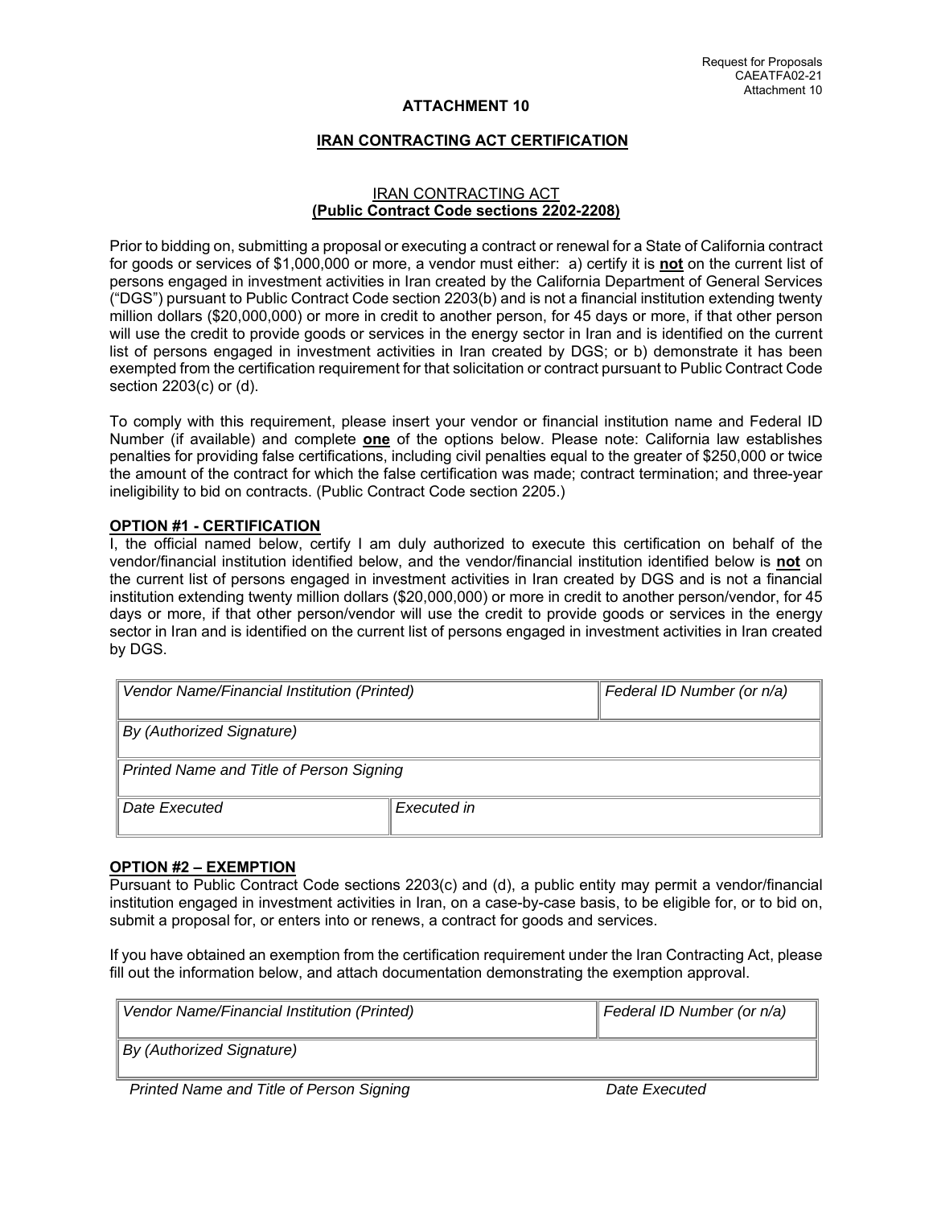Request for Proposals
CAEATFA02-21
Attachment 10

# ATTACHMENT 10

## IRAN CONTRACTING ACT CERTIFICATION

### IRAN CONTRACTING ACT
**(Public Contract Code sections 2202-2208)**

Prior to bidding on, submitting a proposal or executing a contract or renewal for a State of California contract for goods or services of $1,000,000 or more, a vendor must either: a) certify it is **not** on the current list of persons engaged in investment activities in Iran created by the California Department of General Services ("DGS") pursuant to Public Contract Code section 2203(b) and is not a financial institution extending twenty million dollars ($20,000,000) or more in credit to another person, for 45 days or more, if that other person will use the credit to provide goods or services in the energy sector in Iran and is identified on the current list of persons engaged in investment activities in Iran created by DGS; or b) demonstrate it has been exempted from the certification requirement for that solicitation or contract pursuant to Public Contract Code section 2203(c) or (d).

To comply with this requirement, please insert your vendor or financial institution name and Federal ID Number (if available) and complete **one** of the options below. Please note: California law establishes penalties for providing false certifications, including civil penalties equal to the greater of $250,000 or twice the amount of the contract for which the false certification was made; contract termination; and three-year ineligibility to bid on contracts. (Public Contract Code section 2205.)

**OPTION #1 - CERTIFICATION**

I, the official named below, certify I am duly authorized to execute this certification on behalf of the vendor/financial institution identified below, and the vendor/financial institution identified below is **not** on the current list of persons engaged in investment activities in Iran created by DGS and is not a financial institution extending twenty million dollars ($20,000,000) or more in credit to another person/vendor, for 45 days or more, if that other person/vendor will use the credit to provide goods or services in the energy sector in Iran and is identified on the current list of persons engaged in investment activities in Iran created by DGS.

| *Vendor Name/Financial Institution (Printed)* | | *Federal ID Number (or n/a)* |
|---|---|---|
| *By (Authorized Signature)* | | |
| *Printed Name and Title of Person Signing* | | |
| *Date Executed* | *Executed in* | |

**OPTION #2 – EXEMPTION**

Pursuant to Public Contract Code sections 2203(c) and (d), a public entity may permit a vendor/financial institution engaged in investment activities in Iran, on a case-by-case basis, to be eligible for, or to bid on, submit a proposal for, or enters into or renews, a contract for goods and services.

If you have obtained an exemption from the certification requirement under the Iran Contracting Act, please fill out the information below, and attach documentation demonstrating the exemption approval.

| *Vendor Name/Financial Institution (Printed)* | *Federal ID Number (or n/a)* |
|---|---|
| *By (Authorized Signature)* | |

*Printed Name and Title of Person Signing* *Date Executed*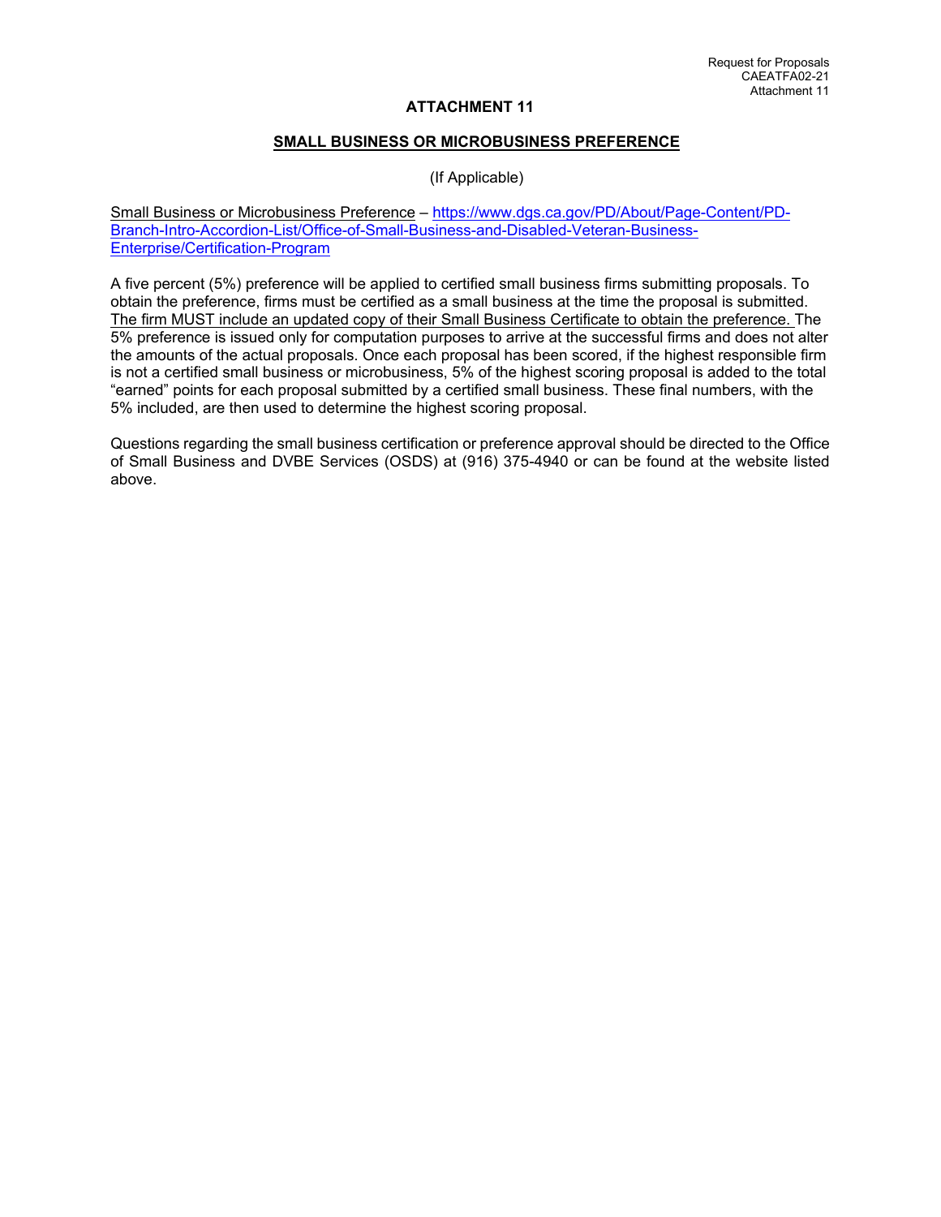# ATTACHMENT 11

## SMALL BUSINESS OR MICROBUSINESS PREFERENCE

(If Applicable)

Small Business or Microbusiness Preference – https://www.dgs.ca.gov/PD/About/Page-Content/PD-Branch-Intro-Accordion-List/Office-of-Small-Business-and-Disabled-Veteran-Business-Enterprise/Certification-Program

A five percent (5%) preference will be applied to certified small business firms submitting proposals. To obtain the preference, firms must be certified as a small business at the time the proposal is submitted. The firm MUST include an updated copy of their Small Business Certificate to obtain the preference. The 5% preference is issued only for computation purposes to arrive at the successful firms and does not alter the amounts of the actual proposals. Once each proposal has been scored, if the highest responsible firm is not a certified small business or microbusiness, 5% of the highest scoring proposal is added to the total "earned" points for each proposal submitted by a certified small business. These final numbers, with the 5% included, are then used to determine the highest scoring proposal.

Questions regarding the small business certification or preference approval should be directed to the Office of Small Business and DVBE Services (OSDS) at (916) 375-4940 or can be found at the website listed above.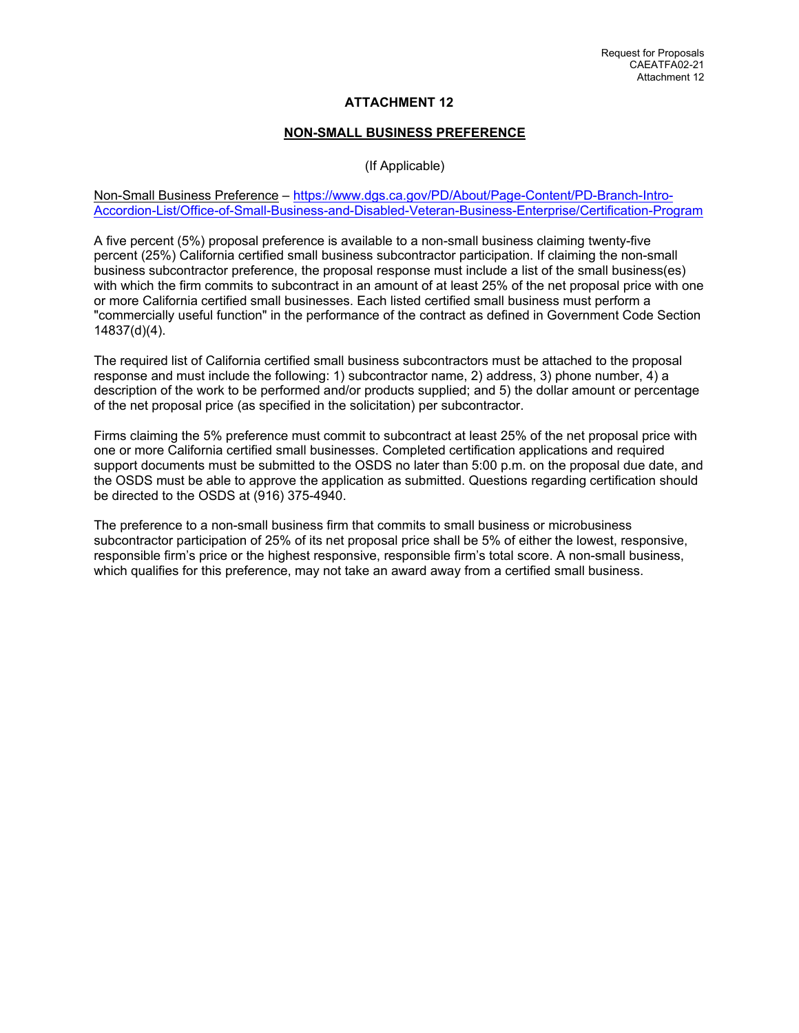# ATTACHMENT 12

## NON-SMALL BUSINESS PREFERENCE

(If Applicable)

Non-Small Business Preference – [https://www.dgs.ca.gov/PD/About/Page-Content/PD-Branch-Intro-Accordion-List/Office-of-Small-Business-and-Disabled-Veteran-Business-Enterprise/Certification-Program](https://www.dgs.ca.gov/PD/About/Page-Content/PD-Branch-Intro-Accordion-List/Office-of-Small-Business-and-Disabled-Veteran-Business-Enterprise/Certification-Program)

A five percent (5%) proposal preference is available to a non-small business claiming twenty-five percent (25%) California certified small business subcontractor participation. If claiming the non-small business subcontractor preference, the proposal response must include a list of the small business(es) with which the firm commits to subcontract in an amount of at least 25% of the net proposal price with one or more California certified small businesses. Each listed certified small business must perform a "commercially useful function" in the performance of the contract as defined in Government Code Section 14837(d)(4).

The required list of California certified small business subcontractors must be attached to the proposal response and must include the following: 1) subcontractor name, 2) address, 3) phone number, 4) a description of the work to be performed and/or products supplied; and 5) the dollar amount or percentage of the net proposal price (as specified in the solicitation) per subcontractor.

Firms claiming the 5% preference must commit to subcontract at least 25% of the net proposal price with one or more California certified small businesses. Completed certification applications and required support documents must be submitted to the OSDS no later than 5:00 p.m. on the proposal due date, and the OSDS must be able to approve the application as submitted. Questions regarding certification should be directed to the OSDS at (916) 375-4940.

The preference to a non-small business firm that commits to small business or microbusiness subcontractor participation of 25% of its net proposal price shall be 5% of either the lowest, responsive, responsible firm's price or the highest responsive, responsible firm's total score. A non-small business, which qualifies for this preference, may not take an award away from a certified small business.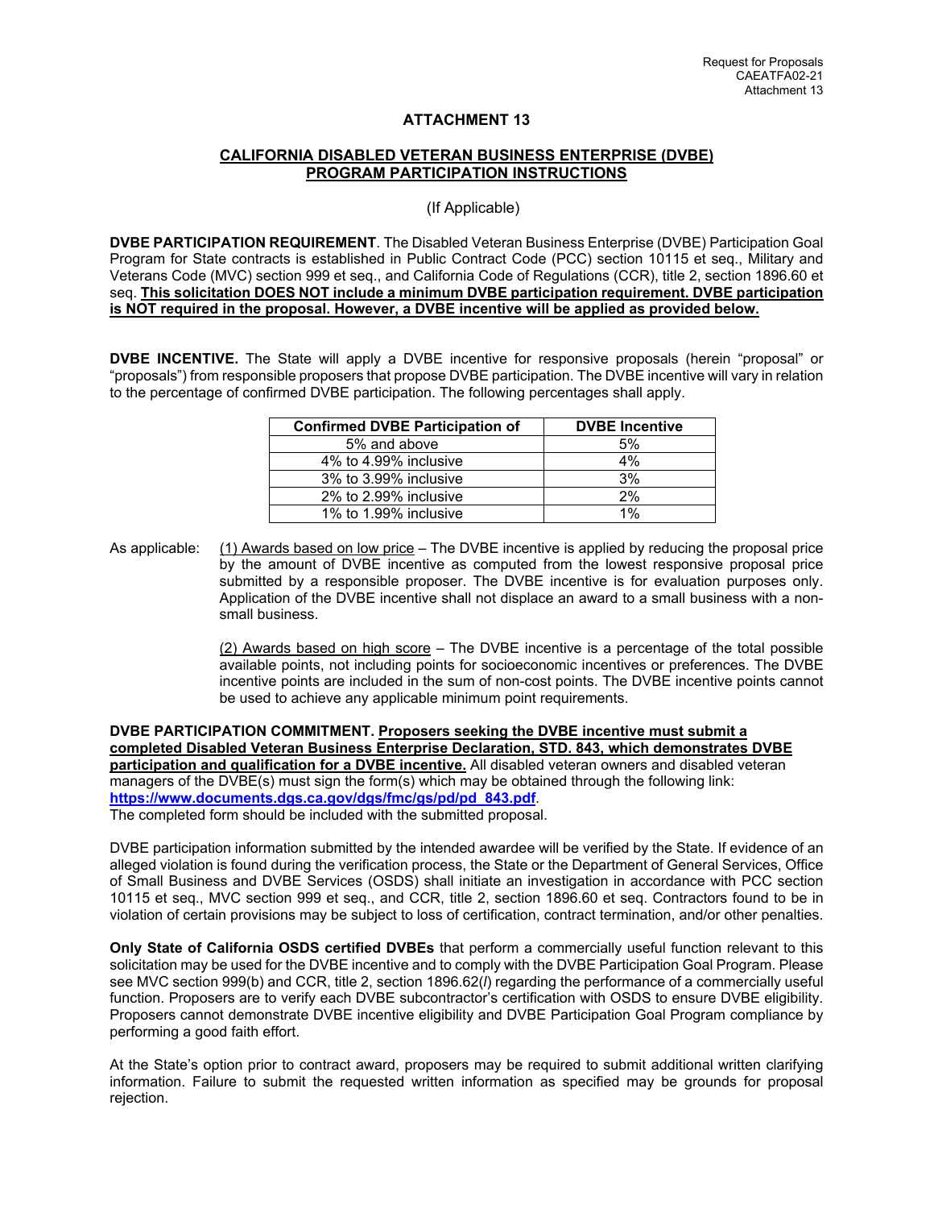# ATTACHMENT 13

## CALIFORNIA DISABLED VETERAN BUSINESS ENTERPRISE (DVBE) PROGRAM PARTICIPATION INSTRUCTIONS

(If Applicable)

**DVBE PARTICIPATION REQUIREMENT**. The Disabled Veteran Business Enterprise (DVBE) Participation Goal Program for State contracts is established in Public Contract Code (PCC) section 10115 et seq., Military and Veterans Code (MVC) section 999 et seq., and California Code of Regulations (CCR), title 2, section 1896.60 et seq. **This solicitation DOES NOT include a minimum DVBE participation requirement. DVBE participation is NOT required in the proposal. However, a DVBE incentive will be applied as provided below.**

**DVBE INCENTIVE.** The State will apply a DVBE incentive for responsive proposals (herein "proposal" or "proposals") from responsible proposers that propose DVBE participation. The DVBE incentive will vary in relation to the percentage of confirmed DVBE participation. The following percentages shall apply.

| Confirmed DVBE Participation of | DVBE Incentive |
|---|---|
| 5% and above | 5% |
| 4% to 4.99% inclusive | 4% |
| 3% to 3.99% inclusive | 3% |
| 2% to 2.99% inclusive | 2% |
| 1% to 1.99% inclusive | 1% |

As applicable: (1) Awards based on low price – The DVBE incentive is applied by reducing the proposal price by the amount of DVBE incentive as computed from the lowest responsive proposal price submitted by a responsible proposer. The DVBE incentive is for evaluation purposes only. Application of the DVBE incentive shall not displace an award to a small business with a non-small business.

(2) Awards based on high score – The DVBE incentive is a percentage of the total possible available points, not including points for socioeconomic incentives or preferences. The DVBE incentive points are included in the sum of non-cost points. The DVBE incentive points cannot be used to achieve any applicable minimum point requirements.

**DVBE PARTICIPATION COMMITMENT. Proposers seeking the DVBE incentive must submit a completed Disabled Veteran Business Enterprise Declaration, STD. 843, which demonstrates DVBE participation and qualification for a DVBE incentive.** All disabled veteran owners and disabled veteran managers of the DVBE(s) must sign the form(s) which may be obtained through the following link: **https://www.documents.dgs.ca.gov/dgs/fmc/gs/pd/pd_843.pdf**.
The completed form should be included with the submitted proposal.

DVBE participation information submitted by the intended awardee will be verified by the State. If evidence of an alleged violation is found during the verification process, the State or the Department of General Services, Office of Small Business and DVBE Services (OSDS) shall initiate an investigation in accordance with PCC section 10115 et seq., MVC section 999 et seq., and CCR, title 2, section 1896.60 et seq. Contractors found to be in violation of certain provisions may be subject to loss of certification, contract termination, and/or other penalties.

**Only State of California OSDS certified DVBEs** that perform a commercially useful function relevant to this solicitation may be used for the DVBE incentive and to comply with the DVBE Participation Goal Program. Please see MVC section 999(b) and CCR, title 2, section 1896.62(*l*) regarding the performance of a commercially useful function. Proposers are to verify each DVBE subcontractor's certification with OSDS to ensure DVBE eligibility. Proposers cannot demonstrate DVBE incentive eligibility and DVBE Participation Goal Program compliance by performing a good faith effort.

At the State's option prior to contract award, proposers may be required to submit additional written clarifying information. Failure to submit the requested written information as specified may be grounds for proposal rejection.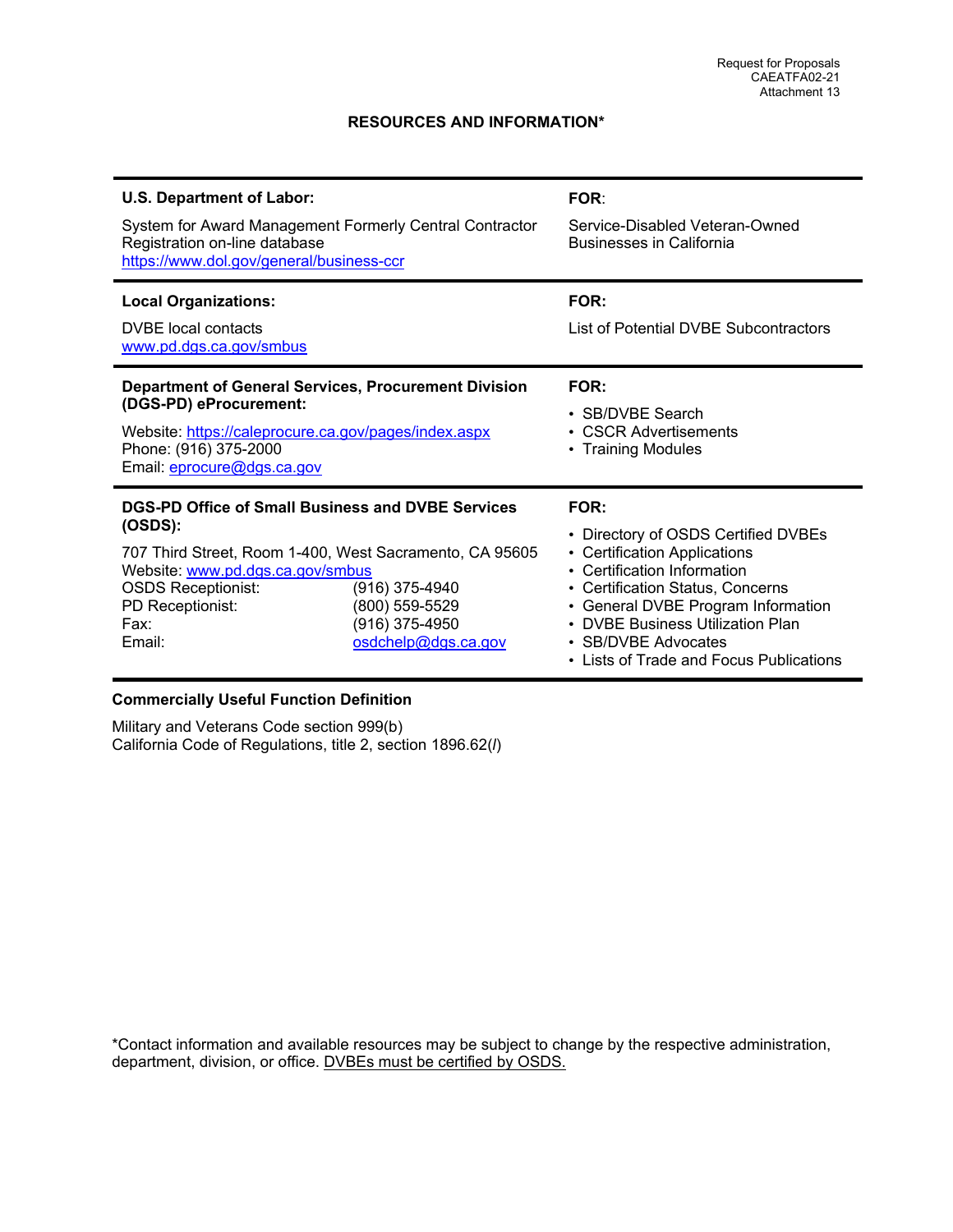Request for Proposals
CAEATFA02-21
Attachment 13

## RESOURCES AND INFORMATION*

| | |
|---|---|
| **U.S. Department of Labor:**<br><br>System for Award Management Formerly Central Contractor Registration on-line database<br>https://www.dol.gov/general/business-ccr | **FOR**:<br><br>Service-Disabled Veteran-Owned Businesses in California |
| **Local Organizations:**<br><br>DVBE local contacts<br>www.pd.dgs.ca.gov/smbus | **FOR:**<br><br>List of Potential DVBE Subcontractors |
| **Department of General Services, Procurement Division (DGS-PD) eProcurement:**<br><br>Website: https://caleprocure.ca.gov/pages/index.aspx<br>Phone: (916) 375-2000<br>Email: eprocure@dgs.ca.gov | **FOR:**<br><br>• SB/DVBE Search<br>• CSCR Advertisements<br>• Training Modules |
| **DGS-PD Office of Small Business and DVBE Services (OSDS):**<br><br>707 Third Street, Room 1-400, West Sacramento, CA 95605<br>Website: www.pd.dgs.ca.gov/smbus<br>OSDS Receptionist: (916) 375-4940<br>PD Receptionist: (800) 559-5529<br>Fax: (916) 375-4950<br>Email: osdchelp@dgs.ca.gov | **FOR:**<br><br>• Directory of OSDS Certified DVBEs<br>• Certification Applications<br>• Certification Information<br>• Certification Status, Concerns<br>• General DVBE Program Information<br>• DVBE Business Utilization Plan<br>• SB/DVBE Advocates<br>• Lists of Trade and Focus Publications |

**Commercially Useful Function Definition**

Military and Veterans Code section 999(b)
California Code of Regulations, title 2, section 1896.62(*l*)

*Contact information and available resources may be subject to change by the respective administration, department, division, or office. DVBEs must be certified by OSDS.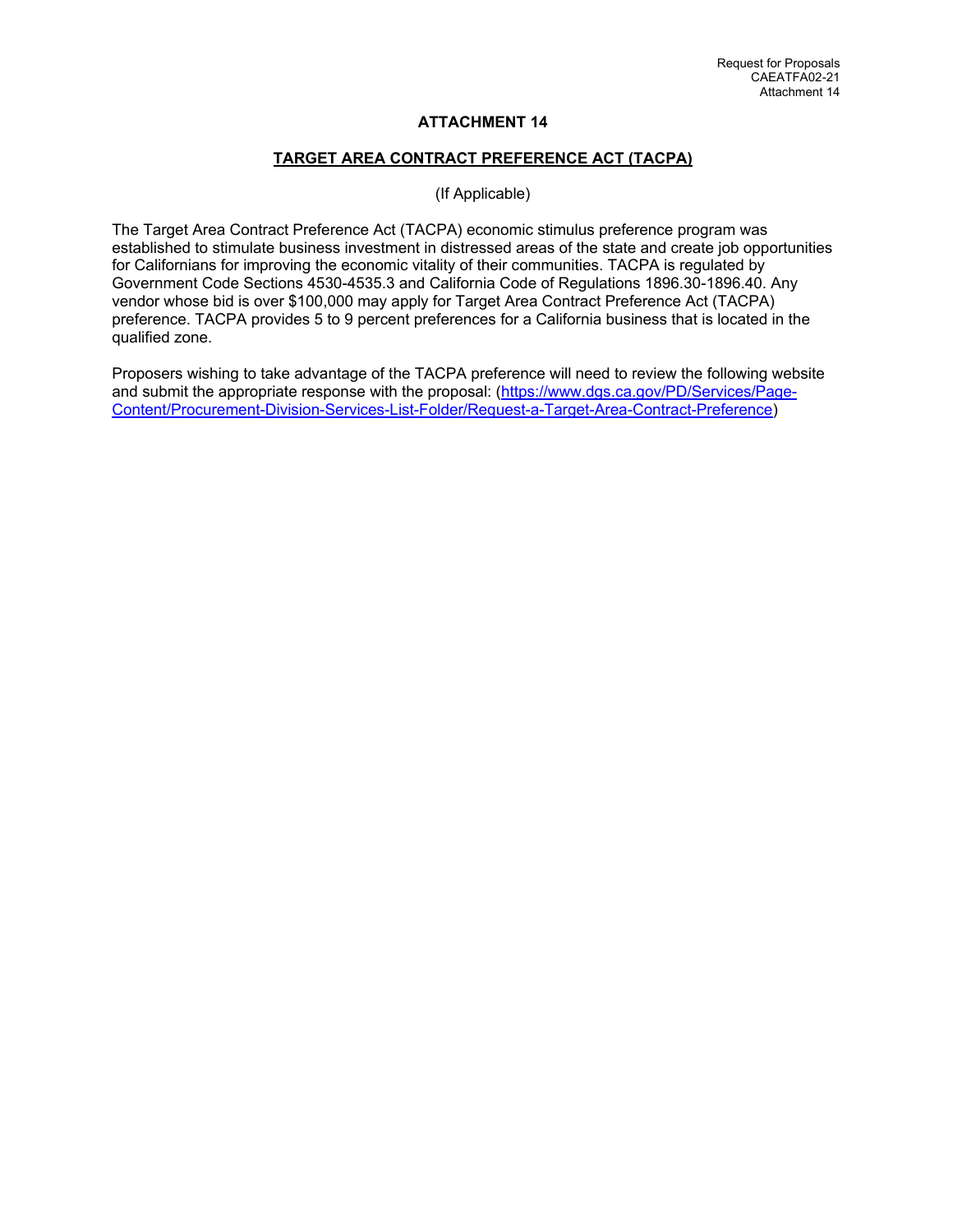# ATTACHMENT 14

## TARGET AREA CONTRACT PREFERENCE ACT (TACPA)

(If Applicable)

The Target Area Contract Preference Act (TACPA) economic stimulus preference program was established to stimulate business investment in distressed areas of the state and create job opportunities for Californians for improving the economic vitality of their communities. TACPA is regulated by Government Code Sections 4530-4535.3 and California Code of Regulations 1896.30-1896.40. Any vendor whose bid is over $100,000 may apply for Target Area Contract Preference Act (TACPA) preference. TACPA provides 5 to 9 percent preferences for a California business that is located in the qualified zone.

Proposers wishing to take advantage of the TACPA preference will need to review the following website and submit the appropriate response with the proposal: ([https://www.dgs.ca.gov/PD/Services/Page-Content/Procurement-Division-Services-List-Folder/Request-a-Target-Area-Contract-Preference](https://www.dgs.ca.gov/PD/Services/Page-Content/Procurement-Division-Services-List-Folder/Request-a-Target-Area-Contract-Preference))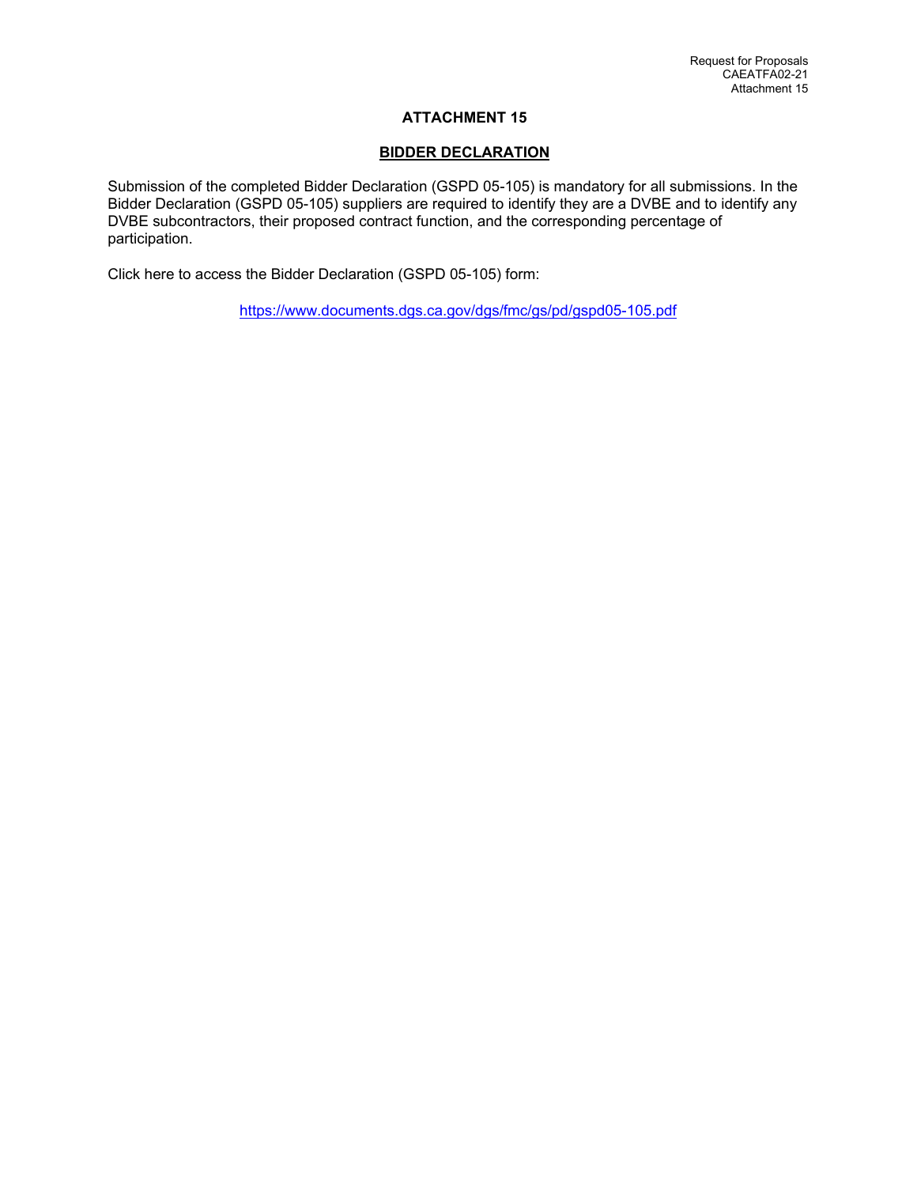# ATTACHMENT 15

## BIDDER DECLARATION

Submission of the completed Bidder Declaration (GSPD 05-105) is mandatory for all submissions. In the Bidder Declaration (GSPD 05-105) suppliers are required to identify they are a DVBE and to identify any DVBE subcontractors, their proposed contract function, and the corresponding percentage of participation.

Click here to access the Bidder Declaration (GSPD 05-105) form:

https://www.documents.dgs.ca.gov/dgs/fmc/gs/pd/gspd05-105.pdf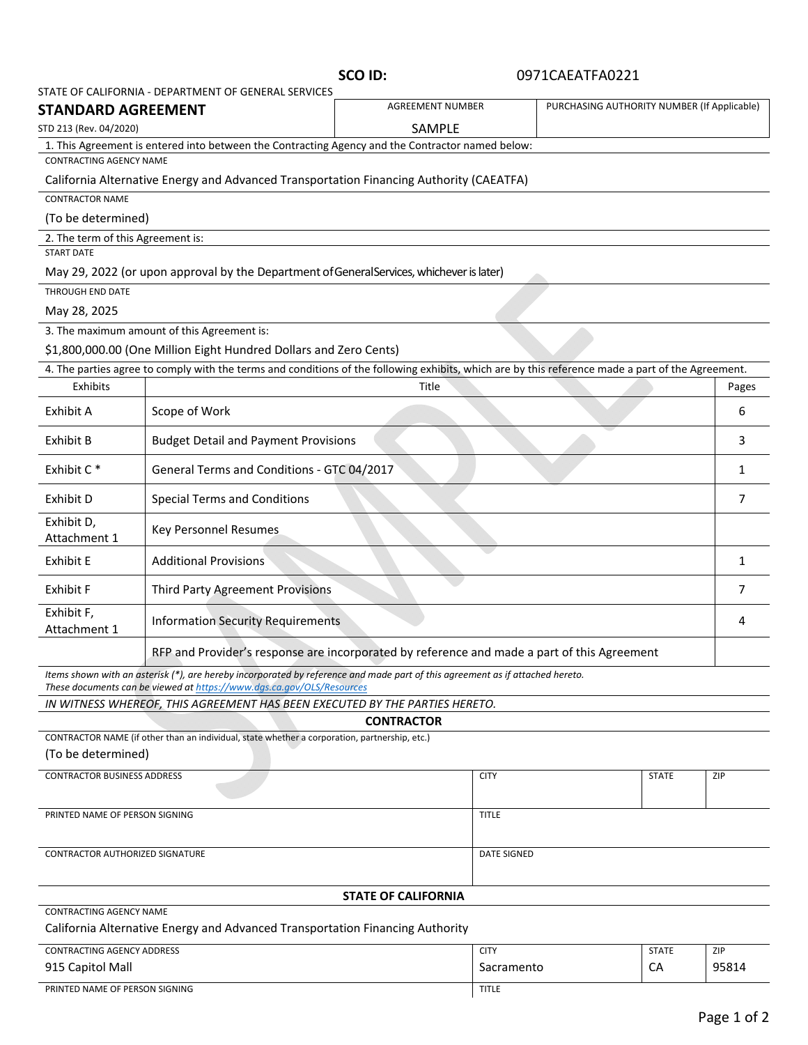SCO ID: 0971CAEATFA0221

STATE OF CALIFORNIA - DEPARTMENT OF GENERAL SERVICES

## STANDARD AGREEMENT

STD 213 (Rev. 04/2020)

| AGREEMENT NUMBER | PURCHASING AUTHORITY NUMBER (If Applicable) |
|---|---|
| SAMPLE | |

1. This Agreement is entered into between the Contracting Agency and the Contractor named below:

CONTRACTING AGENCY NAME

California Alternative Energy and Advanced Transportation Financing Authority (CAEATFA)

CONTRACTOR NAME

(To be determined)

2. The term of this Agreement is:

START DATE

May 29, 2022 (or upon approval by the Department of General Services, whichever is later)

THROUGH END DATE

May 28, 2025

3. The maximum amount of this Agreement is:

$1,800,000.00 (One Million Eight Hundred Dollars and Zero Cents)

4. The parties agree to comply with the terms and conditions of the following exhibits, which are by this reference made a part of the Agreement.

| Exhibits | Title | Pages |
|---|---|---|
| Exhibit A | Scope of Work | 6 |
| Exhibit B | Budget Detail and Payment Provisions | 3 |
| Exhibit C * | General Terms and Conditions - GTC 04/2017 | 1 |
| Exhibit D | Special Terms and Conditions | 7 |
| Exhibit D, Attachment 1 | Key Personnel Resumes | |
| Exhibit E | Additional Provisions | 1 |
| Exhibit F | Third Party Agreement Provisions | 7 |
| Exhibit F, Attachment 1 | Information Security Requirements | 4 |
| | RFP and Provider's response are incorporated by reference and made a part of this Agreement | |

*Items shown with an asterisk (*), are hereby incorporated by reference and made part of this agreement as if attached hereto. These documents can be viewed at https://www.dgs.ca.gov/OLS/Resources*

*IN WITNESS WHEREOF, THIS AGREEMENT HAS BEEN EXECUTED BY THE PARTIES HERETO.*

**CONTRACTOR**

CONTRACTOR NAME (if other than an individual, state whether a corporation, partnership, etc.)

(To be determined)

| CONTRACTOR BUSINESS ADDRESS | CITY | STATE | ZIP |
|---|---|---|---|
| | | | |

| PRINTED NAME OF PERSON SIGNING | TITLE |
|---|---|
| | |

| CONTRACTOR AUTHORIZED SIGNATURE | DATE SIGNED |
|---|---|
| | |

**STATE OF CALIFORNIA**

CONTRACTING AGENCY NAME

California Alternative Energy and Advanced Transportation Financing Authority

| CONTRACTING AGENCY ADDRESS | CITY | STATE | ZIP |
|---|---|---|---|
| 915 Capitol Mall | Sacramento | CA | 95814 |

| PRINTED NAME OF PERSON SIGNING | TITLE |
|---|---|
| | |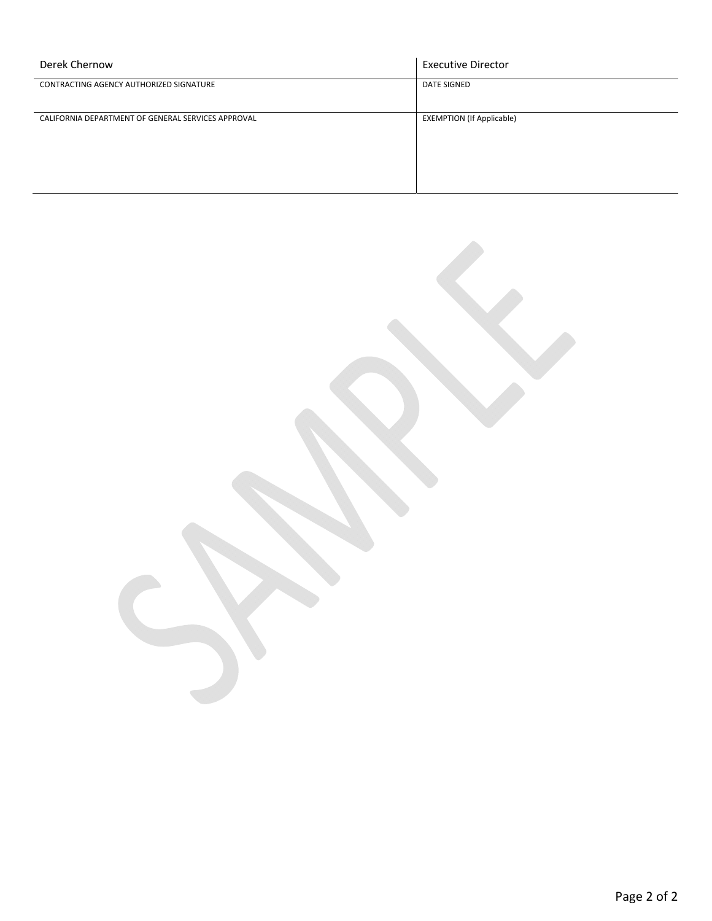| Derek Chernow | Executive Director |
| --- | --- |
| CONTRACTING AGENCY AUTHORIZED SIGNATURE | DATE SIGNED |
| CALIFORNIA DEPARTMENT OF GENERAL SERVICES APPROVAL | EXEMPTION (If Applicable) |

SAMPLE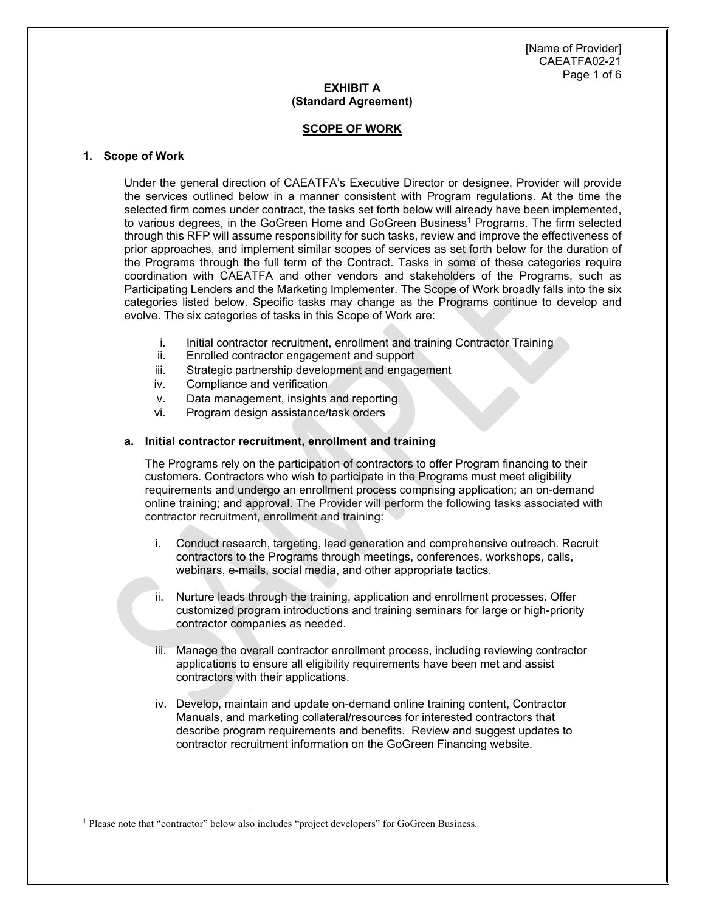[Name of Provider]
CAEATFA02-21

**EXHIBIT A**
**(Standard Agreement)**

**SCOPE OF WORK**

## 1. Scope of Work

Under the general direction of CAEATFA's Executive Director or designee, Provider will provide the services outlined below in a manner consistent with Program regulations. At the time the selected firm comes under contract, the tasks set forth below will already have been implemented, to various degrees, in the GoGreen Home and GoGreen Business[1] Programs. The firm selected through this RFP will assume responsibility for such tasks, review and improve the effectiveness of prior approaches, and implement similar scopes of services as set forth below for the duration of the Programs through the full term of the Contract. Tasks in some of these categories require coordination with CAEATFA and other vendors and stakeholders of the Programs, such as Participating Lenders and the Marketing Implementer. The Scope of Work broadly falls into the six categories listed below. Specific tasks may change as the Programs continue to develop and evolve. The six categories of tasks in this Scope of Work are:

i. Initial contractor recruitment, enrollment and training Contractor Training
ii. Enrolled contractor engagement and support
iii. Strategic partnership development and engagement
iv. Compliance and verification
v. Data management, insights and reporting
vi. Program design assistance/task orders

### a. Initial contractor recruitment, enrollment and training

The Programs rely on the participation of contractors to offer Program financing to their customers. Contractors who wish to participate in the Programs must meet eligibility requirements and undergo an enrollment process comprising application; an on-demand online training; and approval. The Provider will perform the following tasks associated with contractor recruitment, enrollment and training:

i. Conduct research, targeting, lead generation and comprehensive outreach. Recruit contractors to the Programs through meetings, conferences, workshops, calls, webinars, e-mails, social media, and other appropriate tactics.

ii. Nurture leads through the training, application and enrollment processes. Offer customized program introductions and training seminars for large or high-priority contractor companies as needed.

iii. Manage the overall contractor enrollment process, including reviewing contractor applications to ensure all eligibility requirements have been met and assist contractors with their applications.

iv. Develop, maintain and update on-demand online training content, Contractor Manuals, and marketing collateral/resources for interested contractors that describe program requirements and benefits. Review and suggest updates to contractor recruitment information on the GoGreen Financing website.

---

[1] Please note that "contractor" below also includes "project developers" for GoGreen Business.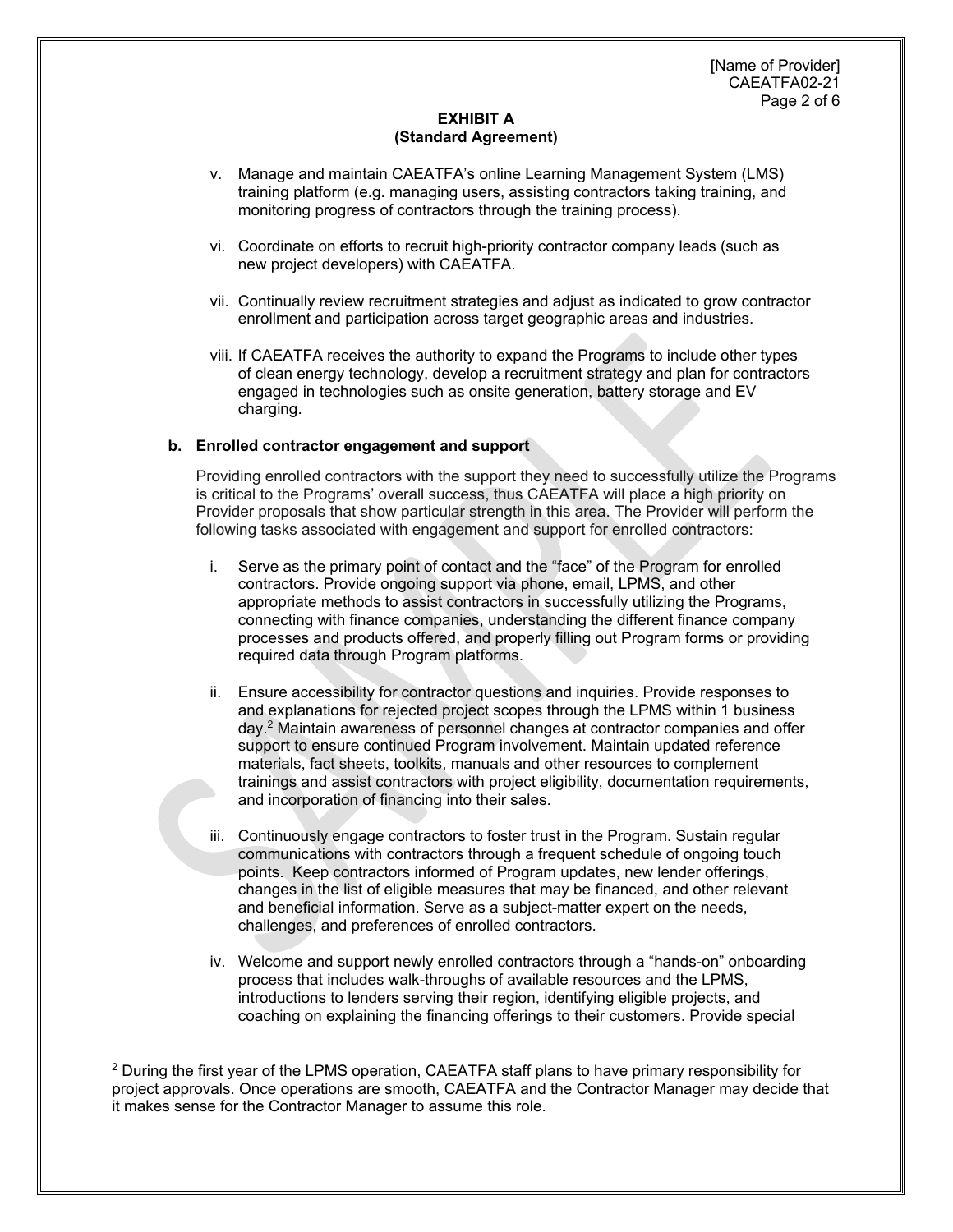**EXHIBIT A**
**(Standard Agreement)**

v. Manage and maintain CAEATFA's online Learning Management System (LMS) training platform (e.g. managing users, assisting contractors taking training, and monitoring progress of contractors through the training process).

vi. Coordinate on efforts to recruit high-priority contractor company leads (such as new project developers) with CAEATFA.

vii. Continually review recruitment strategies and adjust as indicated to grow contractor enrollment and participation across target geographic areas and industries.

viii. If CAEATFA receives the authority to expand the Programs to include other types of clean energy technology, develop a recruitment strategy and plan for contractors engaged in technologies such as onsite generation, battery storage and EV charging.

**b. Enrolled contractor engagement and support**

Providing enrolled contractors with the support they need to successfully utilize the Programs is critical to the Programs' overall success, thus CAEATFA will place a high priority on Provider proposals that show particular strength in this area. The Provider will perform the following tasks associated with engagement and support for enrolled contractors:

i. Serve as the primary point of contact and the "face" of the Program for enrolled contractors. Provide ongoing support via phone, email, LPMS, and other appropriate methods to assist contractors in successfully utilizing the Programs, connecting with finance companies, understanding the different finance company processes and products offered, and properly filling out Program forms or providing required data through Program platforms.

ii. Ensure accessibility for contractor questions and inquiries. Provide responses to and explanations for rejected project scopes through the LPMS within 1 business day.[2] Maintain awareness of personnel changes at contractor companies and offer support to ensure continued Program involvement. Maintain updated reference materials, fact sheets, toolkits, manuals and other resources to complement trainings and assist contractors with project eligibility, documentation requirements, and incorporation of financing into their sales.

iii. Continuously engage contractors to foster trust in the Program. Sustain regular communications with contractors through a frequent schedule of ongoing touch points. Keep contractors informed of Program updates, new lender offerings, changes in the list of eligible measures that may be financed, and other relevant and beneficial information. Serve as a subject-matter expert on the needs, challenges, and preferences of enrolled contractors.

iv. Welcome and support newly enrolled contractors through a "hands-on" onboarding process that includes walk-throughs of available resources and the LPMS, introductions to lenders serving their region, identifying eligible projects, and coaching on explaining the financing offerings to their customers. Provide special

[2] During the first year of the LPMS operation, CAEATFA staff plans to have primary responsibility for project approvals. Once operations are smooth, CAEATFA and the Contractor Manager may decide that it makes sense for the Contractor Manager to assume this role.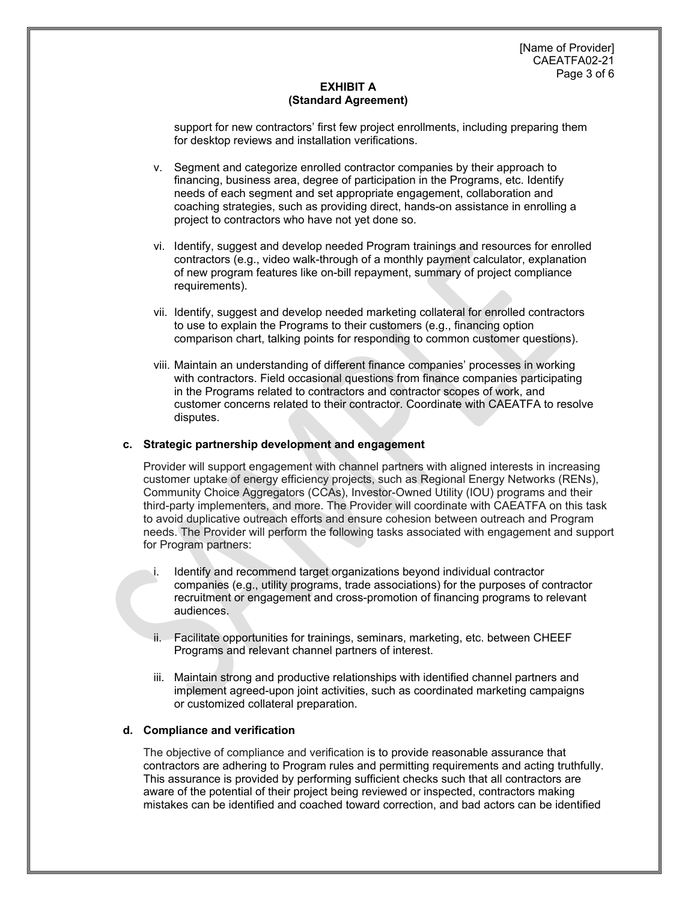support for new contractors' first few project enrollments, including preparing them for desktop reviews and installation verifications.

v. Segment and categorize enrolled contractor companies by their approach to financing, business area, degree of participation in the Programs, etc. Identify needs of each segment and set appropriate engagement, collaboration and coaching strategies, such as providing direct, hands-on assistance in enrolling a project to contractors who have not yet done so.

vi. Identify, suggest and develop needed Program trainings and resources for enrolled contractors (e.g., video walk-through of a monthly payment calculator, explanation of new program features like on-bill repayment, summary of project compliance requirements).

vii. Identify, suggest and develop needed marketing collateral for enrolled contractors to use to explain the Programs to their customers (e.g., financing option comparison chart, talking points for responding to common customer questions).

viii. Maintain an understanding of different finance companies' processes in working with contractors. Field occasional questions from finance companies participating in the Programs related to contractors and contractor scopes of work, and customer concerns related to their contractor. Coordinate with CAEATFA to resolve disputes.

**c. Strategic partnership development and engagement**

Provider will support engagement with channel partners with aligned interests in increasing customer uptake of energy efficiency projects, such as Regional Energy Networks (RENs), Community Choice Aggregators (CCAs), Investor-Owned Utility (IOU) programs and their third-party implementers, and more. The Provider will coordinate with CAEATFA on this task to avoid duplicative outreach efforts and ensure cohesion between outreach and Program needs. The Provider will perform the following tasks associated with engagement and support for Program partners:

i. Identify and recommend target organizations beyond individual contractor companies (e.g., utility programs, trade associations) for the purposes of contractor recruitment or engagement and cross-promotion of financing programs to relevant audiences.

ii. Facilitate opportunities for trainings, seminars, marketing, etc. between CHEEF Programs and relevant channel partners of interest.

iii. Maintain strong and productive relationships with identified channel partners and implement agreed-upon joint activities, such as coordinated marketing campaigns or customized collateral preparation.

**d. Compliance and verification**

The objective of compliance and verification is to provide reasonable assurance that contractors are adhering to Program rules and permitting requirements and acting truthfully. This assurance is provided by performing sufficient checks such that all contractors are aware of the potential of their project being reviewed or inspected, contractors making mistakes can be identified and coached toward correction, and bad actors can be identified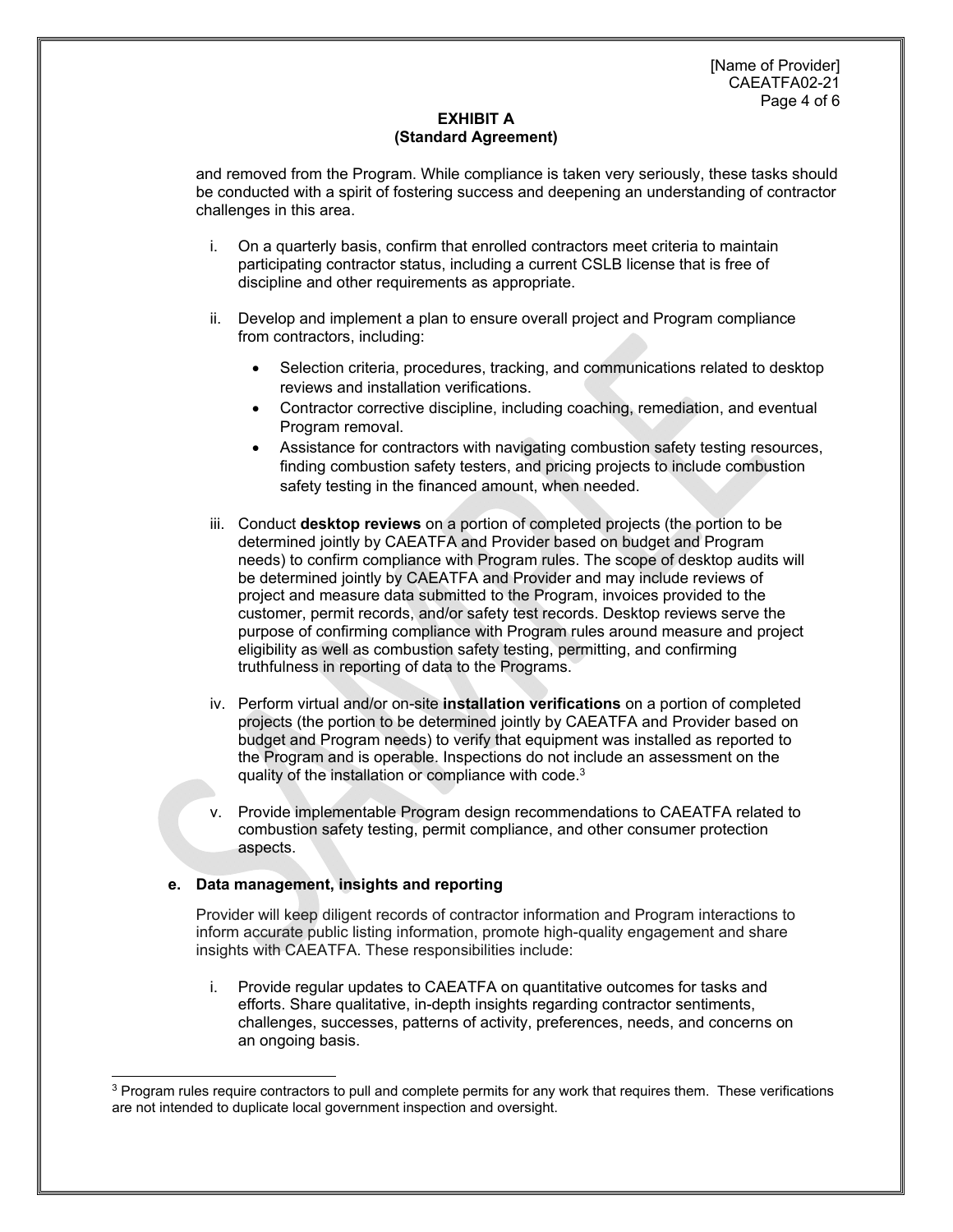and removed from the Program. While compliance is taken very seriously, these tasks should be conducted with a spirit of fostering success and deepening an understanding of contractor challenges in this area.

i. On a quarterly basis, confirm that enrolled contractors meet criteria to maintain participating contractor status, including a current CSLB license that is free of discipline and other requirements as appropriate.

ii. Develop and implement a plan to ensure overall project and Program compliance from contractors, including:

- Selection criteria, procedures, tracking, and communications related to desktop reviews and installation verifications.
- Contractor corrective discipline, including coaching, remediation, and eventual Program removal.
- Assistance for contractors with navigating combustion safety testing resources, finding combustion safety testers, and pricing projects to include combustion safety testing in the financed amount, when needed.

iii. Conduct **desktop reviews** on a portion of completed projects (the portion to be determined jointly by CAEATFA and Provider based on budget and Program needs) to confirm compliance with Program rules. The scope of desktop audits will be determined jointly by CAEATFA and Provider and may include reviews of project and measure data submitted to the Program, invoices provided to the customer, permit records, and/or safety test records. Desktop reviews serve the purpose of confirming compliance with Program rules around measure and project eligibility as well as combustion safety testing, permitting, and confirming truthfulness in reporting of data to the Programs.

iv. Perform virtual and/or on-site **installation verifications** on a portion of completed projects (the portion to be determined jointly by CAEATFA and Provider based on budget and Program needs) to verify that equipment was installed as reported to the Program and is operable. Inspections do not include an assessment on the quality of the installation or compliance with code.[3]

v. Provide implementable Program design recommendations to CAEATFA related to combustion safety testing, permit compliance, and other consumer protection aspects.

**e. Data management, insights and reporting**

Provider will keep diligent records of contractor information and Program interactions to inform accurate public listing information, promote high-quality engagement and share insights with CAEATFA. These responsibilities include:

i. Provide regular updates to CAEATFA on quantitative outcomes for tasks and efforts. Share qualitative, in-depth insights regarding contractor sentiments, challenges, successes, patterns of activity, preferences, needs, and concerns on an ongoing basis.

[3] Program rules require contractors to pull and complete permits for any work that requires them. These verifications are not intended to duplicate local government inspection and oversight.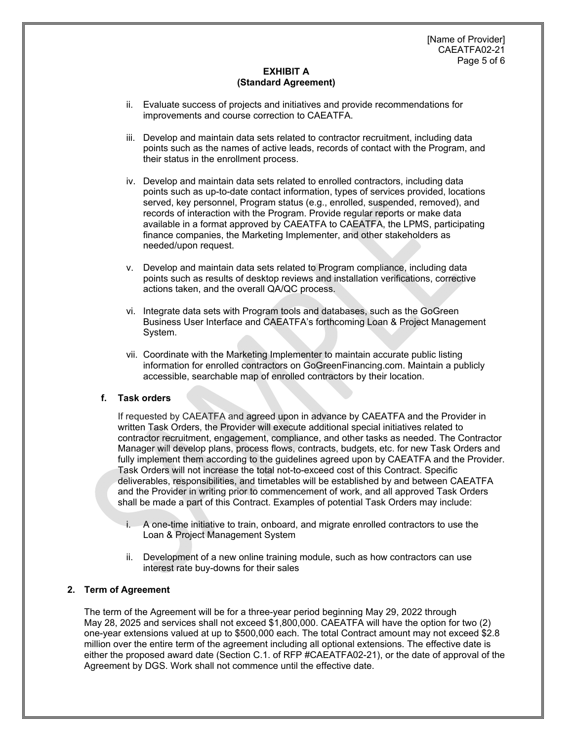**EXHIBIT A**
**(Standard Agreement)**

ii. Evaluate success of projects and initiatives and provide recommendations for improvements and course correction to CAEATFA.

iii. Develop and maintain data sets related to contractor recruitment, including data points such as the names of active leads, records of contact with the Program, and their status in the enrollment process.

iv. Develop and maintain data sets related to enrolled contractors, including data points such as up-to-date contact information, types of services provided, locations served, key personnel, Program status (e.g., enrolled, suspended, removed), and records of interaction with the Program. Provide regular reports or make data available in a format approved by CAEATFA to CAEATFA, the LPMS, participating finance companies, the Marketing Implementer, and other stakeholders as needed/upon request.

v. Develop and maintain data sets related to Program compliance, including data points such as results of desktop reviews and installation verifications, corrective actions taken, and the overall QA/QC process.

vi. Integrate data sets with Program tools and databases, such as the GoGreen Business User Interface and CAEATFA's forthcoming Loan & Project Management System.

vii. Coordinate with the Marketing Implementer to maintain accurate public listing information for enrolled contractors on GoGreenFinancing.com. Maintain a publicly accessible, searchable map of enrolled contractors by their location.

**f. Task orders**

If requested by CAEATFA and agreed upon in advance by CAEATFA and the Provider in written Task Orders, the Provider will execute additional special initiatives related to contractor recruitment, engagement, compliance, and other tasks as needed. The Contractor Manager will develop plans, process flows, contracts, budgets, etc. for new Task Orders and fully implement them according to the guidelines agreed upon by CAEATFA and the Provider. Task Orders will not increase the total not-to-exceed cost of this Contract. Specific deliverables, responsibilities, and timetables will be established by and between CAEATFA and the Provider in writing prior to commencement of work, and all approved Task Orders shall be made a part of this Contract. Examples of potential Task Orders may include:

i. A one-time initiative to train, onboard, and migrate enrolled contractors to use the Loan & Project Management System

ii. Development of a new online training module, such as how contractors can use interest rate buy-downs for their sales

**2. Term of Agreement**

The term of the Agreement will be for a three-year period beginning May 29, 2022 through May 28, 2025 and services shall not exceed $1,800,000. CAEATFA will have the option for two (2) one-year extensions valued at up to $500,000 each. The total Contract amount may not exceed $2.8 million over the entire term of the agreement including all optional extensions. The effective date is either the proposed award date (Section C.1. of RFP #CAEATFA02-21), or the date of approval of the Agreement by DGS. Work shall not commence until the effective date.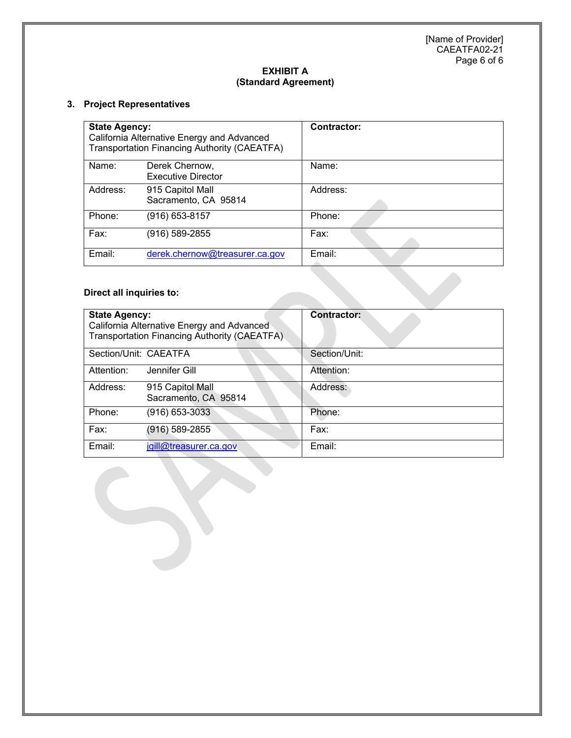## EXHIBIT A
## (Standard Agreement)

### 3. Project Representatives

| **State Agency:**<br>California Alternative Energy and Advanced Transportation Financing Authority (CAEATFA) | | **Contractor:** | |
|---|---|---|---|
| Name: | Derek Chernow,<br>Executive Director | Name: | |
| Address: | 915 Capitol Mall<br>Sacramento, CA 95814 | Address: | |
| Phone: | (916) 653-8157 | Phone: | |
| Fax: | (916) 589-2855 | Fax: | |
| Email: | derek.chernow@treasurer.ca.gov | Email: | |

**Direct all inquiries to:**

| **State Agency:**<br>California Alternative Energy and Advanced Transportation Financing Authority (CAEATFA) | | **Contractor:** | |
|---|---|---|---|
| Section/Unit: | CAEATFA | Section/Unit: | |
| Attention: | Jennifer Gill | Attention: | |
| Address: | 915 Capitol Mall<br>Sacramento, CA 95814 | Address: | |
| Phone: | (916) 653-3033 | Phone: | |
| Fax: | (916) 589-2855 | Fax: | |
| Email: | jgill@treasurer.ca.gov | Email: | |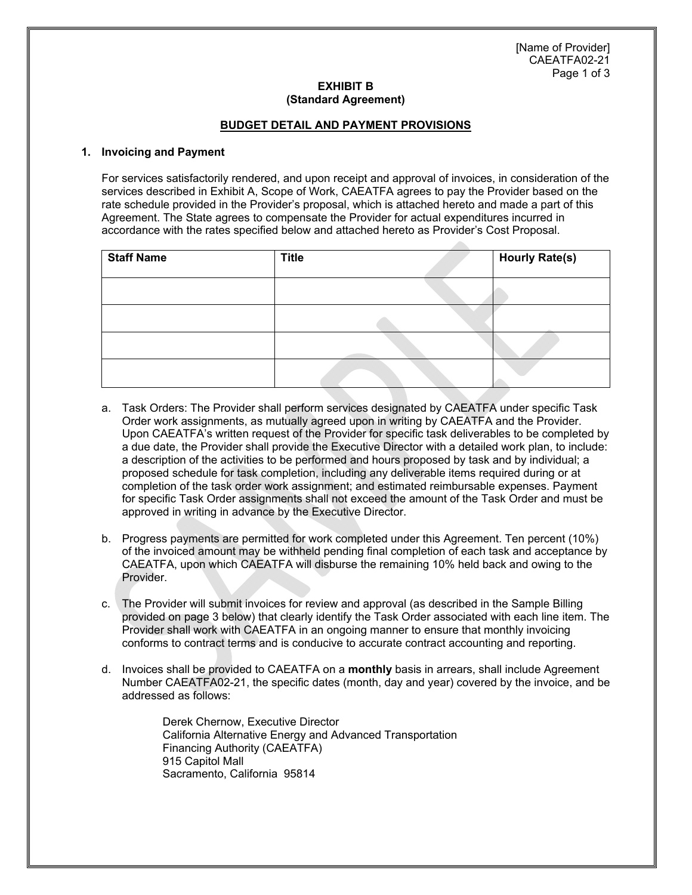[Name of Provider]
CAEATFA02-21

**EXHIBIT B**
**(Standard Agreement)**

**BUDGET DETAIL AND PAYMENT PROVISIONS**

**1. Invoicing and Payment**

For services satisfactorily rendered, and upon receipt and approval of invoices, in consideration of the services described in Exhibit A, Scope of Work, CAEATFA agrees to pay the Provider based on the rate schedule provided in the Provider's proposal, which is attached hereto and made a part of this Agreement. The State agrees to compensate the Provider for actual expenditures incurred in accordance with the rates specified below and attached hereto as Provider's Cost Proposal.

| Staff Name | Title | Hourly Rate(s) |
|---|---|---|
| | | |
| | | |
| | | |
| | | |

a. Task Orders: The Provider shall perform services designated by CAEATFA under specific Task Order work assignments, as mutually agreed upon in writing by CAEATFA and the Provider. Upon CAEATFA's written request of the Provider for specific task deliverables to be completed by a due date, the Provider shall provide the Executive Director with a detailed work plan, to include: a description of the activities to be performed and hours proposed by task and by individual; a proposed schedule for task completion, including any deliverable items required during or at completion of the task order work assignment; and estimated reimbursable expenses. Payment for specific Task Order assignments shall not exceed the amount of the Task Order and must be approved in writing in advance by the Executive Director.

b. Progress payments are permitted for work completed under this Agreement. Ten percent (10%) of the invoiced amount may be withheld pending final completion of each task and acceptance by CAEATFA, upon which CAEATFA will disburse the remaining 10% held back and owing to the Provider.

c. The Provider will submit invoices for review and approval (as described in the Sample Billing provided on page 3 below) that clearly identify the Task Order associated with each line item. The Provider shall work with CAEATFA in an ongoing manner to ensure that monthly invoicing conforms to contract terms and is conducive to accurate contract accounting and reporting.

d. Invoices shall be provided to CAEATFA on a **monthly** basis in arrears, shall include Agreement Number CAEATFA02-21, the specific dates (month, day and year) covered by the invoice, and be addressed as follows:

Derek Chernow, Executive Director
California Alternative Energy and Advanced Transportation
Financing Authority (CAEATFA)
915 Capitol Mall
Sacramento, California 95814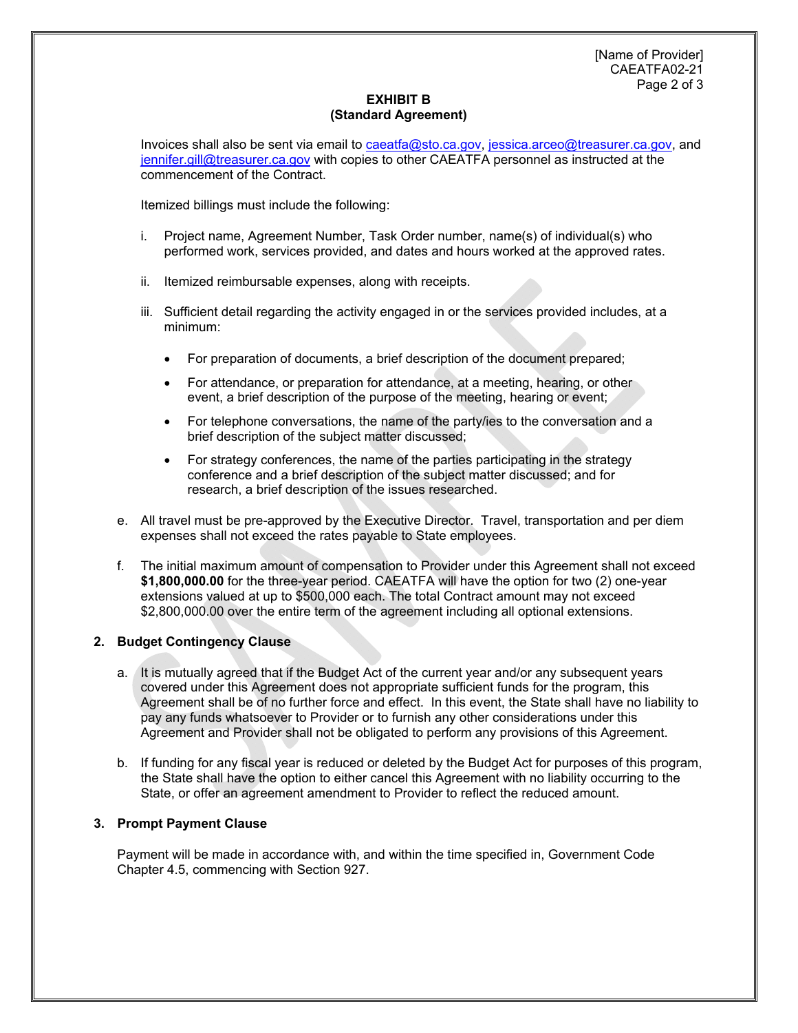**EXHIBIT B**
**(Standard Agreement)**

Invoices shall also be sent via email to caeatfa@sto.ca.gov, jessica.arceo@treasurer.ca.gov, and jennifer.gill@treasurer.ca.gov with copies to other CAEATFA personnel as instructed at the commencement of the Contract.

Itemized billings must include the following:

i. Project name, Agreement Number, Task Order number, name(s) of individual(s) who performed work, services provided, and dates and hours worked at the approved rates.

ii. Itemized reimbursable expenses, along with receipts.

iii. Sufficient detail regarding the activity engaged in or the services provided includes, at a minimum:

- For preparation of documents, a brief description of the document prepared;
- For attendance, or preparation for attendance, at a meeting, hearing, or other event, a brief description of the purpose of the meeting, hearing or event;
- For telephone conversations, the name of the party/ies to the conversation and a brief description of the subject matter discussed;
- For strategy conferences, the name of the parties participating in the strategy conference and a brief description of the subject matter discussed; and for research, a brief description of the issues researched.

e. All travel must be pre-approved by the Executive Director. Travel, transportation and per diem expenses shall not exceed the rates payable to State employees.

f. The initial maximum amount of compensation to Provider under this Agreement shall not exceed **$1,800,000.00** for the three-year period. CAEATFA will have the option for two (2) one-year extensions valued at up to $500,000 each. The total Contract amount may not exceed $2,800,000.00 over the entire term of the agreement including all optional extensions.

## 2. Budget Contingency Clause

a. It is mutually agreed that if the Budget Act of the current year and/or any subsequent years covered under this Agreement does not appropriate sufficient funds for the program, this Agreement shall be of no further force and effect. In this event, the State shall have no liability to pay any funds whatsoever to Provider or to furnish any other considerations under this Agreement and Provider shall not be obligated to perform any provisions of this Agreement.

b. If funding for any fiscal year is reduced or deleted by the Budget Act for purposes of this program, the State shall have the option to either cancel this Agreement with no liability occurring to the State, or offer an agreement amendment to Provider to reflect the reduced amount.

## 3. Prompt Payment Clause

Payment will be made in accordance with, and within the time specified in, Government Code Chapter 4.5, commencing with Section 927.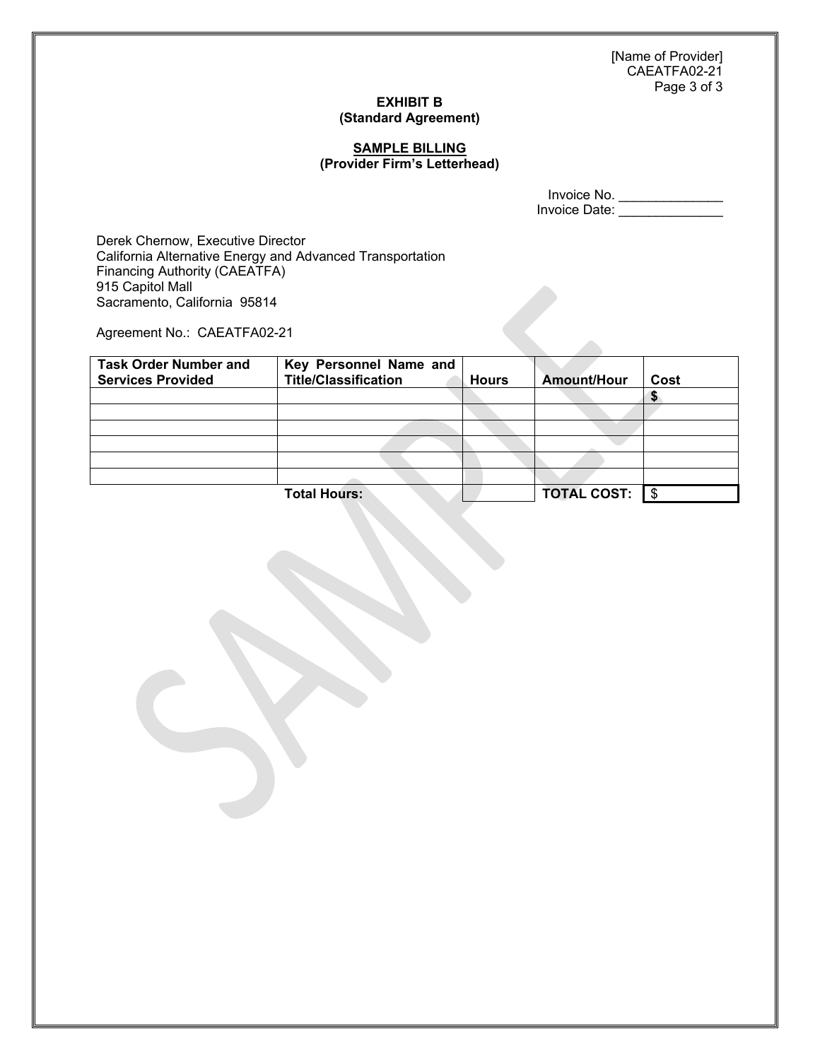[Name of Provider]
CAEATFA02-21

**EXHIBIT B**
**(Standard Agreement)**

**SAMPLE BILLING**
**(Provider Firm's Letterhead)**

Invoice No. ______________
Invoice Date: ______________

Derek Chernow, Executive Director
California Alternative Energy and Advanced Transportation Financing Authority (CAEATFA)
915 Capitol Mall
Sacramento, California 95814

Agreement No.: CAEATFA02-21

| Task Order Number and Services Provided | Key Personnel Name and Title/Classification | Hours | Amount/Hour | Cost |
|---|---|---|---|---|
| | | | | $ |
| | | | | |
| | | | | |
| | | | | |
| | | | | |
| | | | | |
| | **Total Hours:** | | **TOTAL COST:** | $ |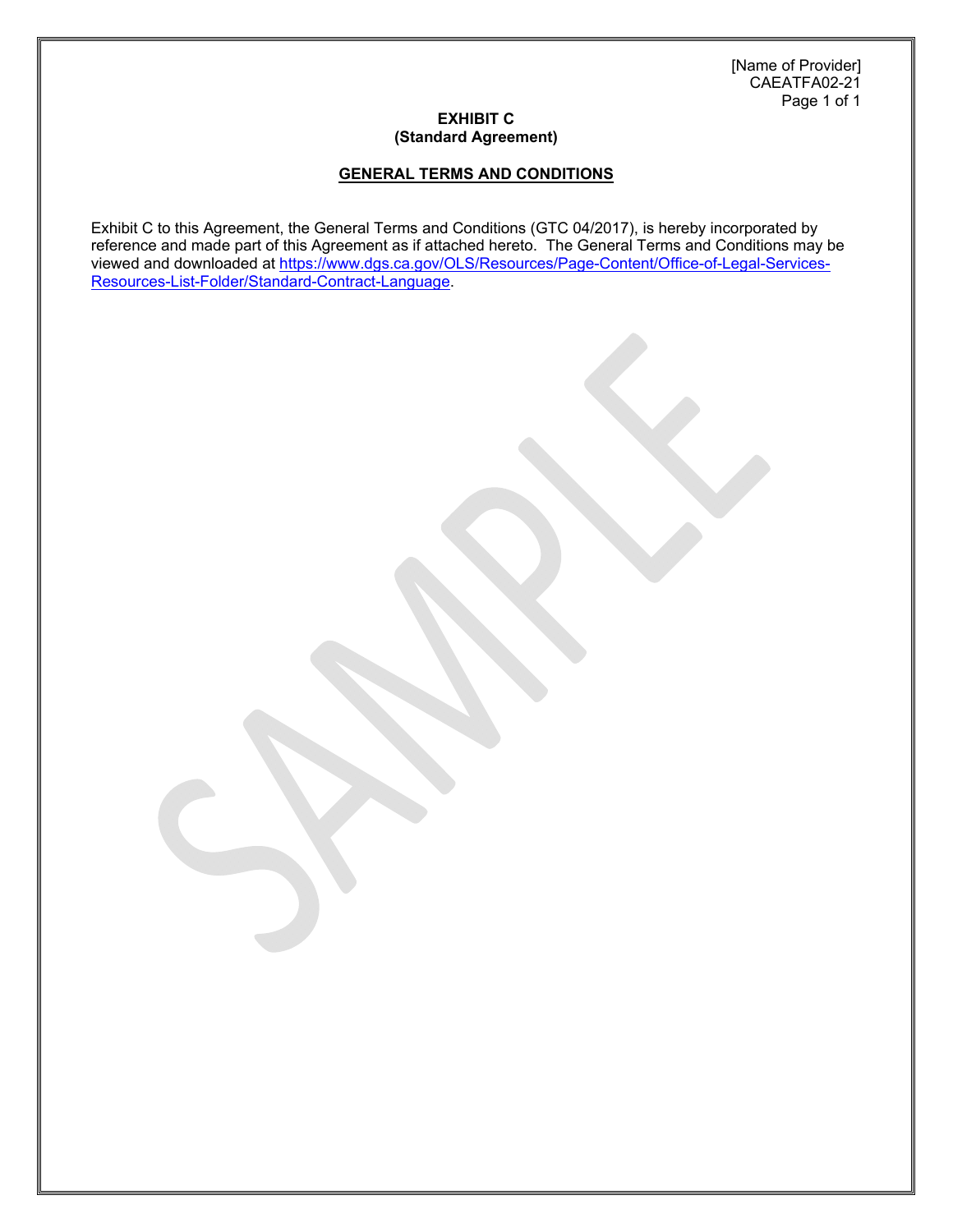[Name of Provider]
CAEATFA02-21

**EXHIBIT C**
**(Standard Agreement)**

## GENERAL TERMS AND CONDITIONS

Exhibit C to this Agreement, the General Terms and Conditions (GTC 04/2017), is hereby incorporated by reference and made part of this Agreement as if attached hereto. The General Terms and Conditions may be viewed and downloaded at https://www.dgs.ca.gov/OLS/Resources/Page-Content/Office-of-Legal-Services-Resources-List-Folder/Standard-Contract-Language.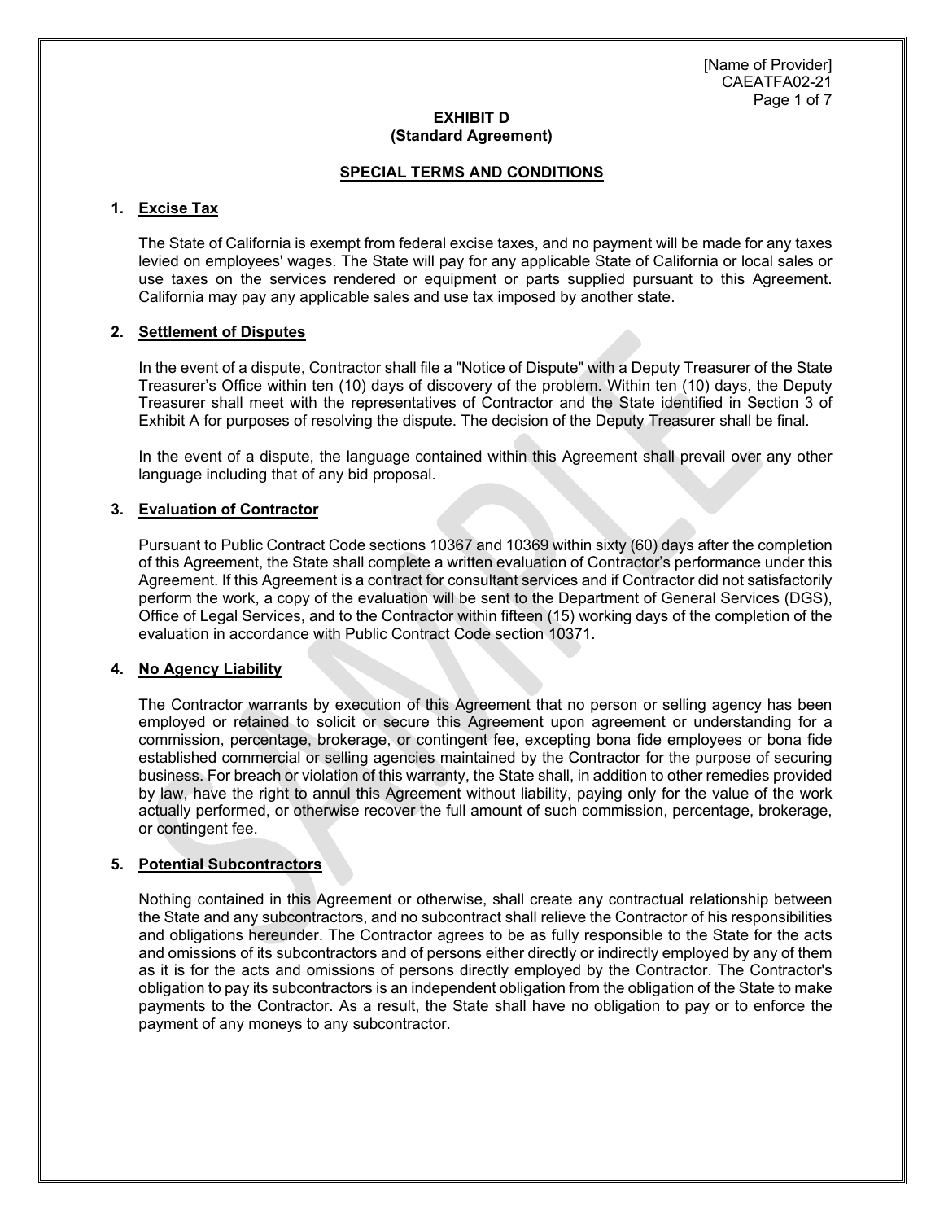**EXHIBIT D**
**(Standard Agreement)**

## SPECIAL TERMS AND CONDITIONS

### 1. Excise Tax

The State of California is exempt from federal excise taxes, and no payment will be made for any taxes levied on employees' wages. The State will pay for any applicable State of California or local sales or use taxes on the services rendered or equipment or parts supplied pursuant to this Agreement. California may pay any applicable sales and use tax imposed by another state.

### 2. Settlement of Disputes

In the event of a dispute, Contractor shall file a "Notice of Dispute" with a Deputy Treasurer of the State Treasurer's Office within ten (10) days of discovery of the problem. Within ten (10) days, the Deputy Treasurer shall meet with the representatives of Contractor and the State identified in Section 3 of Exhibit A for purposes of resolving the dispute. The decision of the Deputy Treasurer shall be final.

In the event of a dispute, the language contained within this Agreement shall prevail over any other language including that of any bid proposal.

### 3. Evaluation of Contractor

Pursuant to Public Contract Code sections 10367 and 10369 within sixty (60) days after the completion of this Agreement, the State shall complete a written evaluation of Contractor's performance under this Agreement. If this Agreement is a contract for consultant services and if Contractor did not satisfactorily perform the work, a copy of the evaluation will be sent to the Department of General Services (DGS), Office of Legal Services, and to the Contractor within fifteen (15) working days of the completion of the evaluation in accordance with Public Contract Code section 10371.

### 4. No Agency Liability

The Contractor warrants by execution of this Agreement that no person or selling agency has been employed or retained to solicit or secure this Agreement upon agreement or understanding for a commission, percentage, brokerage, or contingent fee, excepting bona fide employees or bona fide established commercial or selling agencies maintained by the Contractor for the purpose of securing business. For breach or violation of this warranty, the State shall, in addition to other remedies provided by law, have the right to annul this Agreement without liability, paying only for the value of the work actually performed, or otherwise recover the full amount of such commission, percentage, brokerage, or contingent fee.

### 5. Potential Subcontractors

Nothing contained in this Agreement or otherwise, shall create any contractual relationship between the State and any subcontractors, and no subcontract shall relieve the Contractor of his responsibilities and obligations hereunder. The Contractor agrees to be as fully responsible to the State for the acts and omissions of its subcontractors and of persons either directly or indirectly employed by any of them as it is for the acts and omissions of persons directly employed by the Contractor. The Contractor's obligation to pay its subcontractors is an independent obligation from the obligation of the State to make payments to the Contractor. As a result, the State shall have no obligation to pay or to enforce the payment of any moneys to any subcontractor.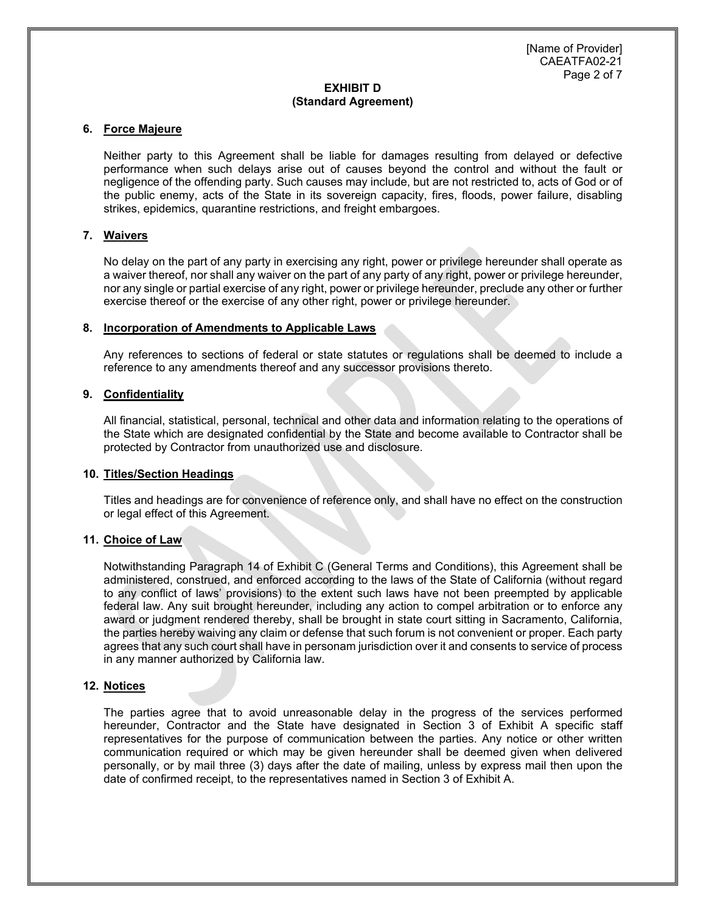**EXHIBIT D**
**(Standard Agreement)**

6. **Force Majeure**

   Neither party to this Agreement shall be liable for damages resulting from delayed or defective performance when such delays arise out of causes beyond the control and without the fault or negligence of the offending party. Such causes may include, but are not restricted to, acts of God or of the public enemy, acts of the State in its sovereign capacity, fires, floods, power failure, disabling strikes, epidemics, quarantine restrictions, and freight embargoes.

7. **Waivers**

   No delay on the part of any party in exercising any right, power or privilege hereunder shall operate as a waiver thereof, nor shall any waiver on the part of any party of any right, power or privilege hereunder, nor any single or partial exercise of any right, power or privilege hereunder, preclude any other or further exercise thereof or the exercise of any other right, power or privilege hereunder.

8. **Incorporation of Amendments to Applicable Laws**

   Any references to sections of federal or state statutes or regulations shall be deemed to include a reference to any amendments thereof and any successor provisions thereto.

9. **Confidentiality**

   All financial, statistical, personal, technical and other data and information relating to the operations of the State which are designated confidential by the State and become available to Contractor shall be protected by Contractor from unauthorized use and disclosure.

10. **Titles/Section Headings**

    Titles and headings are for convenience of reference only, and shall have no effect on the construction or legal effect of this Agreement.

11. **Choice of Law**

    Notwithstanding Paragraph 14 of Exhibit C (General Terms and Conditions), this Agreement shall be administered, construed, and enforced according to the laws of the State of California (without regard to any conflict of laws' provisions) to the extent such laws have not been preempted by applicable federal law. Any suit brought hereunder, including any action to compel arbitration or to enforce any award or judgment rendered thereby, shall be brought in state court sitting in Sacramento, California, the parties hereby waiving any claim or defense that such forum is not convenient or proper. Each party agrees that any such court shall have in personam jurisdiction over it and consents to service of process in any manner authorized by California law.

12. **Notices**

    The parties agree that to avoid unreasonable delay in the progress of the services performed hereunder, Contractor and the State have designated in Section 3 of Exhibit A specific staff representatives for the purpose of communication between the parties. Any notice or other written communication required or which may be given hereunder shall be deemed given when delivered personally, or by mail three (3) days after the date of mailing, unless by express mail then upon the date of confirmed receipt, to the representatives named in Section 3 of Exhibit A.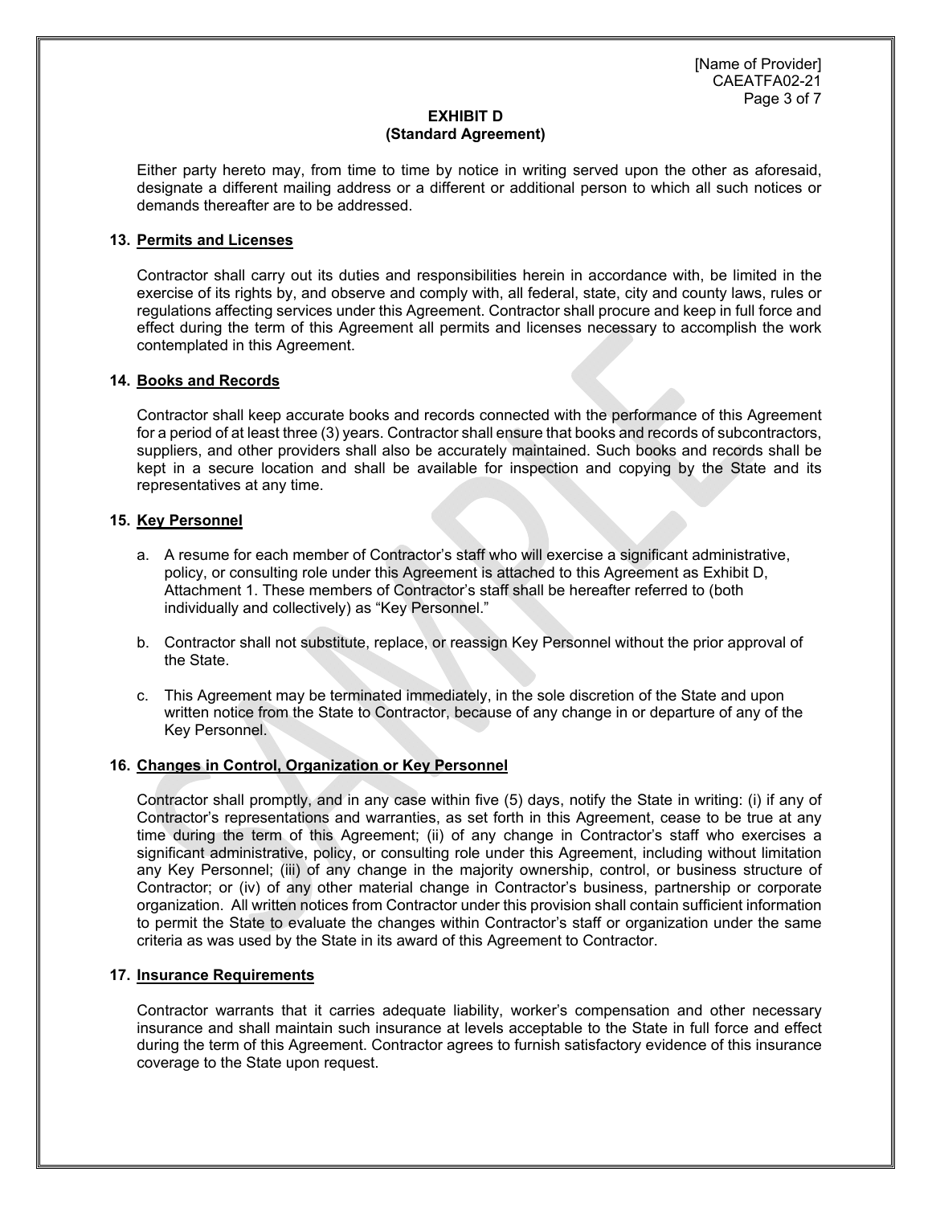**EXHIBIT D**
**(Standard Agreement)**

Either party hereto may, from time to time by notice in writing served upon the other as aforesaid, designate a different mailing address or a different or additional person to which all such notices or demands thereafter are to be addressed.

**13. Permits and Licenses**

Contractor shall carry out its duties and responsibilities herein in accordance with, be limited in the exercise of its rights by, and observe and comply with, all federal, state, city and county laws, rules or regulations affecting services under this Agreement. Contractor shall procure and keep in full force and effect during the term of this Agreement all permits and licenses necessary to accomplish the work contemplated in this Agreement.

**14. Books and Records**

Contractor shall keep accurate books and records connected with the performance of this Agreement for a period of at least three (3) years. Contractor shall ensure that books and records of subcontractors, suppliers, and other providers shall also be accurately maintained. Such books and records shall be kept in a secure location and shall be available for inspection and copying by the State and its representatives at any time.

**15. Key Personnel**

a. A resume for each member of Contractor's staff who will exercise a significant administrative, policy, or consulting role under this Agreement is attached to this Agreement as Exhibit D, Attachment 1. These members of Contractor's staff shall be hereafter referred to (both individually and collectively) as "Key Personnel."

b. Contractor shall not substitute, replace, or reassign Key Personnel without the prior approval of the State.

c. This Agreement may be terminated immediately, in the sole discretion of the State and upon written notice from the State to Contractor, because of any change in or departure of any of the Key Personnel.

**16. Changes in Control, Organization or Key Personnel**

Contractor shall promptly, and in any case within five (5) days, notify the State in writing: (i) if any of Contractor's representations and warranties, as set forth in this Agreement, cease to be true at any time during the term of this Agreement; (ii) of any change in Contractor's staff who exercises a significant administrative, policy, or consulting role under this Agreement, including without limitation any Key Personnel; (iii) of any change in the majority ownership, control, or business structure of Contractor; or (iv) of any other material change in Contractor's business, partnership or corporate organization. All written notices from Contractor under this provision shall contain sufficient information to permit the State to evaluate the changes within Contractor's staff or organization under the same criteria as was used by the State in its award of this Agreement to Contractor.

**17. Insurance Requirements**

Contractor warrants that it carries adequate liability, worker's compensation and other necessary insurance and shall maintain such insurance at levels acceptable to the State in full force and effect during the term of this Agreement. Contractor agrees to furnish satisfactory evidence of this insurance coverage to the State upon request.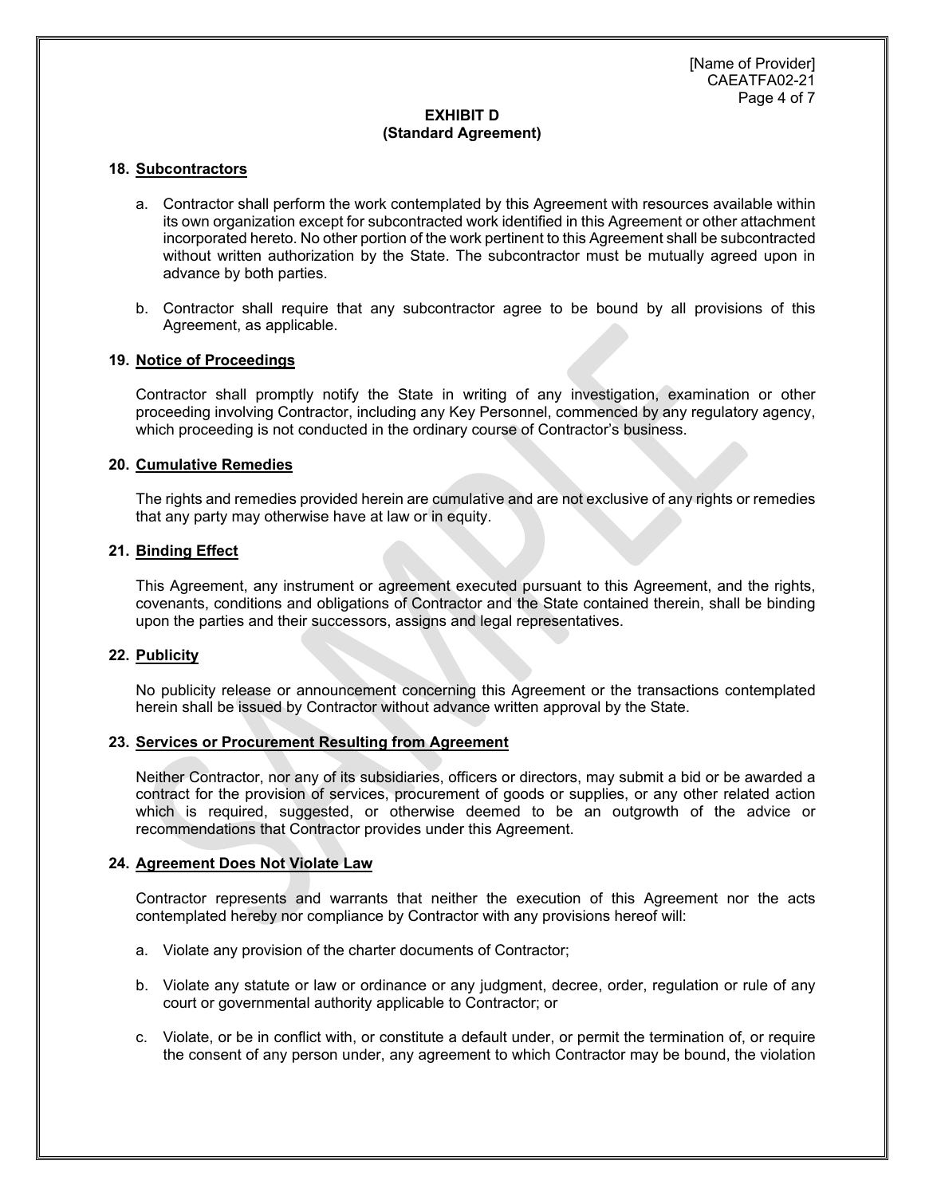**EXHIBIT D**
**(Standard Agreement)**

**18. Subcontractors**

a. Contractor shall perform the work contemplated by this Agreement with resources available within its own organization except for subcontracted work identified in this Agreement or other attachment incorporated hereto. No other portion of the work pertinent to this Agreement shall be subcontracted without written authorization by the State. The subcontractor must be mutually agreed upon in advance by both parties.

b. Contractor shall require that any subcontractor agree to be bound by all provisions of this Agreement, as applicable.

**19. Notice of Proceedings**

Contractor shall promptly notify the State in writing of any investigation, examination or other proceeding involving Contractor, including any Key Personnel, commenced by any regulatory agency, which proceeding is not conducted in the ordinary course of Contractor's business.

**20. Cumulative Remedies**

The rights and remedies provided herein are cumulative and are not exclusive of any rights or remedies that any party may otherwise have at law or in equity.

**21. Binding Effect**

This Agreement, any instrument or agreement executed pursuant to this Agreement, and the rights, covenants, conditions and obligations of Contractor and the State contained therein, shall be binding upon the parties and their successors, assigns and legal representatives.

**22. Publicity**

No publicity release or announcement concerning this Agreement or the transactions contemplated herein shall be issued by Contractor without advance written approval by the State.

**23. Services or Procurement Resulting from Agreement**

Neither Contractor, nor any of its subsidiaries, officers or directors, may submit a bid or be awarded a contract for the provision of services, procurement of goods or supplies, or any other related action which is required, suggested, or otherwise deemed to be an outgrowth of the advice or recommendations that Contractor provides under this Agreement.

**24. Agreement Does Not Violate Law**

Contractor represents and warrants that neither the execution of this Agreement nor the acts contemplated hereby nor compliance by Contractor with any provisions hereof will:

a. Violate any provision of the charter documents of Contractor;

b. Violate any statute or law or ordinance or any judgment, decree, order, regulation or rule of any court or governmental authority applicable to Contractor; or

c. Violate, or be in conflict with, or constitute a default under, or permit the termination of, or require the consent of any person under, any agreement to which Contractor may be bound, the violation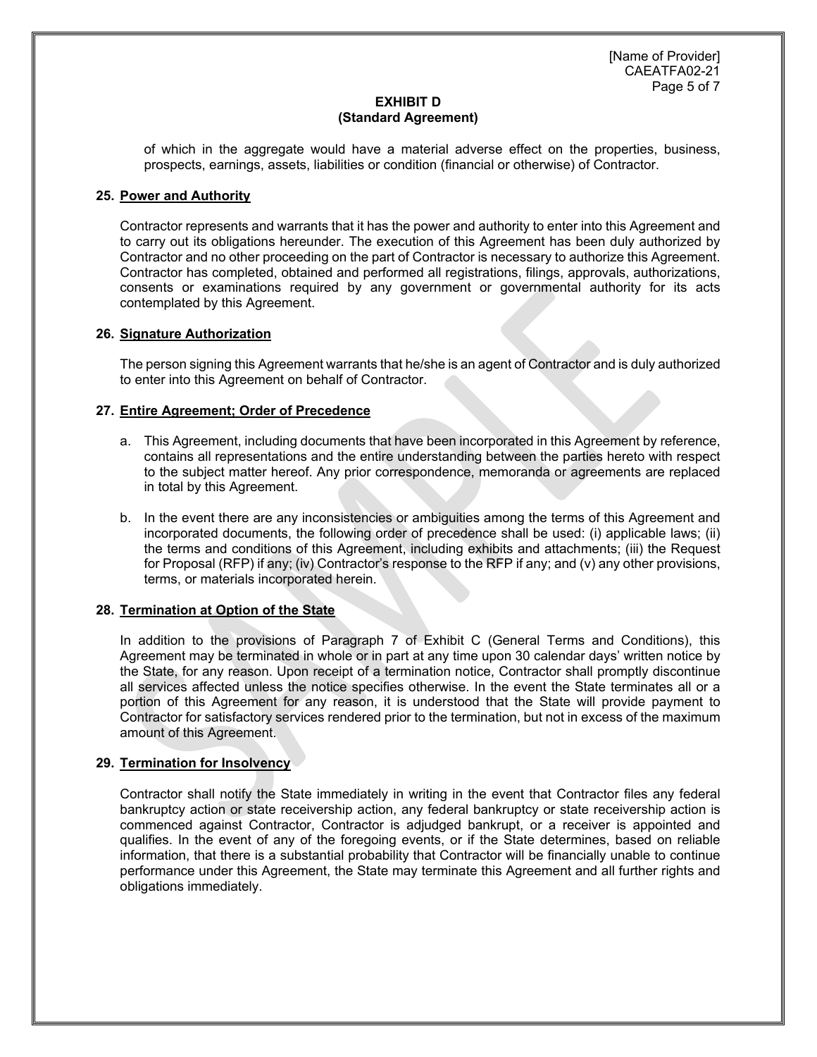**EXHIBIT D**
**(Standard Agreement)**

of which in the aggregate would have a material adverse effect on the properties, business, prospects, earnings, assets, liabilities or condition (financial or otherwise) of Contractor.

**25. Power and Authority**

Contractor represents and warrants that it has the power and authority to enter into this Agreement and to carry out its obligations hereunder. The execution of this Agreement has been duly authorized by Contractor and no other proceeding on the part of Contractor is necessary to authorize this Agreement. Contractor has completed, obtained and performed all registrations, filings, approvals, authorizations, consents or examinations required by any government or governmental authority for its acts contemplated by this Agreement.

**26. Signature Authorization**

The person signing this Agreement warrants that he/she is an agent of Contractor and is duly authorized to enter into this Agreement on behalf of Contractor.

**27. Entire Agreement; Order of Precedence**

a. This Agreement, including documents that have been incorporated in this Agreement by reference, contains all representations and the entire understanding between the parties hereto with respect to the subject matter hereof. Any prior correspondence, memoranda or agreements are replaced in total by this Agreement.

b. In the event there are any inconsistencies or ambiguities among the terms of this Agreement and incorporated documents, the following order of precedence shall be used: (i) applicable laws; (ii) the terms and conditions of this Agreement, including exhibits and attachments; (iii) the Request for Proposal (RFP) if any; (iv) Contractor's response to the RFP if any; and (v) any other provisions, terms, or materials incorporated herein.

**28. Termination at Option of the State**

In addition to the provisions of Paragraph 7 of Exhibit C (General Terms and Conditions), this Agreement may be terminated in whole or in part at any time upon 30 calendar days' written notice by the State, for any reason. Upon receipt of a termination notice, Contractor shall promptly discontinue all services affected unless the notice specifies otherwise. In the event the State terminates all or a portion of this Agreement for any reason, it is understood that the State will provide payment to Contractor for satisfactory services rendered prior to the termination, but not in excess of the maximum amount of this Agreement.

**29. Termination for Insolvency**

Contractor shall notify the State immediately in writing in the event that Contractor files any federal bankruptcy action or state receivership action, any federal bankruptcy or state receivership action is commenced against Contractor, Contractor is adjudged bankrupt, or a receiver is appointed and qualifies. In the event of any of the foregoing events, or if the State determines, based on reliable information, that there is a substantial probability that Contractor will be financially unable to continue performance under this Agreement, the State may terminate this Agreement and all further rights and obligations immediately.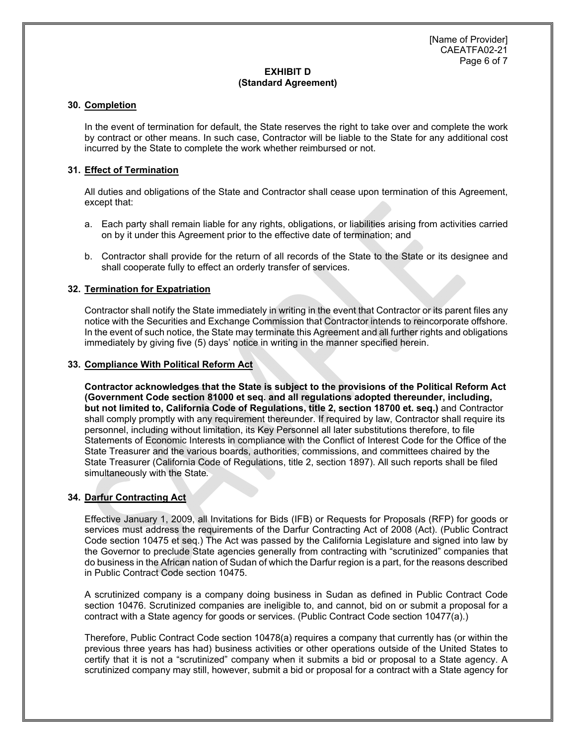**EXHIBIT D**
**(Standard Agreement)**

**30. Completion**

In the event of termination for default, the State reserves the right to take over and complete the work by contract or other means. In such case, Contractor will be liable to the State for any additional cost incurred by the State to complete the work whether reimbursed or not.

**31. Effect of Termination**

All duties and obligations of the State and Contractor shall cease upon termination of this Agreement, except that:

a. Each party shall remain liable for any rights, obligations, or liabilities arising from activities carried on by it under this Agreement prior to the effective date of termination; and

b. Contractor shall provide for the return of all records of the State to the State or its designee and shall cooperate fully to effect an orderly transfer of services.

**32. Termination for Expatriation**

Contractor shall notify the State immediately in writing in the event that Contractor or its parent files any notice with the Securities and Exchange Commission that Contractor intends to reincorporate offshore. In the event of such notice, the State may terminate this Agreement and all further rights and obligations immediately by giving five (5) days' notice in writing in the manner specified herein.

**33. Compliance With Political Reform Act**

**Contractor acknowledges that the State is subject to the provisions of the Political Reform Act (Government Code section 81000 et seq. and all regulations adopted thereunder, including, but not limited to, California Code of Regulations, title 2, section 18700 et. seq.)** and Contractor shall comply promptly with any requirement thereunder. If required by law, Contractor shall require its personnel, including without limitation, its Key Personnel all later substitutions therefore, to file Statements of Economic Interests in compliance with the Conflict of Interest Code for the Office of the State Treasurer and the various boards, authorities, commissions, and committees chaired by the State Treasurer (California Code of Regulations, title 2, section 1897). All such reports shall be filed simultaneously with the State.

**34. Darfur Contracting Act**

Effective January 1, 2009, all Invitations for Bids (IFB) or Requests for Proposals (RFP) for goods or services must address the requirements of the Darfur Contracting Act of 2008 (Act). (Public Contract Code section 10475 et seq.) The Act was passed by the California Legislature and signed into law by the Governor to preclude State agencies generally from contracting with "scrutinized" companies that do business in the African nation of Sudan of which the Darfur region is a part, for the reasons described in Public Contract Code section 10475.

A scrutinized company is a company doing business in Sudan as defined in Public Contract Code section 10476. Scrutinized companies are ineligible to, and cannot, bid on or submit a proposal for a contract with a State agency for goods or services. (Public Contract Code section 10477(a).)

Therefore, Public Contract Code section 10478(a) requires a company that currently has (or within the previous three years has had) business activities or other operations outside of the United States to certify that it is not a "scrutinized" company when it submits a bid or proposal to a State agency. A scrutinized company may still, however, submit a bid or proposal for a contract with a State agency for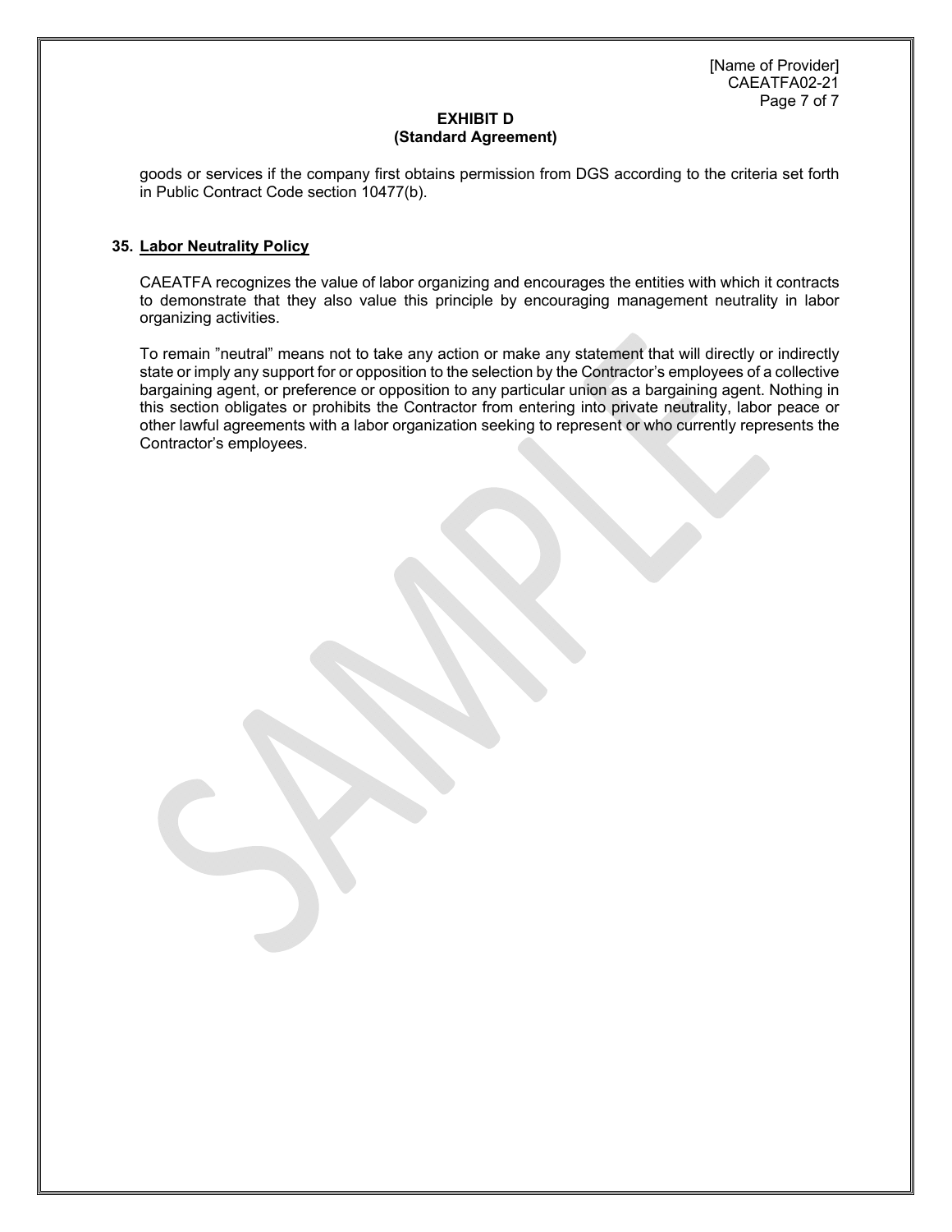goods or services if the company first obtains permission from DGS according to the criteria set forth in Public Contract Code section 10477(b).

**35. <u>Labor Neutrality Policy</u>**

CAEATFA recognizes the value of labor organizing and encourages the entities with which it contracts to demonstrate that they also value this principle by encouraging management neutrality in labor organizing activities.

To remain "neutral" means not to take any action or make any statement that will directly or indirectly state or imply any support for or opposition to the selection by the Contractor's employees of a collective bargaining agent, or preference or opposition to any particular union as a bargaining agent. Nothing in this section obligates or prohibits the Contractor from entering into private neutrality, labor peace or other lawful agreements with a labor organization seeking to represent or who currently represents the Contractor's employees.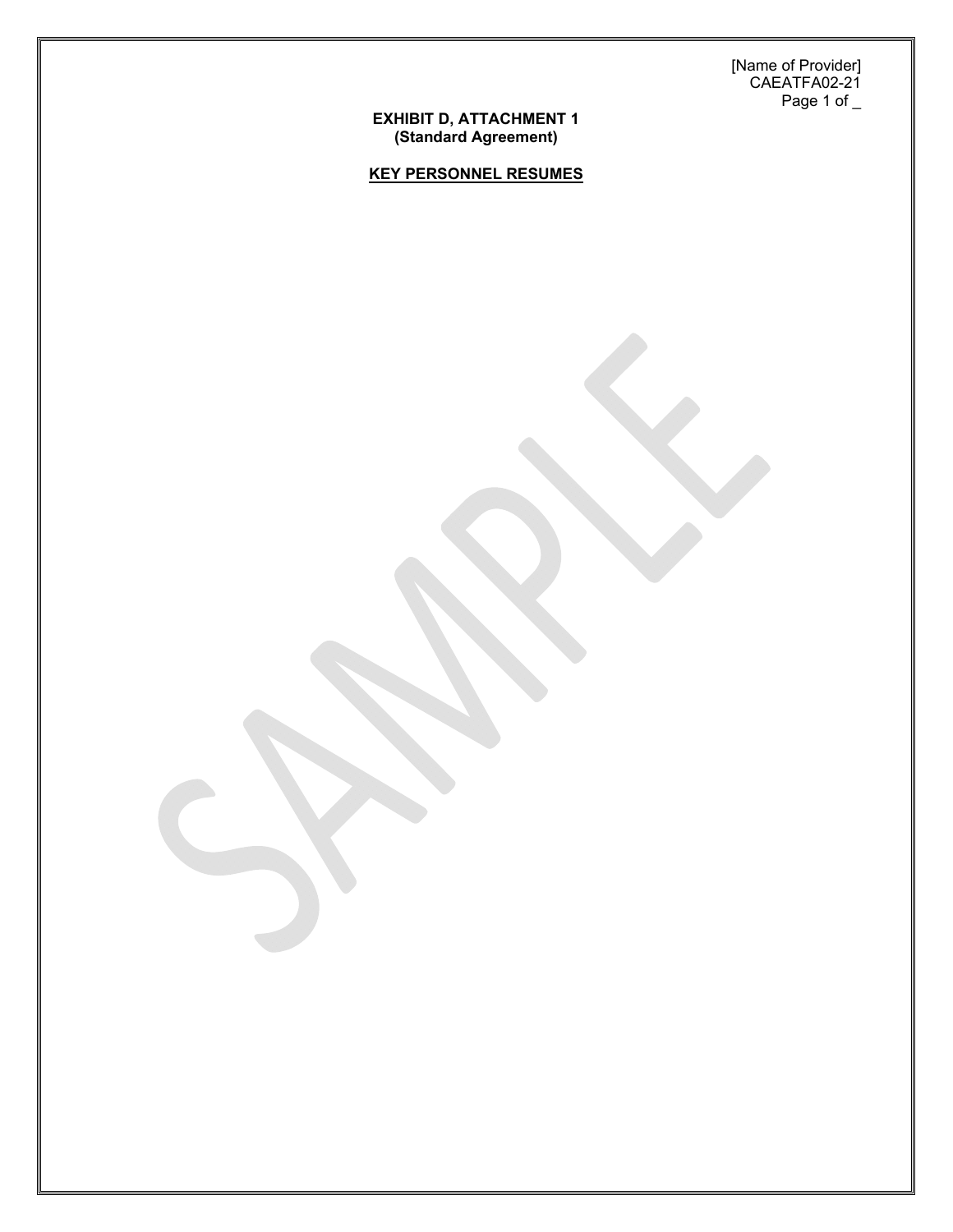[Name of Provider]
CAEATFA02-21

**EXHIBIT D, ATTACHMENT 1**
**(Standard Agreement)**

**KEY PERSONNEL RESUMES**

SAMPLE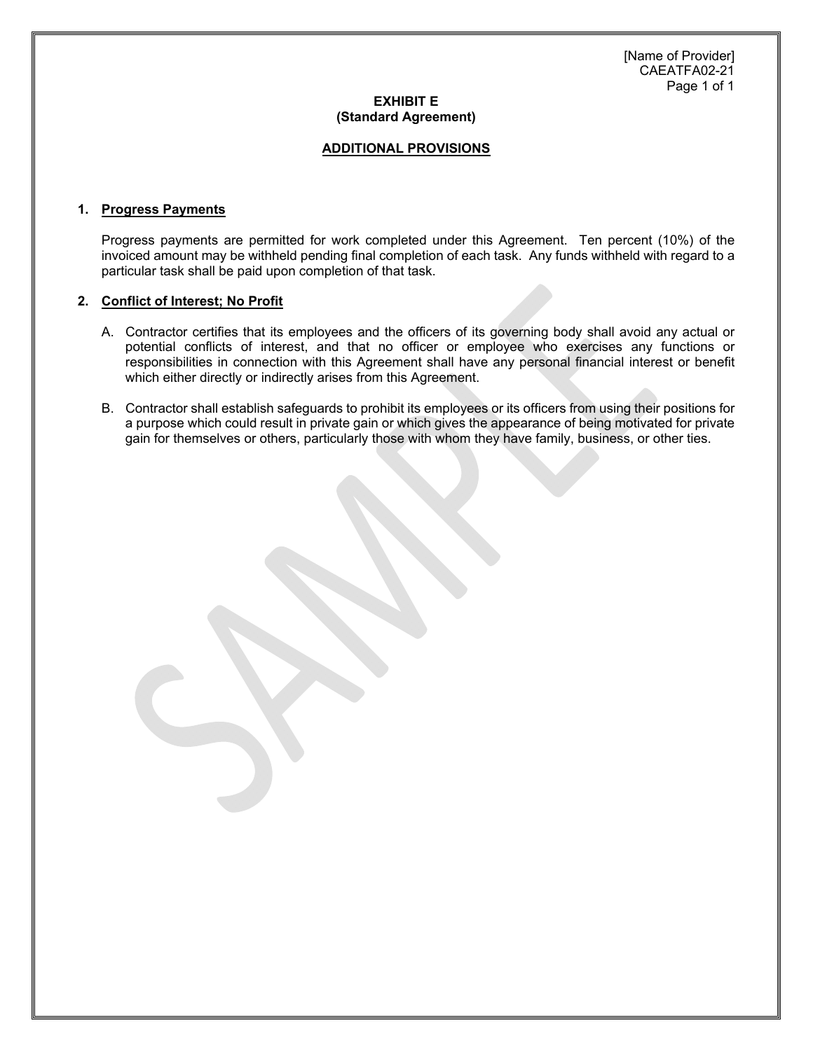# EXHIBIT E
## (Standard Agreement)

## ADDITIONAL PROVISIONS

### 1. Progress Payments

Progress payments are permitted for work completed under this Agreement. Ten percent (10%) of the invoiced amount may be withheld pending final completion of each task. Any funds withheld with regard to a particular task shall be paid upon completion of that task.

### 2. Conflict of Interest; No Profit

A. Contractor certifies that its employees and the officers of its governing body shall avoid any actual or potential conflicts of interest, and that no officer or employee who exercises any functions or responsibilities in connection with this Agreement shall have any personal financial interest or benefit which either directly or indirectly arises from this Agreement.

B. Contractor shall establish safeguards to prohibit its employees or its officers from using their positions for a purpose which could result in private gain or which gives the appearance of being motivated for private gain for themselves or others, particularly those with whom they have family, business, or other ties.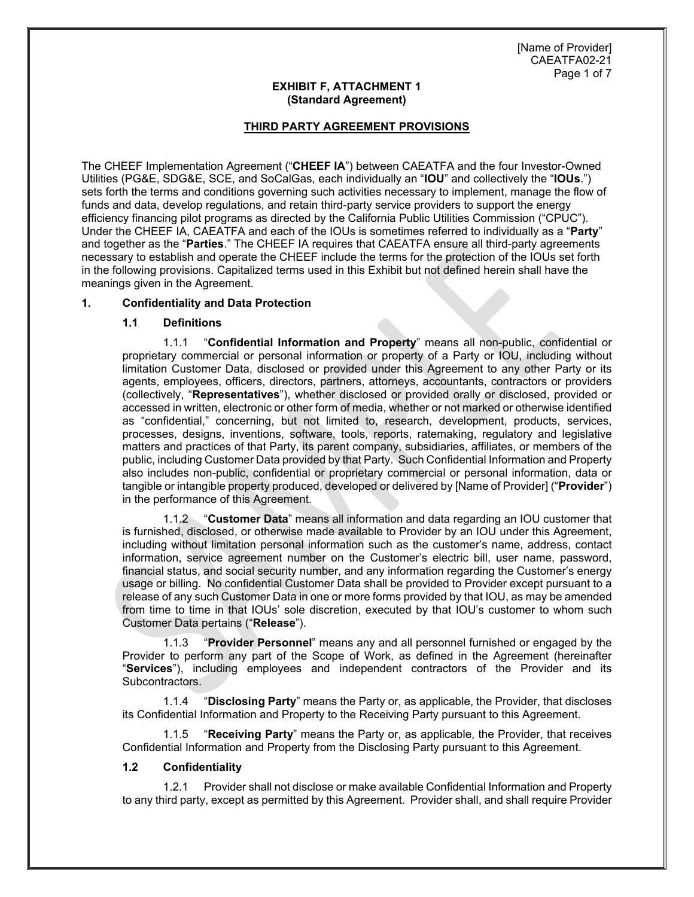**EXHIBIT F, ATTACHMENT 1**
**(Standard Agreement)**

**THIRD PARTY AGREEMENT PROVISIONS**

The CHEEF Implementation Agreement ("**CHEEF IA**") between CAEATFA and the four Investor-Owned Utilities (PG&E, SDG&E, SCE, and SoCalGas, each individually an "**IOU**" and collectively the "**IOUs**.") sets forth the terms and conditions governing such activities necessary to implement, manage the flow of funds and data, develop regulations, and retain third-party service providers to support the energy efficiency financing pilot programs as directed by the California Public Utilities Commission ("CPUC"). Under the CHEEF IA, CAEATFA and each of the IOUs is sometimes referred to individually as a "**Party**" and together as the "**Parties**." The CHEEF IA requires that CAEATFA ensure all third-party agreements necessary to establish and operate the CHEEF include the terms for the protection of the IOUs set forth in the following provisions. Capitalized terms used in this Exhibit but not defined herein shall have the meanings given in the Agreement.

## 1. Confidentiality and Data Protection

### 1.1 Definitions

1.1.1 "**Confidential Information and Property**" means all non-public, confidential or proprietary commercial or personal information or property of a Party or IOU, including without limitation Customer Data, disclosed or provided under this Agreement to any other Party or its agents, employees, officers, directors, partners, attorneys, accountants, contractors or providers (collectively, "**Representatives**"), whether disclosed or provided orally or disclosed, provided or accessed in written, electronic or other form of media, whether or not marked or otherwise identified as "confidential," concerning, but not limited to, research, development, products, services, processes, designs, inventions, software, tools, reports, ratemaking, regulatory and legislative matters and practices of that Party, its parent company, subsidiaries, affiliates, or members of the public, including Customer Data provided by that Party. Such Confidential Information and Property also includes non-public, confidential or proprietary commercial or personal information, data or tangible or intangible property produced, developed or delivered by [Name of Provider] ("**Provider**") in the performance of this Agreement.

1.1.2 "**Customer Data**" means all information and data regarding an IOU customer that is furnished, disclosed, or otherwise made available to Provider by an IOU under this Agreement, including without limitation personal information such as the customer's name, address, contact information, service agreement number on the Customer's electric bill, user name, password, financial status, and social security number, and any information regarding the Customer's energy usage or billing. No confidential Customer Data shall be provided to Provider except pursuant to a release of any such Customer Data in one or more forms provided by that IOU, as may be amended from time to time in that IOUs' sole discretion, executed by that IOU's customer to whom such Customer Data pertains ("**Release**").

1.1.3 "**Provider Personnel**" means any and all personnel furnished or engaged by the Provider to perform any part of the Scope of Work, as defined in the Agreement (hereinafter "**Services**"), including employees and independent contractors of the Provider and its Subcontractors.

1.1.4 "**Disclosing Party**" means the Party or, as applicable, the Provider, that discloses its Confidential Information and Property to the Receiving Party pursuant to this Agreement.

1.1.5 "**Receiving Party**" means the Party or, as applicable, the Provider, that receives Confidential Information and Property from the Disclosing Party pursuant to this Agreement.

### 1.2 Confidentiality

1.2.1 Provider shall not disclose or make available Confidential Information and Property to any third party, except as permitted by this Agreement. Provider shall, and shall require Provider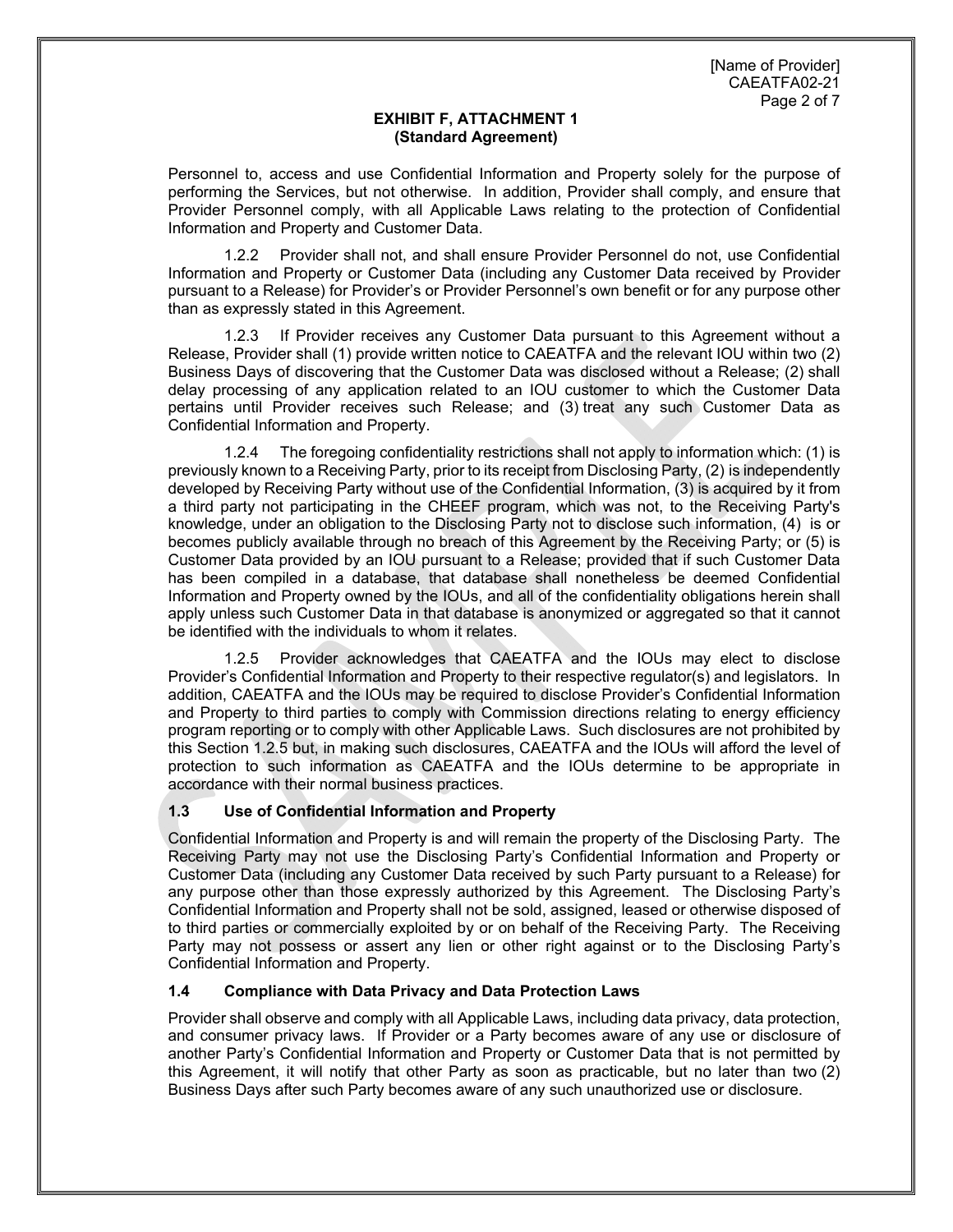**EXHIBIT F, ATTACHMENT 1**
**(Standard Agreement)**

Personnel to, access and use Confidential Information and Property solely for the purpose of performing the Services, but not otherwise. In addition, Provider shall comply, and ensure that Provider Personnel comply, with all Applicable Laws relating to the protection of Confidential Information and Property and Customer Data.

1.2.2 Provider shall not, and shall ensure Provider Personnel do not, use Confidential Information and Property or Customer Data (including any Customer Data received by Provider pursuant to a Release) for Provider's or Provider Personnel's own benefit or for any purpose other than as expressly stated in this Agreement.

1.2.3 If Provider receives any Customer Data pursuant to this Agreement without a Release, Provider shall (1) provide written notice to CAEATFA and the relevant IOU within two (2) Business Days of discovering that the Customer Data was disclosed without a Release; (2) shall delay processing of any application related to an IOU customer to which the Customer Data pertains until Provider receives such Release; and (3) treat any such Customer Data as Confidential Information and Property.

1.2.4 The foregoing confidentiality restrictions shall not apply to information which: (1) is previously known to a Receiving Party, prior to its receipt from Disclosing Party, (2) is independently developed by Receiving Party without use of the Confidential Information, (3) is acquired by it from a third party not participating in the CHEEF program, which was not, to the Receiving Party's knowledge, under an obligation to the Disclosing Party not to disclose such information, (4) is or becomes publicly available through no breach of this Agreement by the Receiving Party; or (5) is Customer Data provided by an IOU pursuant to a Release; provided that if such Customer Data has been compiled in a database, that database shall nonetheless be deemed Confidential Information and Property owned by the IOUs, and all of the confidentiality obligations herein shall apply unless such Customer Data in that database is anonymized or aggregated so that it cannot be identified with the individuals to whom it relates.

1.2.5 Provider acknowledges that CAEATFA and the IOUs may elect to disclose Provider's Confidential Information and Property to their respective regulator(s) and legislators. In addition, CAEATFA and the IOUs may be required to disclose Provider's Confidential Information and Property to third parties to comply with Commission directions relating to energy efficiency program reporting or to comply with other Applicable Laws. Such disclosures are not prohibited by this Section 1.2.5 but, in making such disclosures, CAEATFA and the IOUs will afford the level of protection to such information as CAEATFA and the IOUs determine to be appropriate in accordance with their normal business practices.

### 1.3 Use of Confidential Information and Property

Confidential Information and Property is and will remain the property of the Disclosing Party. The Receiving Party may not use the Disclosing Party's Confidential Information and Property or Customer Data (including any Customer Data received by such Party pursuant to a Release) for any purpose other than those expressly authorized by this Agreement. The Disclosing Party's Confidential Information and Property shall not be sold, assigned, leased or otherwise disposed of to third parties or commercially exploited by or on behalf of the Receiving Party. The Receiving Party may not possess or assert any lien or other right against or to the Disclosing Party's Confidential Information and Property.

### 1.4 Compliance with Data Privacy and Data Protection Laws

Provider shall observe and comply with all Applicable Laws, including data privacy, data protection, and consumer privacy laws. If Provider or a Party becomes aware of any use or disclosure of another Party's Confidential Information and Property or Customer Data that is not permitted by this Agreement, it will notify that other Party as soon as practicable, but no later than two (2) Business Days after such Party becomes aware of any such unauthorized use or disclosure.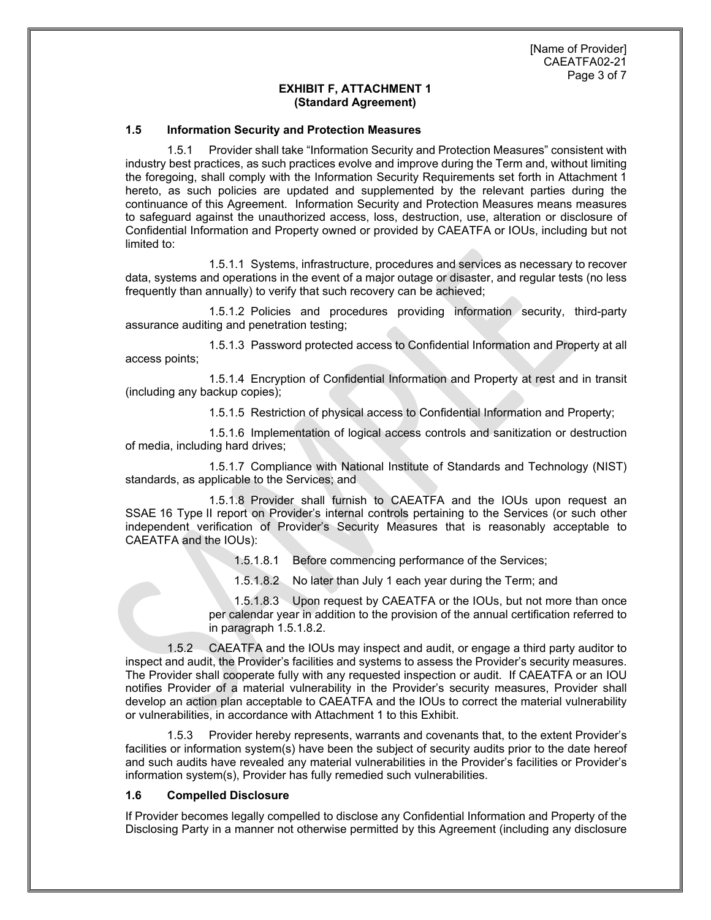**EXHIBIT F, ATTACHMENT 1**
**(Standard Agreement)**

### 1.5 Information Security and Protection Measures

1.5.1 Provider shall take "Information Security and Protection Measures" consistent with industry best practices, as such practices evolve and improve during the Term and, without limiting the foregoing, shall comply with the Information Security Requirements set forth in Attachment 1 hereto, as such policies are updated and supplemented by the relevant parties during the continuance of this Agreement. Information Security and Protection Measures means measures to safeguard against the unauthorized access, loss, destruction, use, alteration or disclosure of Confidential Information and Property owned or provided by CAEATFA or IOUs, including but not limited to:

1.5.1.1 Systems, infrastructure, procedures and services as necessary to recover data, systems and operations in the event of a major outage or disaster, and regular tests (no less frequently than annually) to verify that such recovery can be achieved;

1.5.1.2 Policies and procedures providing information security, third-party assurance auditing and penetration testing;

1.5.1.3 Password protected access to Confidential Information and Property at all access points;

1.5.1.4 Encryption of Confidential Information and Property at rest and in transit (including any backup copies);

1.5.1.5 Restriction of physical access to Confidential Information and Property;

1.5.1.6 Implementation of logical access controls and sanitization or destruction of media, including hard drives;

1.5.1.7 Compliance with National Institute of Standards and Technology (NIST) standards, as applicable to the Services; and

1.5.1.8 Provider shall furnish to CAEATFA and the IOUs upon request an SSAE 16 Type II report on Provider's internal controls pertaining to the Services (or such other independent verification of Provider's Security Measures that is reasonably acceptable to CAEATFA and the IOUs):

1.5.1.8.1 Before commencing performance of the Services;

1.5.1.8.2 No later than July 1 each year during the Term; and

1.5.1.8.3 Upon request by CAEATFA or the IOUs, but not more than once per calendar year in addition to the provision of the annual certification referred to in paragraph 1.5.1.8.2.

1.5.2 CAEATFA and the IOUs may inspect and audit, or engage a third party auditor to inspect and audit, the Provider's facilities and systems to assess the Provider's security measures. The Provider shall cooperate fully with any requested inspection or audit. If CAEATFA or an IOU notifies Provider of a material vulnerability in the Provider's security measures, Provider shall develop an action plan acceptable to CAEATFA and the IOUs to correct the material vulnerability or vulnerabilities, in accordance with Attachment 1 to this Exhibit.

1.5.3 Provider hereby represents, warrants and covenants that, to the extent Provider's facilities or information system(s) have been the subject of security audits prior to the date hereof and such audits have revealed any material vulnerabilities in the Provider's facilities or Provider's information system(s), Provider has fully remedied such vulnerabilities.

### 1.6 Compelled Disclosure

If Provider becomes legally compelled to disclose any Confidential Information and Property of the Disclosing Party in a manner not otherwise permitted by this Agreement (including any disclosure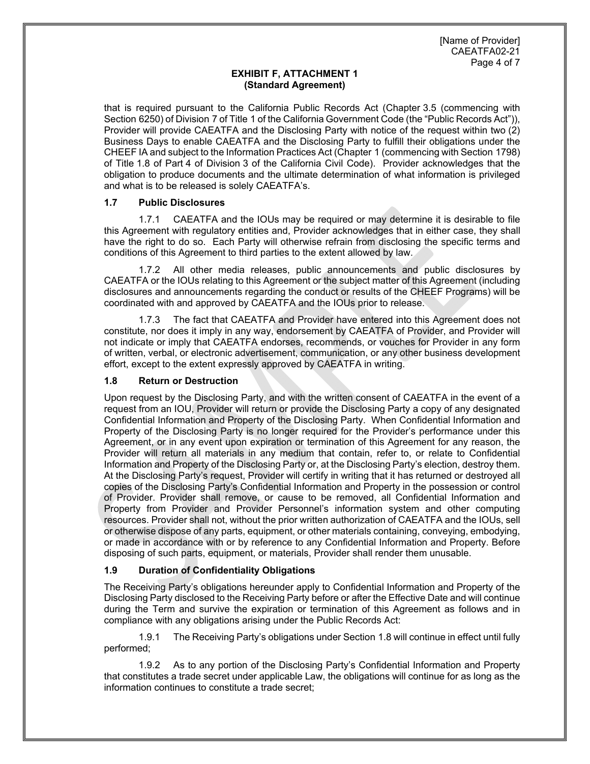**EXHIBIT F, ATTACHMENT 1**
**(Standard Agreement)**

that is required pursuant to the California Public Records Act (Chapter 3.5 (commencing with Section 6250) of Division 7 of Title 1 of the California Government Code (the "Public Records Act")), Provider will provide CAEATFA and the Disclosing Party with notice of the request within two (2) Business Days to enable CAEATFA and the Disclosing Party to fulfill their obligations under the CHEEF IA and subject to the Information Practices Act (Chapter 1 (commencing with Section 1798) of Title 1.8 of Part 4 of Division 3 of the California Civil Code). Provider acknowledges that the obligation to produce documents and the ultimate determination of what information is privileged and what is to be released is solely CAEATFA's.

### 1.7 Public Disclosures

1.7.1 CAEATFA and the IOUs may be required or may determine it is desirable to file this Agreement with regulatory entities and, Provider acknowledges that in either case, they shall have the right to do so. Each Party will otherwise refrain from disclosing the specific terms and conditions of this Agreement to third parties to the extent allowed by law.

1.7.2 All other media releases, public announcements and public disclosures by CAEATFA or the IOUs relating to this Agreement or the subject matter of this Agreement (including disclosures and announcements regarding the conduct or results of the CHEEF Programs) will be coordinated with and approved by CAEATFA and the IOUs prior to release.

1.7.3 The fact that CAEATFA and Provider have entered into this Agreement does not constitute, nor does it imply in any way, endorsement by CAEATFA of Provider, and Provider will not indicate or imply that CAEATFA endorses, recommends, or vouches for Provider in any form of written, verbal, or electronic advertisement, communication, or any other business development effort, except to the extent expressly approved by CAEATFA in writing.

### 1.8 Return or Destruction

Upon request by the Disclosing Party, and with the written consent of CAEATFA in the event of a request from an IOU, Provider will return or provide the Disclosing Party a copy of any designated Confidential Information and Property of the Disclosing Party. When Confidential Information and Property of the Disclosing Party is no longer required for the Provider's performance under this Agreement, or in any event upon expiration or termination of this Agreement for any reason, the Provider will return all materials in any medium that contain, refer to, or relate to Confidential Information and Property of the Disclosing Party or, at the Disclosing Party's election, destroy them. At the Disclosing Party's request, Provider will certify in writing that it has returned or destroyed all copies of the Disclosing Party's Confidential Information and Property in the possession or control of Provider. Provider shall remove, or cause to be removed, all Confidential Information and Property from Provider and Provider Personnel's information system and other computing resources. Provider shall not, without the prior written authorization of CAEATFA and the IOUs, sell or otherwise dispose of any parts, equipment, or other materials containing, conveying, embodying, or made in accordance with or by reference to any Confidential Information and Property. Before disposing of such parts, equipment, or materials, Provider shall render them unusable.

### 1.9 Duration of Confidentiality Obligations

The Receiving Party's obligations hereunder apply to Confidential Information and Property of the Disclosing Party disclosed to the Receiving Party before or after the Effective Date and will continue during the Term and survive the expiration or termination of this Agreement as follows and in compliance with any obligations arising under the Public Records Act:

1.9.1 The Receiving Party's obligations under Section 1.8 will continue in effect until fully performed;

1.9.2 As to any portion of the Disclosing Party's Confidential Information and Property that constitutes a trade secret under applicable Law, the obligations will continue for as long as the information continues to constitute a trade secret;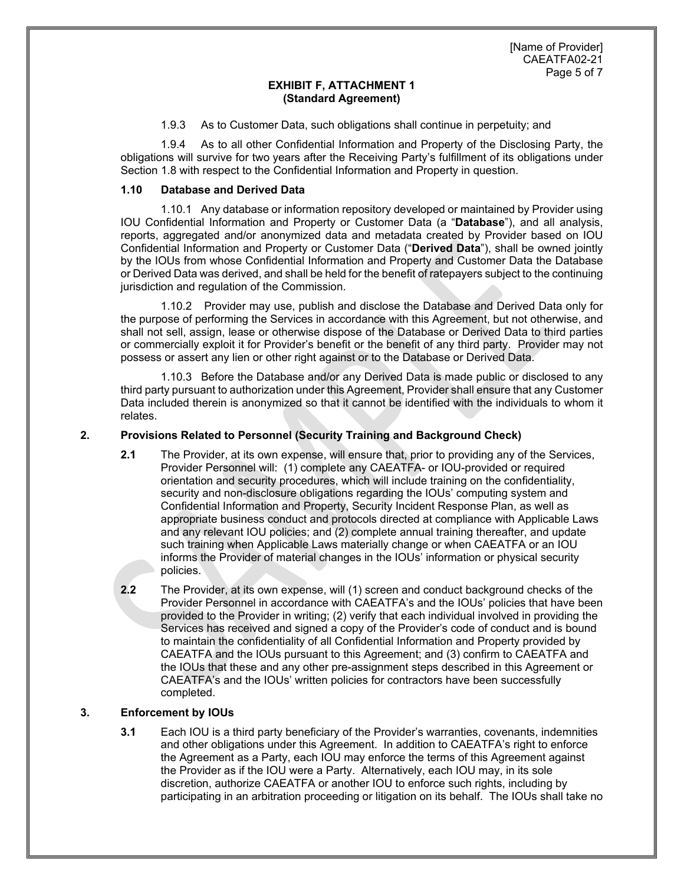**EXHIBIT F, ATTACHMENT 1**
**(Standard Agreement)**

1.9.3 As to Customer Data, such obligations shall continue in perpetuity; and

1.9.4 As to all other Confidential Information and Property of the Disclosing Party, the obligations will survive for two years after the Receiving Party's fulfillment of its obligations under Section 1.8 with respect to the Confidential Information and Property in question.

**1.10 Database and Derived Data**

1.10.1 Any database or information repository developed or maintained by Provider using IOU Confidential Information and Property or Customer Data (a "**Database**"), and all analysis, reports, aggregated and/or anonymized data and metadata created by Provider based on IOU Confidential Information and Property or Customer Data ("**Derived Data**"), shall be owned jointly by the IOUs from whose Confidential Information and Property and Customer Data the Database or Derived Data was derived, and shall be held for the benefit of ratepayers subject to the continuing jurisdiction and regulation of the Commission.

1.10.2 Provider may use, publish and disclose the Database and Derived Data only for the purpose of performing the Services in accordance with this Agreement, but not otherwise, and shall not sell, assign, lease or otherwise dispose of the Database or Derived Data to third parties or commercially exploit it for Provider's benefit or the benefit of any third party. Provider may not possess or assert any lien or other right against or to the Database or Derived Data.

1.10.3 Before the Database and/or any Derived Data is made public or disclosed to any third party pursuant to authorization under this Agreement, Provider shall ensure that any Customer Data included therein is anonymized so that it cannot be identified with the individuals to whom it relates.

**2. Provisions Related to Personnel (Security Training and Background Check)**

**2.1** The Provider, at its own expense, will ensure that, prior to providing any of the Services, Provider Personnel will: (1) complete any CAEATFA- or IOU-provided or required orientation and security procedures, which will include training on the confidentiality, security and non-disclosure obligations regarding the IOUs' computing system and Confidential Information and Property, Security Incident Response Plan, as well as appropriate business conduct and protocols directed at compliance with Applicable Laws and any relevant IOU policies; and (2) complete annual training thereafter, and update such training when Applicable Laws materially change or when CAEATFA or an IOU informs the Provider of material changes in the IOUs' information or physical security policies.

**2.2** The Provider, at its own expense, will (1) screen and conduct background checks of the Provider Personnel in accordance with CAEATFA's and the IOUs' policies that have been provided to the Provider in writing; (2) verify that each individual involved in providing the Services has received and signed a copy of the Provider's code of conduct and is bound to maintain the confidentiality of all Confidential Information and Property provided by CAEATFA and the IOUs pursuant to this Agreement; and (3) confirm to CAEATFA and the IOUs that these and any other pre-assignment steps described in this Agreement or CAEATFA's and the IOUs' written policies for contractors have been successfully completed.

**3. Enforcement by IOUs**

**3.1** Each IOU is a third party beneficiary of the Provider's warranties, covenants, indemnities and other obligations under this Agreement. In addition to CAEATFA's right to enforce the Agreement as a Party, each IOU may enforce the terms of this Agreement against the Provider as if the IOU were a Party. Alternatively, each IOU may, in its sole discretion, authorize CAEATFA or another IOU to enforce such rights, including by participating in an arbitration proceeding or litigation on its behalf. The IOUs shall take no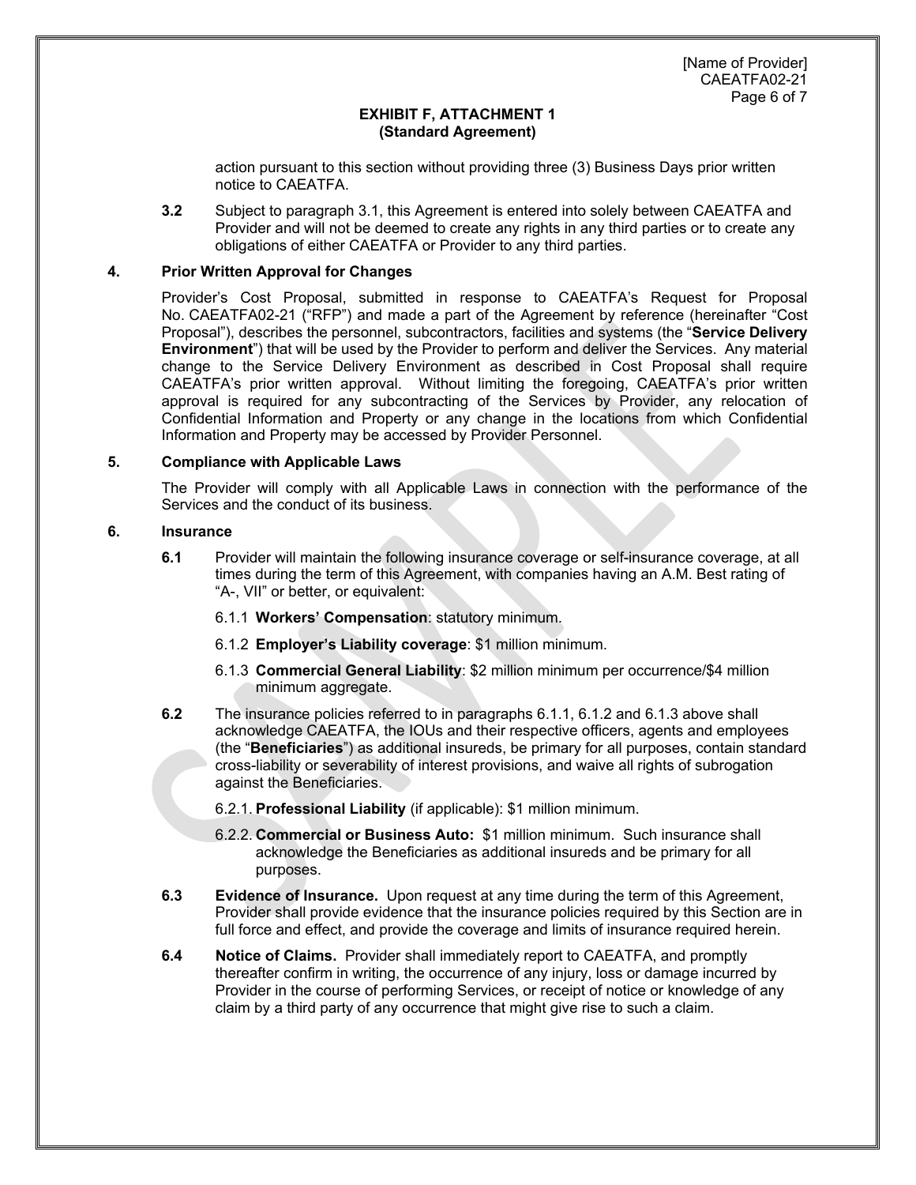**EXHIBIT F, ATTACHMENT 1**
**(Standard Agreement)**

action pursuant to this section without providing three (3) Business Days prior written notice to CAEATFA.

**3.2** Subject to paragraph 3.1, this Agreement is entered into solely between CAEATFA and Provider and will not be deemed to create any rights in any third parties or to create any obligations of either CAEATFA or Provider to any third parties.

**4. Prior Written Approval for Changes**

Provider's Cost Proposal, submitted in response to CAEATFA's Request for Proposal No. CAEATFA02-21 ("RFP") and made a part of the Agreement by reference (hereinafter "Cost Proposal"), describes the personnel, subcontractors, facilities and systems (the "**Service Delivery Environment**") that will be used by the Provider to perform and deliver the Services. Any material change to the Service Delivery Environment as described in Cost Proposal shall require CAEATFA's prior written approval. Without limiting the foregoing, CAEATFA's prior written approval is required for any subcontracting of the Services by Provider, any relocation of Confidential Information and Property or any change in the locations from which Confidential Information and Property may be accessed by Provider Personnel.

**5. Compliance with Applicable Laws**

The Provider will comply with all Applicable Laws in connection with the performance of the Services and the conduct of its business.

**6. Insurance**

**6.1** Provider will maintain the following insurance coverage or self-insurance coverage, at all times during the term of this Agreement, with companies having an A.M. Best rating of "A-, VII" or better, or equivalent:

6.1.1 **Workers' Compensation**: statutory minimum.

6.1.2 **Employer's Liability coverage**: $1 million minimum.

6.1.3 **Commercial General Liability**: $2 million minimum per occurrence/$4 million minimum aggregate.

**6.2** The insurance policies referred to in paragraphs 6.1.1, 6.1.2 and 6.1.3 above shall acknowledge CAEATFA, the IOUs and their respective officers, agents and employees (the "**Beneficiaries**") as additional insureds, be primary for all purposes, contain standard cross-liability or severability of interest provisions, and waive all rights of subrogation against the Beneficiaries.

6.2.1. **Professional Liability** (if applicable): $1 million minimum.

6.2.2. **Commercial or Business Auto:** $1 million minimum. Such insurance shall acknowledge the Beneficiaries as additional insureds and be primary for all purposes.

**6.3 Evidence of Insurance.** Upon request at any time during the term of this Agreement, Provider shall provide evidence that the insurance policies required by this Section are in full force and effect, and provide the coverage and limits of insurance required herein.

**6.4 Notice of Claims.** Provider shall immediately report to CAEATFA, and promptly thereafter confirm in writing, the occurrence of any injury, loss or damage incurred by Provider in the course of performing Services, or receipt of notice or knowledge of any claim by a third party of any occurrence that might give rise to such a claim.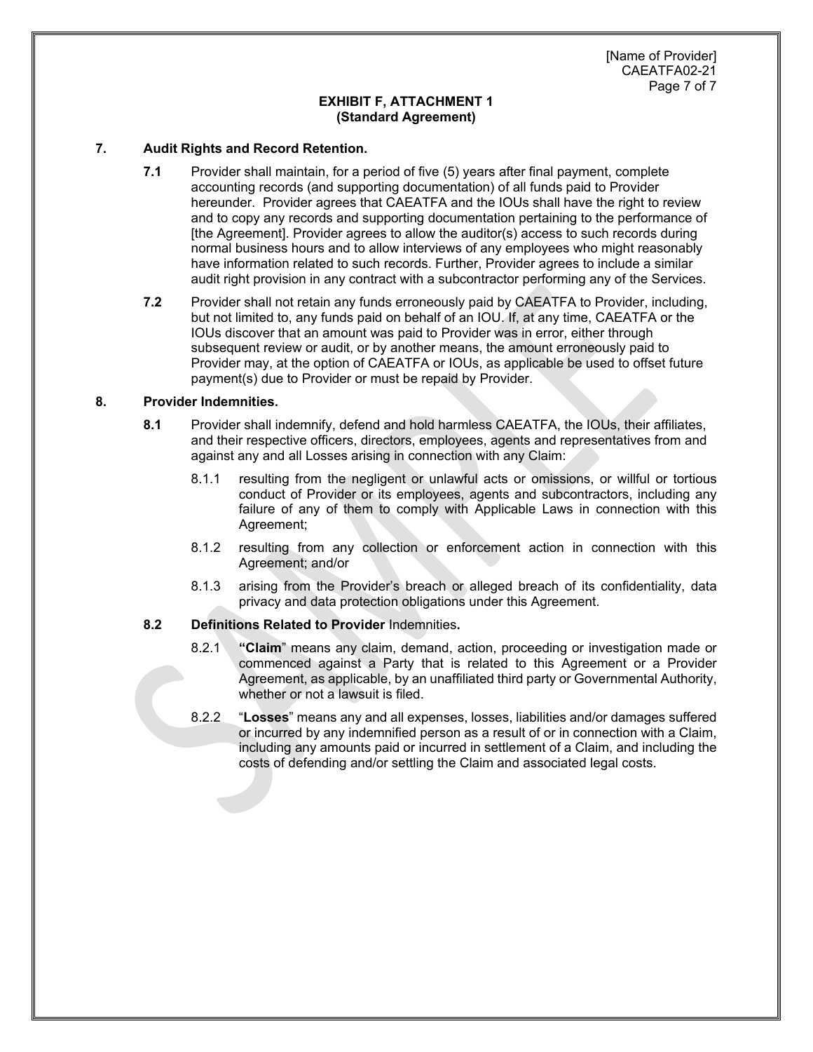**EXHIBIT F, ATTACHMENT 1**
**(Standard Agreement)**

**7. Audit Rights and Record Retention.**

**7.1** Provider shall maintain, for a period of five (5) years after final payment, complete accounting records (and supporting documentation) of all funds paid to Provider hereunder. Provider agrees that CAEATFA and the IOUs shall have the right to review and to copy any records and supporting documentation pertaining to the performance of [the Agreement]. Provider agrees to allow the auditor(s) access to such records during normal business hours and to allow interviews of any employees who might reasonably have information related to such records. Further, Provider agrees to include a similar audit right provision in any contract with a subcontractor performing any of the Services.

**7.2** Provider shall not retain any funds erroneously paid by CAEATFA to Provider, including, but not limited to, any funds paid on behalf of an IOU. If, at any time, CAEATFA or the IOUs discover that an amount was paid to Provider was in error, either through subsequent review or audit, or by another means, the amount erroneously paid to Provider may, at the option of CAEATFA or IOUs, as applicable be used to offset future payment(s) due to Provider or must be repaid by Provider.

**8. Provider Indemnities.**

**8.1** Provider shall indemnify, defend and hold harmless CAEATFA, the IOUs, their affiliates, and their respective officers, directors, employees, agents and representatives from and against any and all Losses arising in connection with any Claim:

8.1.1 resulting from the negligent or unlawful acts or omissions, or willful or tortious conduct of Provider or its employees, agents and subcontractors, including any failure of any of them to comply with Applicable Laws in connection with this Agreement;

8.1.2 resulting from any collection or enforcement action in connection with this Agreement; and/or

8.1.3 arising from the Provider's breach or alleged breach of its confidentiality, data privacy and data protection obligations under this Agreement.

**8.2 Definitions Related to Provider** Indemnities**.**

8.2.1 **"Claim"** means any claim, demand, action, proceeding or investigation made or commenced against a Party that is related to this Agreement or a Provider Agreement, as applicable, by an unaffiliated third party or Governmental Authority, whether or not a lawsuit is filed.

8.2.2 "**Losses**" means any and all expenses, losses, liabilities and/or damages suffered or incurred by any indemnified person as a result of or in connection with a Claim, including any amounts paid or incurred in settlement of a Claim, and including the costs of defending and/or settling the Claim and associated legal costs.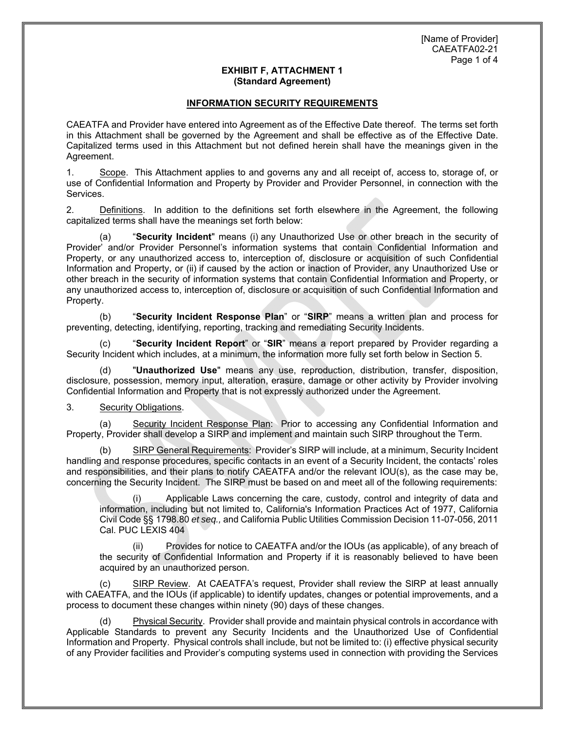**EXHIBIT F, ATTACHMENT 1**
**(Standard Agreement)**

## INFORMATION SECURITY REQUIREMENTS

CAEATFA and Provider have entered into Agreement as of the Effective Date thereof. The terms set forth in this Attachment shall be governed by the Agreement and shall be effective as of the Effective Date. Capitalized terms used in this Attachment but not defined herein shall have the meanings given in the Agreement.

1. Scope. This Attachment applies to and governs any and all receipt of, access to, storage of, or use of Confidential Information and Property by Provider and Provider Personnel, in connection with the Services.

2. Definitions. In addition to the definitions set forth elsewhere in the Agreement, the following capitalized terms shall have the meanings set forth below:

(a) "**Security Incident**" means (i) any Unauthorized Use or other breach in the security of Provider' and/or Provider Personnel's information systems that contain Confidential Information and Property, or any unauthorized access to, interception of, disclosure or acquisition of such Confidential Information and Property, or (ii) if caused by the action or inaction of Provider, any Unauthorized Use or other breach in the security of information systems that contain Confidential Information and Property, or any unauthorized access to, interception of, disclosure or acquisition of such Confidential Information and Property.

(b) "**Security Incident Response Plan**" or "**SIRP**" means a written plan and process for preventing, detecting, identifying, reporting, tracking and remediating Security Incidents.

(c) "**Security Incident Report**" or "**SIR**" means a report prepared by Provider regarding a Security Incident which includes, at a minimum, the information more fully set forth below in Section 5.

(d) "**Unauthorized Use**" means any use, reproduction, distribution, transfer, disposition, disclosure, possession, memory input, alteration, erasure, damage or other activity by Provider involving Confidential Information and Property that is not expressly authorized under the Agreement.

3. Security Obligations.

(a) Security Incident Response Plan: Prior to accessing any Confidential Information and Property, Provider shall develop a SIRP and implement and maintain such SIRP throughout the Term.

(b) SIRP General Requirements: Provider's SIRP will include, at a minimum, Security Incident handling and response procedures, specific contacts in an event of a Security Incident, the contacts' roles and responsibilities, and their plans to notify CAEATFA and/or the relevant IOU(s), as the case may be, concerning the Security Incident. The SIRP must be based on and meet all of the following requirements:

(i) Applicable Laws concerning the care, custody, control and integrity of data and information, including but not limited to, California's Information Practices Act of 1977, California Civil Code §§ 1798.80 *et seq.,* and California Public Utilities Commission Decision 11-07-056, 2011 Cal. PUC LEXIS 404

(ii) Provides for notice to CAEATFA and/or the IOUs (as applicable), of any breach of the security of Confidential Information and Property if it is reasonably believed to have been acquired by an unauthorized person.

(c) SIRP Review. At CAEATFA's request, Provider shall review the SIRP at least annually with CAEATFA, and the IOUs (if applicable) to identify updates, changes or potential improvements, and a process to document these changes within ninety (90) days of these changes.

(d) Physical Security. Provider shall provide and maintain physical controls in accordance with Applicable Standards to prevent any Security Incidents and the Unauthorized Use of Confidential Information and Property. Physical controls shall include, but not be limited to: (i) effective physical security of any Provider facilities and Provider's computing systems used in connection with providing the Services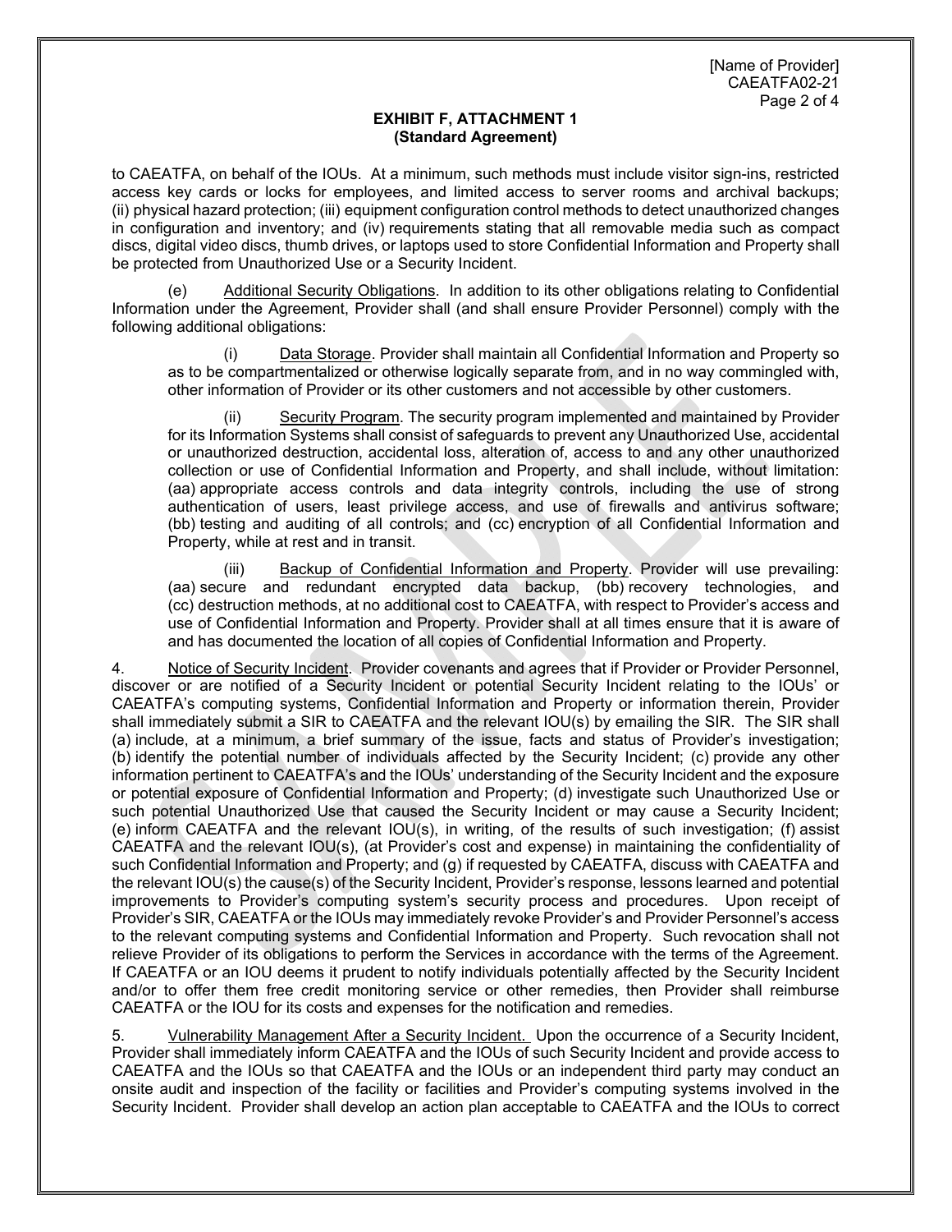**EXHIBIT F, ATTACHMENT 1**
**(Standard Agreement)**

to CAEATFA, on behalf of the IOUs. At a minimum, such methods must include visitor sign-ins, restricted access key cards or locks for employees, and limited access to server rooms and archival backups; (ii) physical hazard protection; (iii) equipment configuration control methods to detect unauthorized changes in configuration and inventory; and (iv) requirements stating that all removable media such as compact discs, digital video discs, thumb drives, or laptops used to store Confidential Information and Property shall be protected from Unauthorized Use or a Security Incident.

(e) Additional Security Obligations. In addition to its other obligations relating to Confidential Information under the Agreement, Provider shall (and shall ensure Provider Personnel) comply with the following additional obligations:

(i) Data Storage. Provider shall maintain all Confidential Information and Property so as to be compartmentalized or otherwise logically separate from, and in no way commingled with, other information of Provider or its other customers and not accessible by other customers.

(ii) Security Program. The security program implemented and maintained by Provider for its Information Systems shall consist of safeguards to prevent any Unauthorized Use, accidental or unauthorized destruction, accidental loss, alteration of, access to and any other unauthorized collection or use of Confidential Information and Property, and shall include, without limitation: (aa) appropriate access controls and data integrity controls, including the use of strong authentication of users, least privilege access, and use of firewalls and antivirus software; (bb) testing and auditing of all controls; and (cc) encryption of all Confidential Information and Property, while at rest and in transit.

(iii) Backup of Confidential Information and Property. Provider will use prevailing: (aa) secure and redundant encrypted data backup, (bb) recovery technologies, and (cc) destruction methods, at no additional cost to CAEATFA, with respect to Provider's access and use of Confidential Information and Property. Provider shall at all times ensure that it is aware of and has documented the location of all copies of Confidential Information and Property.

4. Notice of Security Incident. Provider covenants and agrees that if Provider or Provider Personnel, discover or are notified of a Security Incident or potential Security Incident relating to the IOUs' or CAEATFA's computing systems, Confidential Information and Property or information therein, Provider shall immediately submit a SIR to CAEATFA and the relevant IOU(s) by emailing the SIR. The SIR shall (a) include, at a minimum, a brief summary of the issue, facts and status of Provider's investigation; (b) identify the potential number of individuals affected by the Security Incident; (c) provide any other information pertinent to CAEATFA's and the IOUs' understanding of the Security Incident and the exposure or potential exposure of Confidential Information and Property; (d) investigate such Unauthorized Use or such potential Unauthorized Use that caused the Security Incident or may cause a Security Incident; (e) inform CAEATFA and the relevant IOU(s), in writing, of the results of such investigation; (f) assist CAEATFA and the relevant IOU(s), (at Provider's cost and expense) in maintaining the confidentiality of such Confidential Information and Property; and (g) if requested by CAEATFA, discuss with CAEATFA and the relevant IOU(s) the cause(s) of the Security Incident, Provider's response, lessons learned and potential improvements to Provider's computing system's security process and procedures. Upon receipt of Provider's SIR, CAEATFA or the IOUs may immediately revoke Provider's and Provider Personnel's access to the relevant computing systems and Confidential Information and Property. Such revocation shall not relieve Provider of its obligations to perform the Services in accordance with the terms of the Agreement. If CAEATFA or an IOU deems it prudent to notify individuals potentially affected by the Security Incident and/or to offer them free credit monitoring service or other remedies, then Provider shall reimburse CAEATFA or the IOU for its costs and expenses for the notification and remedies.

5. Vulnerability Management After a Security Incident. Upon the occurrence of a Security Incident, Provider shall immediately inform CAEATFA and the IOUs of such Security Incident and provide access to CAEATFA and the IOUs so that CAEATFA and the IOUs or an independent third party may conduct an onsite audit and inspection of the facility or facilities and Provider's computing systems involved in the Security Incident. Provider shall develop an action plan acceptable to CAEATFA and the IOUs to correct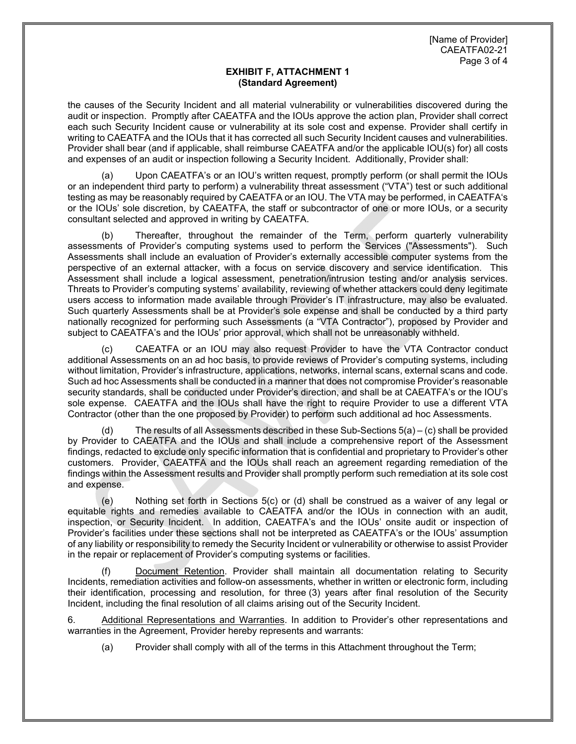## EXHIBIT F, ATTACHMENT 1
**(Standard Agreement)**

the causes of the Security Incident and all material vulnerability or vulnerabilities discovered during the audit or inspection. Promptly after CAEATFA and the IOUs approve the action plan, Provider shall correct each such Security Incident cause or vulnerability at its sole cost and expense. Provider shall certify in writing to CAEATFA and the IOUs that it has corrected all such Security Incident causes and vulnerabilities. Provider shall bear (and if applicable, shall reimburse CAEATFA and/or the applicable IOU(s) for) all costs and expenses of an audit or inspection following a Security Incident. Additionally, Provider shall:

(a) Upon CAEATFA's or an IOU's written request, promptly perform (or shall permit the IOUs or an independent third party to perform) a vulnerability threat assessment ("VTA") test or such additional testing as may be reasonably required by CAEATFA or an IOU. The VTA may be performed, in CAEATFA's or the IOUs' sole discretion, by CAEATFA, the staff or subcontractor of one or more IOUs, or a security consultant selected and approved in writing by CAEATFA.

(b) Thereafter, throughout the remainder of the Term, perform quarterly vulnerability assessments of Provider's computing systems used to perform the Services ("Assessments"). Such Assessments shall include an evaluation of Provider's externally accessible computer systems from the perspective of an external attacker, with a focus on service discovery and service identification. This Assessment shall include a logical assessment, penetration/intrusion testing and/or analysis services. Threats to Provider's computing systems' availability, reviewing of whether attackers could deny legitimate users access to information made available through Provider's IT infrastructure, may also be evaluated. Such quarterly Assessments shall be at Provider's sole expense and shall be conducted by a third party nationally recognized for performing such Assessments (a "VTA Contractor"), proposed by Provider and subject to CAEATFA's and the IOUs' prior approval, which shall not be unreasonably withheld.

(c) CAEATFA or an IOU may also request Provider to have the VTA Contractor conduct additional Assessments on an ad hoc basis, to provide reviews of Provider's computing systems, including without limitation, Provider's infrastructure, applications, networks, internal scans, external scans and code. Such ad hoc Assessments shall be conducted in a manner that does not compromise Provider's reasonable security standards, shall be conducted under Provider's direction, and shall be at CAEATFA's or the IOU's sole expense. CAEATFA and the IOUs shall have the right to require Provider to use a different VTA Contractor (other than the one proposed by Provider) to perform such additional ad hoc Assessments.

(d) The results of all Assessments described in these Sub-Sections 5(a) – (c) shall be provided by Provider to CAEATFA and the IOUs and shall include a comprehensive report of the Assessment findings, redacted to exclude only specific information that is confidential and proprietary to Provider's other customers. Provider, CAEATFA and the IOUs shall reach an agreement regarding remediation of the findings within the Assessment results and Provider shall promptly perform such remediation at its sole cost and expense.

(e) Nothing set forth in Sections 5(c) or (d) shall be construed as a waiver of any legal or equitable rights and remedies available to CAEATFA and/or the IOUs in connection with an audit, inspection, or Security Incident. In addition, CAEATFA's and the IOUs' onsite audit or inspection of Provider's facilities under these sections shall not be interpreted as CAEATFA's or the IOUs' assumption of any liability or responsibility to remedy the Security Incident or vulnerability or otherwise to assist Provider in the repair or replacement of Provider's computing systems or facilities.

(f) Document Retention. Provider shall maintain all documentation relating to Security Incidents, remediation activities and follow-on assessments, whether in written or electronic form, including their identification, processing and resolution, for three (3) years after final resolution of the Security Incident, including the final resolution of all claims arising out of the Security Incident.

6. Additional Representations and Warranties. In addition to Provider's other representations and warranties in the Agreement, Provider hereby represents and warrants:

(a) Provider shall comply with all of the terms in this Attachment throughout the Term;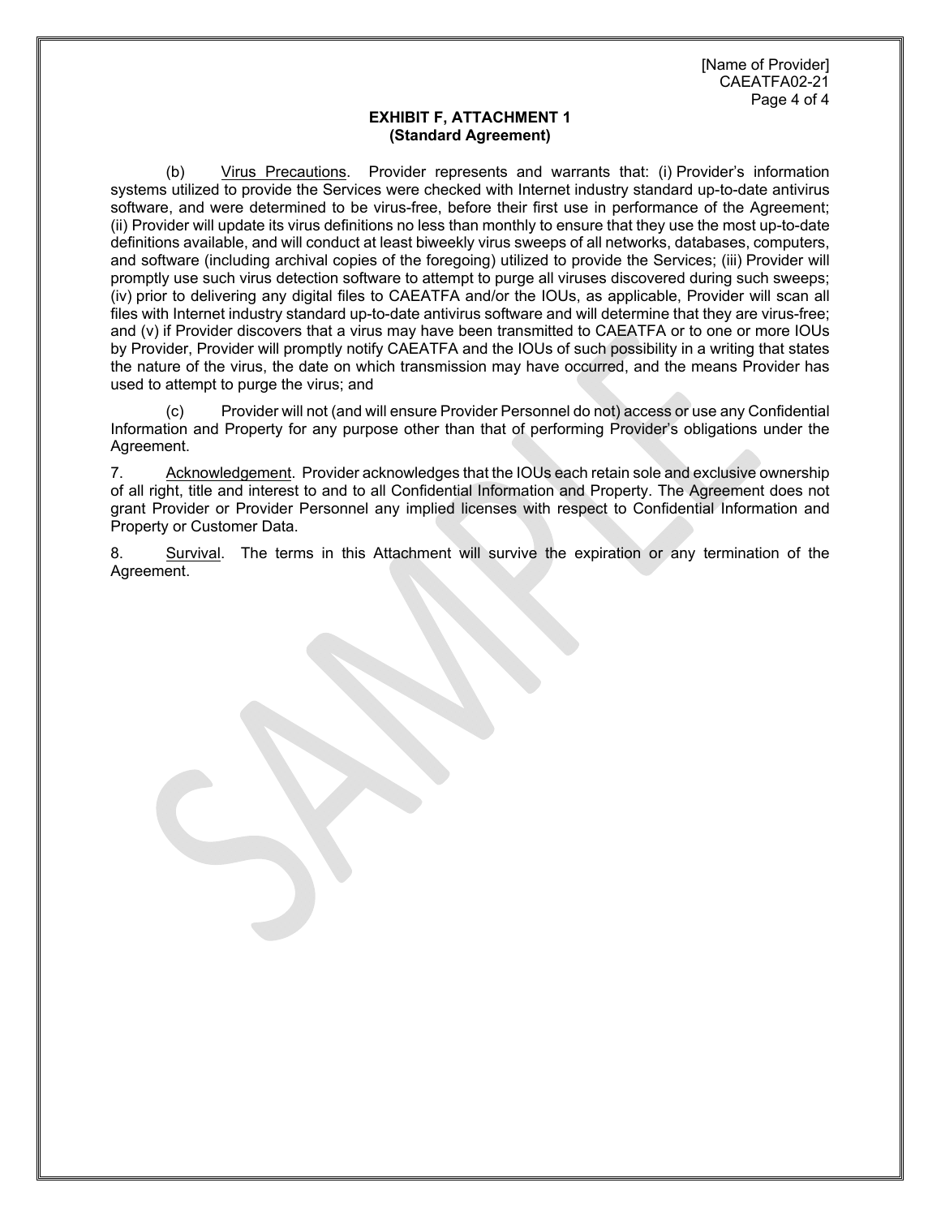**EXHIBIT F, ATTACHMENT 1**
**(Standard Agreement)**

(b) Virus Precautions. Provider represents and warrants that: (i) Provider's information systems utilized to provide the Services were checked with Internet industry standard up-to-date antivirus software, and were determined to be virus-free, before their first use in performance of the Agreement; (ii) Provider will update its virus definitions no less than monthly to ensure that they use the most up-to-date definitions available, and will conduct at least biweekly virus sweeps of all networks, databases, computers, and software (including archival copies of the foregoing) utilized to provide the Services; (iii) Provider will promptly use such virus detection software to attempt to purge all viruses discovered during such sweeps; (iv) prior to delivering any digital files to CAEATFA and/or the IOUs, as applicable, Provider will scan all files with Internet industry standard up-to-date antivirus software and will determine that they are virus-free; and (v) if Provider discovers that a virus may have been transmitted to CAEATFA or to one or more IOUs by Provider, Provider will promptly notify CAEATFA and the IOUs of such possibility in a writing that states the nature of the virus, the date on which transmission may have occurred, and the means Provider has used to attempt to purge the virus; and

(c) Provider will not (and will ensure Provider Personnel do not) access or use any Confidential Information and Property for any purpose other than that of performing Provider's obligations under the Agreement.

7. Acknowledgement. Provider acknowledges that the IOUs each retain sole and exclusive ownership of all right, title and interest to and to all Confidential Information and Property. The Agreement does not grant Provider or Provider Personnel any implied licenses with respect to Confidential Information and Property or Customer Data.

8. Survival. The terms in this Attachment will survive the expiration or any termination of the Agreement.